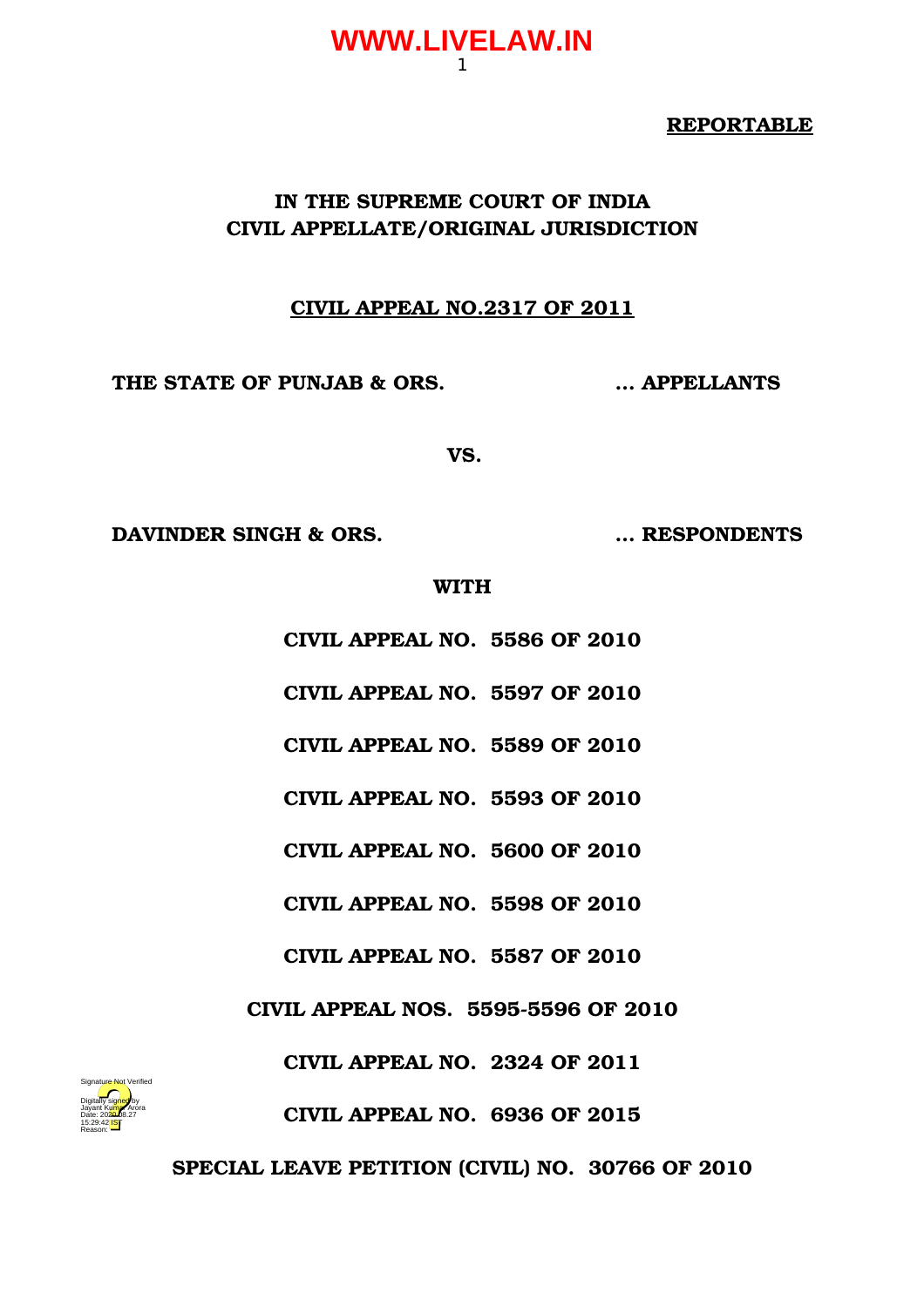**REPORTABLE**

**IN THE SUPREME COURT OF INDIA**
**CIVIL APPELLATE/ORIGINAL JURISDICTION**

**CIVIL APPEAL NO.2317 OF 2011**

**THE STATE OF PUNJAB & ORS. ... APPELLANTS**

**VS.**

**DAVINDER SINGH & ORS. ... RESPONDENTS**

**WITH**

**CIVIL APPEAL NO. 5586 OF 2010**

**CIVIL APPEAL NO. 5597 OF 2010**

**CIVIL APPEAL NO. 5589 OF 2010**

**CIVIL APPEAL NO. 5593 OF 2010**

**CIVIL APPEAL NO. 5600 OF 2010**

**CIVIL APPEAL NO. 5598 OF 2010**

**CIVIL APPEAL NO. 5587 OF 2010**

**CIVIL APPEAL NOS. 5595-5596 OF 2010**

**CIVIL APPEAL NO. 2324 OF 2011**

**CIVIL APPEAL NO. 6936 OF 2015**

**SPECIAL LEAVE PETITION (CIVIL) NO. 30766 OF 2010**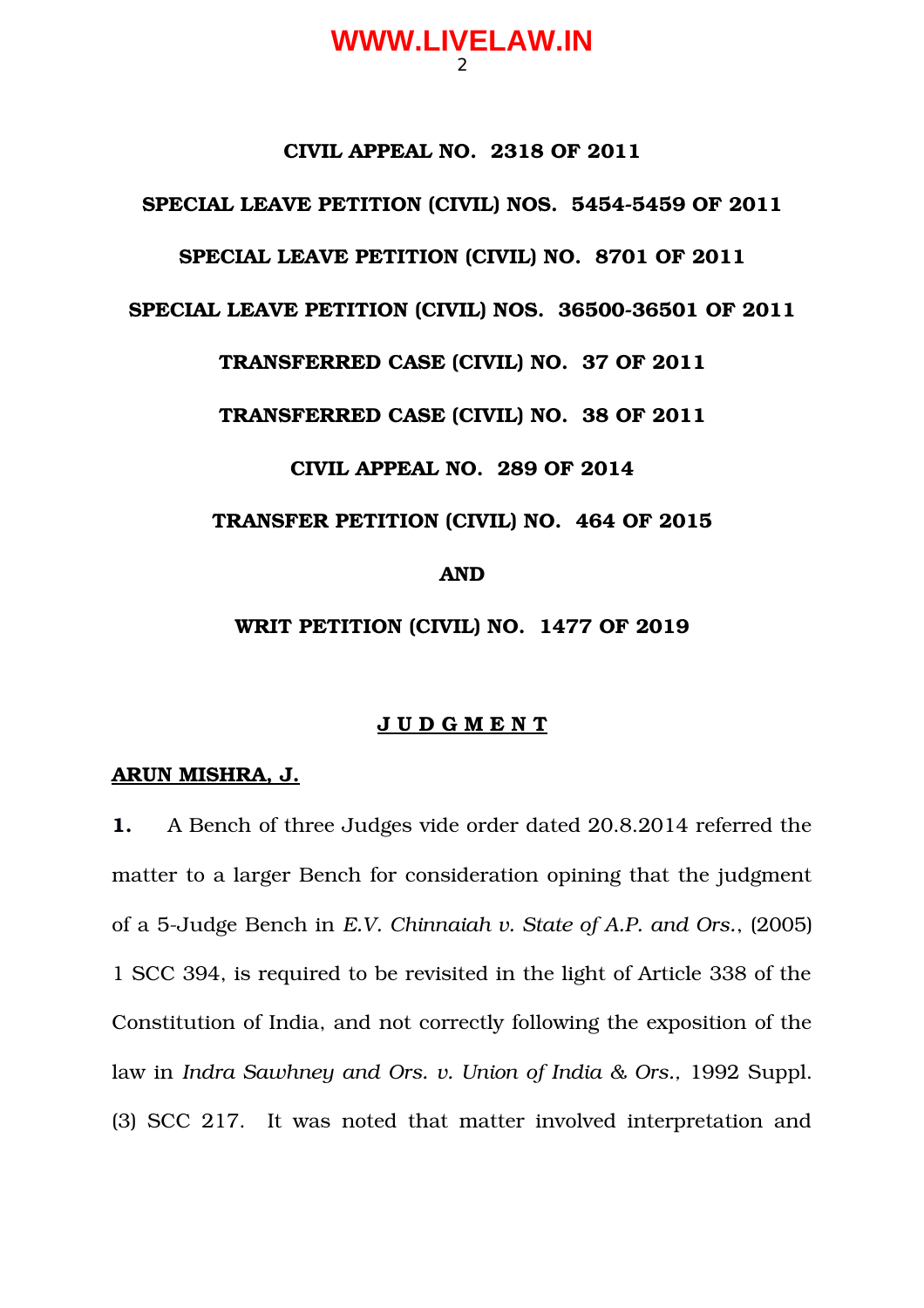**CIVIL APPEAL NO. 2318 OF 2011**

**SPECIAL LEAVE PETITION (CIVIL) NOS. 5454-5459 OF 2011**

**SPECIAL LEAVE PETITION (CIVIL) NO. 8701 OF 2011**

**SPECIAL LEAVE PETITION (CIVIL) NOS. 36500-36501 OF 2011**

**TRANSFERRED CASE (CIVIL) NO. 37 OF 2011**

**TRANSFERRED CASE (CIVIL) NO. 38 OF 2011**

**CIVIL APPEAL NO. 289 OF 2014**

**TRANSFER PETITION (CIVIL) NO. 464 OF 2015**

**AND**

**WRIT PETITION (CIVIL) NO. 1477 OF 2019**

**J U D G M E N T**

**ARUN MISHRA, J.**

**1.** A Bench of three Judges vide order dated 20.8.2014 referred the matter to a larger Bench for consideration opining that the judgment of a 5-Judge Bench in *E.V. Chinnaiah v. State of A.P. and Ors.*, (2005) 1 SCC 394, is required to be revisited in the light of Article 338 of the Constitution of India, and not correctly following the exposition of the law in *Indra Sawhney and Ors. v. Union of India & Ors.,* 1992 Suppl. (3) SCC 217. It was noted that matter involved interpretation and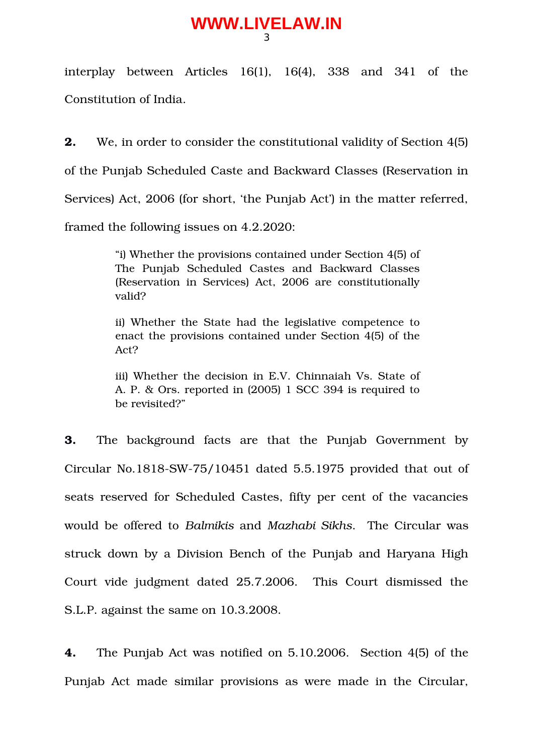interplay between Articles 16(1), 16(4), 338 and 341 of the Constitution of India.

**2.** We, in order to consider the constitutional validity of Section 4(5) of the Punjab Scheduled Caste and Backward Classes (Reservation in Services) Act, 2006 (for short, 'the Punjab Act') in the matter referred, framed the following issues on 4.2.2020:

> "i) Whether the provisions contained under Section 4(5) of The Punjab Scheduled Castes and Backward Classes (Reservation in Services) Act, 2006 are constitutionally valid?
>
> ii) Whether the State had the legislative competence to enact the provisions contained under Section 4(5) of the Act?
>
> iii) Whether the decision in E.V. Chinnaiah Vs. State of A. P. & Ors. reported in (2005) 1 SCC 394 is required to be revisited?"

**3.** The background facts are that the Punjab Government by Circular No.1818-SW-75/10451 dated 5.5.1975 provided that out of seats reserved for Scheduled Castes, fifty per cent of the vacancies would be offered to *Balmikis* and *Mazhabi Sikhs*. The Circular was struck down by a Division Bench of the Punjab and Haryana High Court vide judgment dated 25.7.2006. This Court dismissed the S.L.P. against the same on 10.3.2008.

**4.** The Punjab Act was notified on 5.10.2006. Section 4(5) of the Punjab Act made similar provisions as were made in the Circular,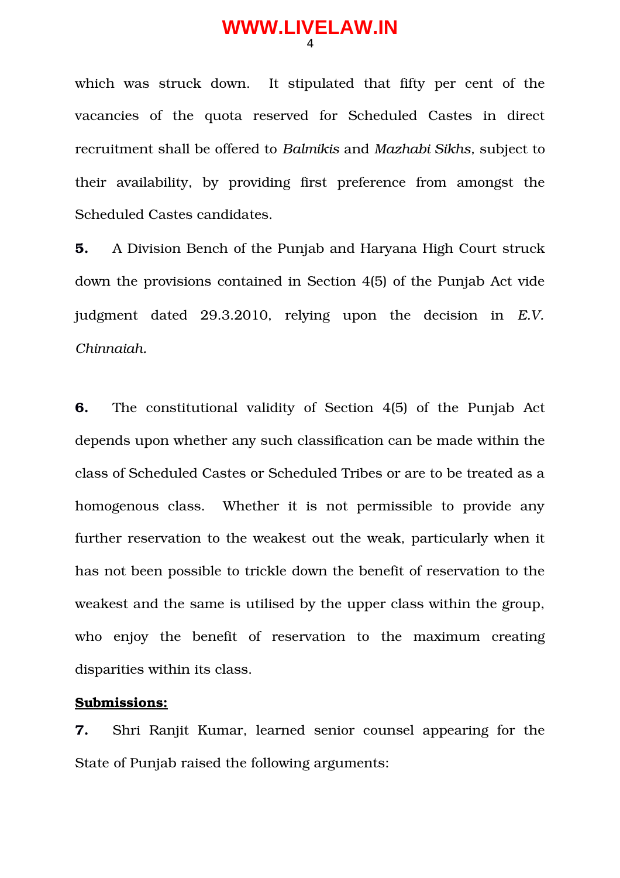which was struck down. It stipulated that fifty per cent of the vacancies of the quota reserved for Scheduled Castes in direct recruitment shall be offered to *Balmikis* and *Mazhabi Sikhs*, subject to their availability, by providing first preference from amongst the Scheduled Castes candidates.

**5.** A Division Bench of the Punjab and Haryana High Court struck down the provisions contained in Section 4(5) of the Punjab Act vide judgment dated 29.3.2010, relying upon the decision in *E.V. Chinnaiah.*

**6.** The constitutional validity of Section 4(5) of the Punjab Act depends upon whether any such classification can be made within the class of Scheduled Castes or Scheduled Tribes or are to be treated as a homogenous class. Whether it is not permissible to provide any further reservation to the weakest out the weak, particularly when it has not been possible to trickle down the benefit of reservation to the weakest and the same is utilised by the upper class within the group, who enjoy the benefit of reservation to the maximum creating disparities within its class.

**<u>Submissions:</u>**

**7.** Shri Ranjit Kumar, learned senior counsel appearing for the State of Punjab raised the following arguments: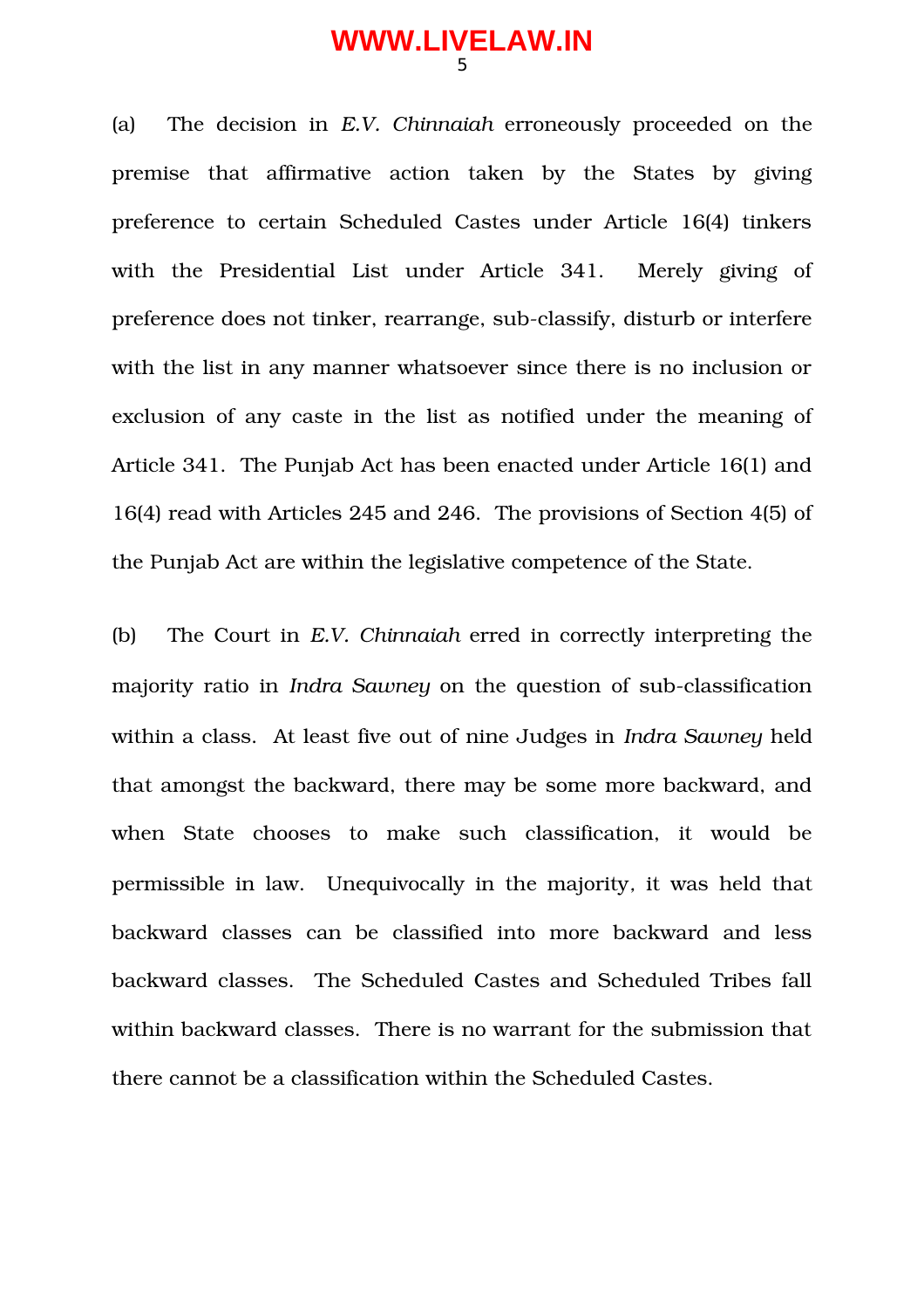(a) The decision in *E.V. Chinnaiah* erroneously proceeded on the premise that affirmative action taken by the States by giving preference to certain Scheduled Castes under Article 16(4) tinkers with the Presidential List under Article 341. Merely giving of preference does not tinker, rearrange, sub-classify, disturb or interfere with the list in any manner whatsoever since there is no inclusion or exclusion of any caste in the list as notified under the meaning of Article 341. The Punjab Act has been enacted under Article 16(1) and 16(4) read with Articles 245 and 246. The provisions of Section 4(5) of the Punjab Act are within the legislative competence of the State.

(b) The Court in *E.V. Chinnaiah* erred in correctly interpreting the majority ratio in *Indra Sawney* on the question of sub-classification within a class. At least five out of nine Judges in *Indra Sawney* held that amongst the backward, there may be some more backward, and when State chooses to make such classification, it would be permissible in law. Unequivocally in the majority, it was held that backward classes can be classified into more backward and less backward classes. The Scheduled Castes and Scheduled Tribes fall within backward classes. There is no warrant for the submission that there cannot be a classification within the Scheduled Castes.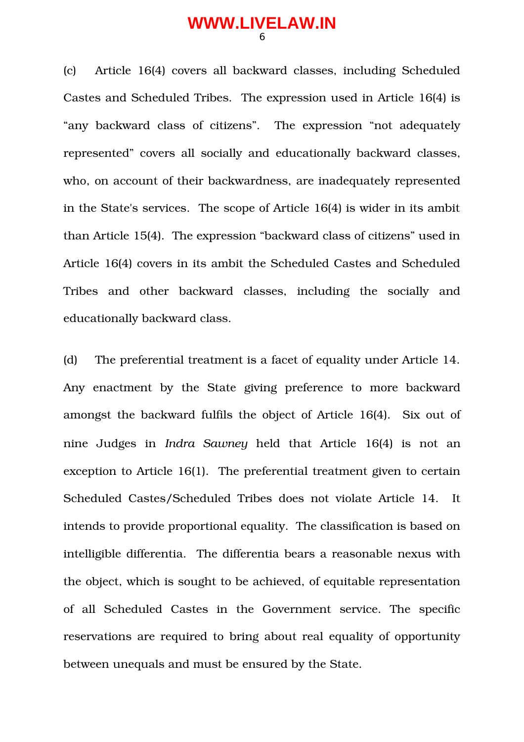(c) Article 16(4) covers all backward classes, including Scheduled Castes and Scheduled Tribes. The expression used in Article 16(4) is "any backward class of citizens". The expression "not adequately represented" covers all socially and educationally backward classes, who, on account of their backwardness, are inadequately represented in the State's services. The scope of Article 16(4) is wider in its ambit than Article 15(4). The expression "backward class of citizens" used in Article 16(4) covers in its ambit the Scheduled Castes and Scheduled Tribes and other backward classes, including the socially and educationally backward class.

(d) The preferential treatment is a facet of equality under Article 14. Any enactment by the State giving preference to more backward amongst the backward fulfils the object of Article 16(4). Six out of nine Judges in *Indra Sawney* held that Article 16(4) is not an exception to Article 16(1). The preferential treatment given to certain Scheduled Castes/Scheduled Tribes does not violate Article 14. It intends to provide proportional equality. The classification is based on intelligible differentia. The differentia bears a reasonable nexus with the object, which is sought to be achieved, of equitable representation of all Scheduled Castes in the Government service. The specific reservations are required to bring about real equality of opportunity between unequals and must be ensured by the State.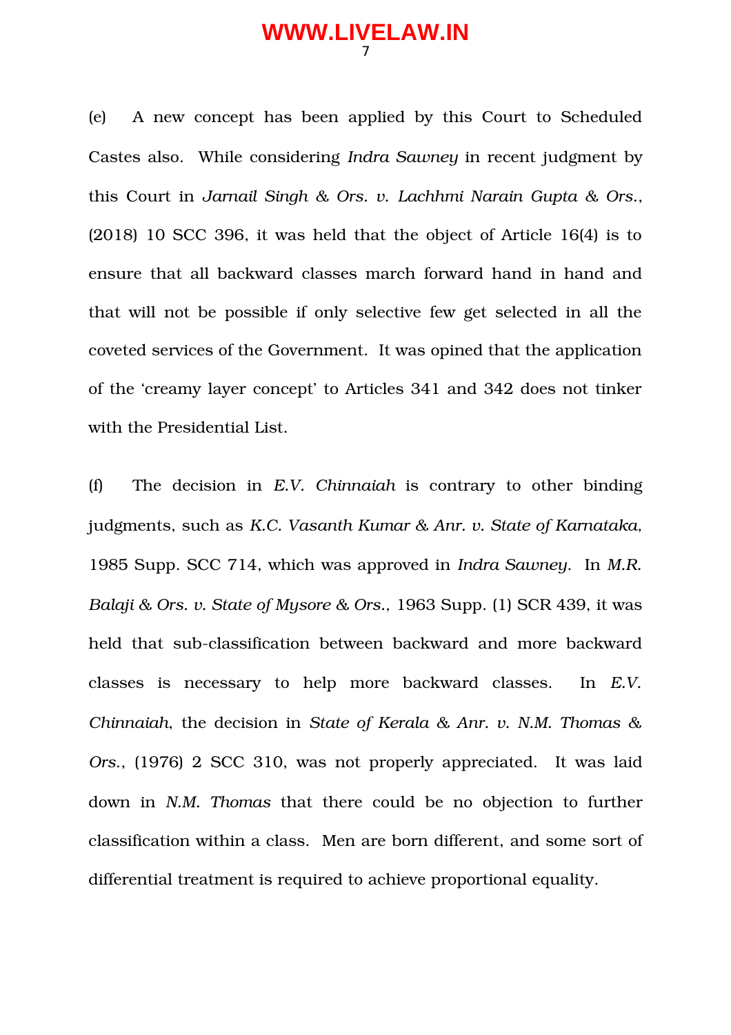(e) A new concept has been applied by this Court to Scheduled Castes also. While considering *Indra Sawney* in recent judgment by this Court in *Jarnail Singh & Ors. v. Lachhmi Narain Gupta & Ors.*, (2018) 10 SCC 396, it was held that the object of Article 16(4) is to ensure that all backward classes march forward hand in hand and that will not be possible if only selective few get selected in all the coveted services of the Government. It was opined that the application of the 'creamy layer concept' to Articles 341 and 342 does not tinker with the Presidential List.

(f) The decision in *E.V. Chinnaiah* is contrary to other binding judgments, such as *K.C. Vasanth Kumar & Anr. v. State of Karnataka,* 1985 Supp. SCC 714, which was approved in *Indra Sawney*. In *M.R. Balaji & Ors. v. State of Mysore & Ors.*, 1963 Supp. (1) SCR 439, it was held that sub-classification between backward and more backward classes is necessary to help more backward classes. In *E.V. Chinnaiah*, the decision in *State of Kerala & Anr. v. N.M. Thomas & Ors.*, (1976) 2 SCC 310, was not properly appreciated. It was laid down in *N.M. Thomas* that there could be no objection to further classification within a class. Men are born different, and some sort of differential treatment is required to achieve proportional equality.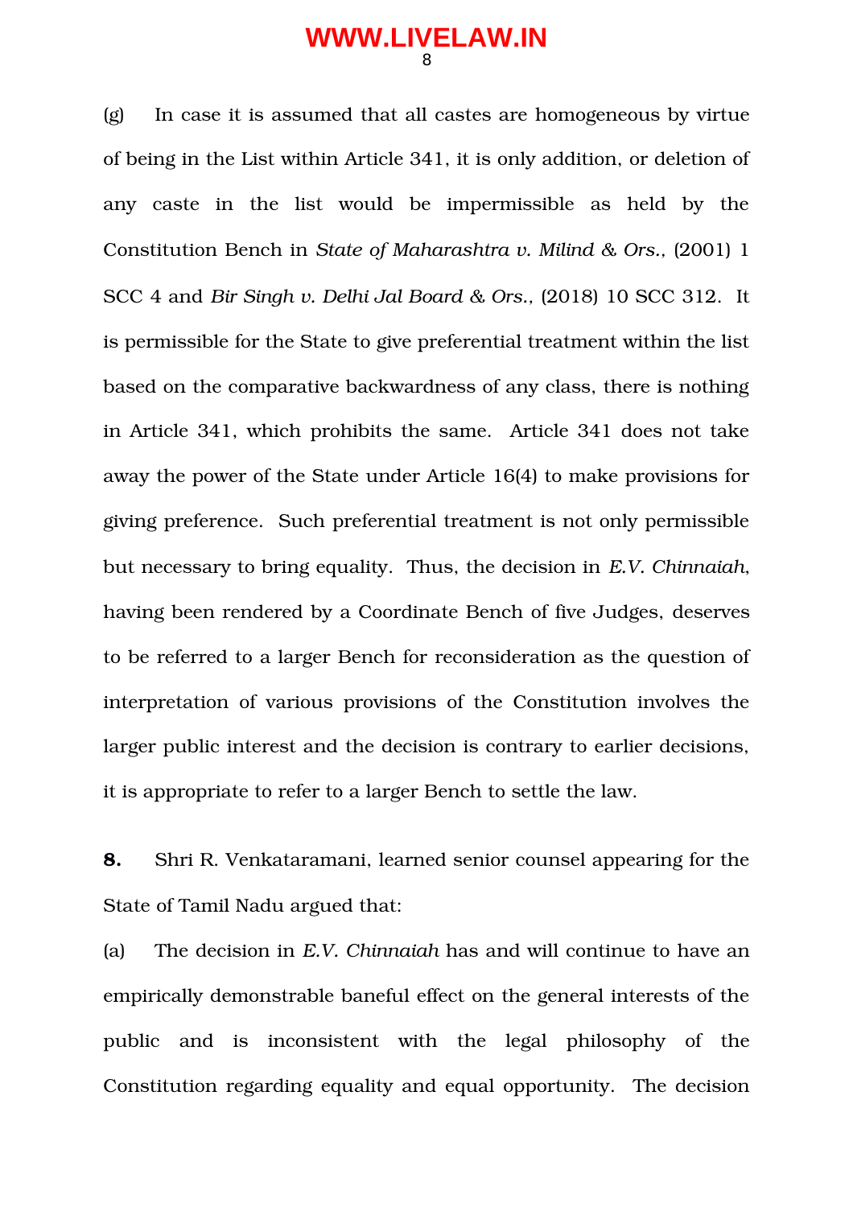(g) In case it is assumed that all castes are homogeneous by virtue of being in the List within Article 341, it is only addition, or deletion of any caste in the list would be impermissible as held by the Constitution Bench in *State of Maharashtra v. Milind & Ors.*, (2001) 1 SCC 4 and *Bir Singh v. Delhi Jal Board & Ors.*, (2018) 10 SCC 312. It is permissible for the State to give preferential treatment within the list based on the comparative backwardness of any class, there is nothing in Article 341, which prohibits the same. Article 341 does not take away the power of the State under Article 16(4) to make provisions for giving preference. Such preferential treatment is not only permissible but necessary to bring equality. Thus, the decision in *E.V. Chinnaiah*, having been rendered by a Coordinate Bench of five Judges, deserves to be referred to a larger Bench for reconsideration as the question of interpretation of various provisions of the Constitution involves the larger public interest and the decision is contrary to earlier decisions, it is appropriate to refer to a larger Bench to settle the law.

**8.** Shri R. Venkataramani, learned senior counsel appearing for the State of Tamil Nadu argued that:

(a) The decision in *E.V. Chinnaiah* has and will continue to have an empirically demonstrable baneful effect on the general interests of the public and is inconsistent with the legal philosophy of the Constitution regarding equality and equal opportunity. The decision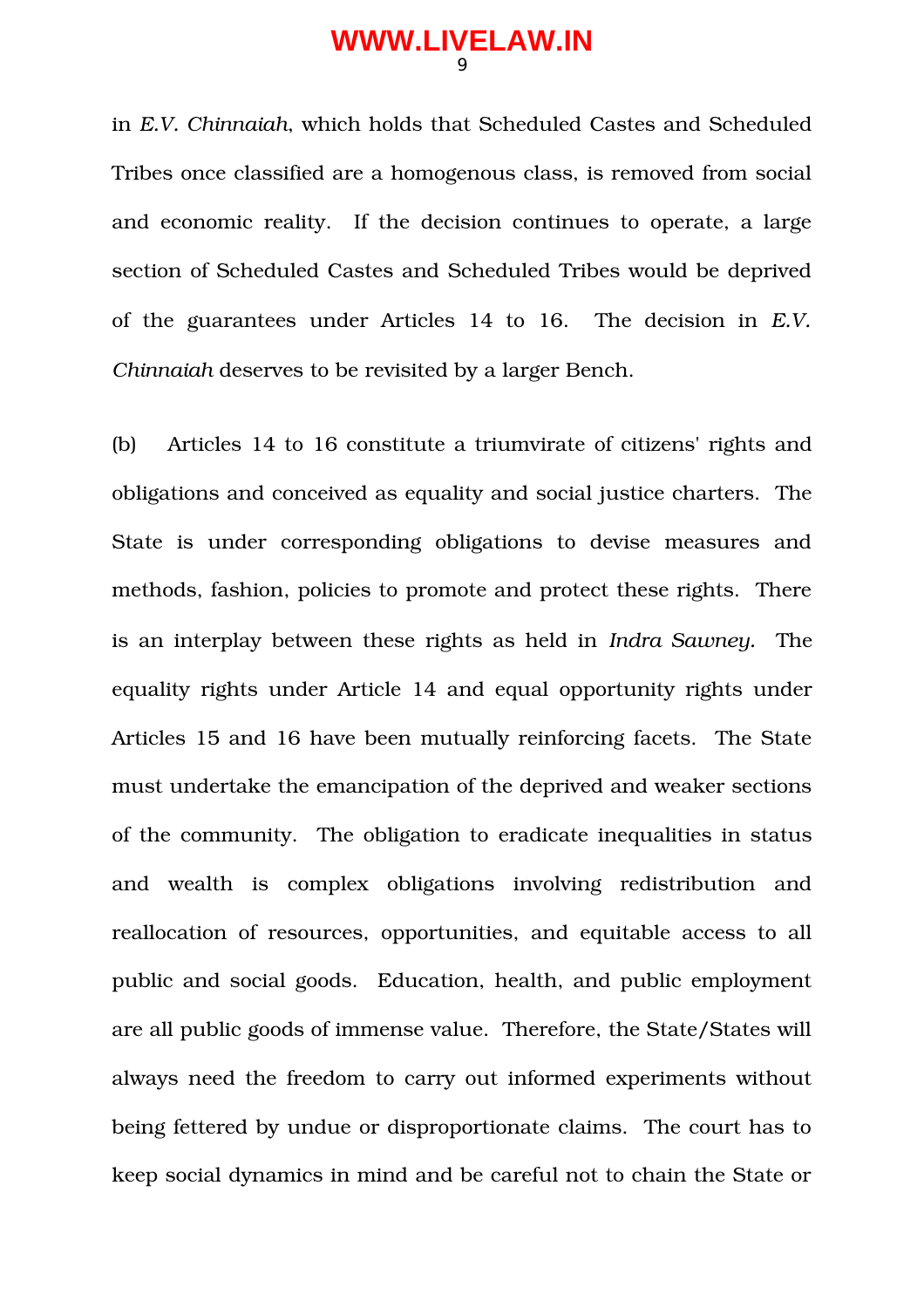in *E.V. Chinnaiah*, which holds that Scheduled Castes and Scheduled Tribes once classified are a homogenous class, is removed from social and economic reality. If the decision continues to operate, a large section of Scheduled Castes and Scheduled Tribes would be deprived of the guarantees under Articles 14 to 16. The decision in *E.V. Chinnaiah* deserves to be revisited by a larger Bench.

(b) Articles 14 to 16 constitute a triumvirate of citizens' rights and obligations and conceived as equality and social justice charters. The State is under corresponding obligations to devise measures and methods, fashion, policies to promote and protect these rights. There is an interplay between these rights as held in *Indra Sawney*. The equality rights under Article 14 and equal opportunity rights under Articles 15 and 16 have been mutually reinforcing facets. The State must undertake the emancipation of the deprived and weaker sections of the community. The obligation to eradicate inequalities in status and wealth is complex obligations involving redistribution and reallocation of resources, opportunities, and equitable access to all public and social goods. Education, health, and public employment are all public goods of immense value. Therefore, the State/States will always need the freedom to carry out informed experiments without being fettered by undue or disproportionate claims. The court has to keep social dynamics in mind and be careful not to chain the State or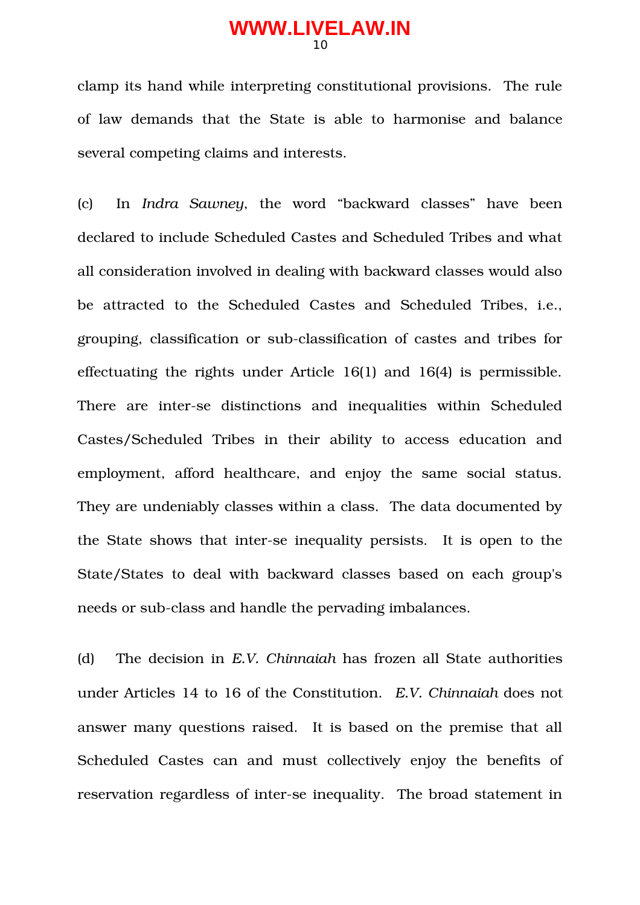clamp its hand while interpreting constitutional provisions. The rule of law demands that the State is able to harmonise and balance several competing claims and interests.

(c) In *Indra Sawney*, the word "backward classes" have been declared to include Scheduled Castes and Scheduled Tribes and what all consideration involved in dealing with backward classes would also be attracted to the Scheduled Castes and Scheduled Tribes, i.e., grouping, classification or sub-classification of castes and tribes for effectuating the rights under Article 16(1) and 16(4) is permissible. There are inter-se distinctions and inequalities within Scheduled Castes/Scheduled Tribes in their ability to access education and employment, afford healthcare, and enjoy the same social status. They are undeniably classes within a class. The data documented by the State shows that inter-se inequality persists. It is open to the State/States to deal with backward classes based on each group's needs or sub-class and handle the pervading imbalances.

(d) The decision in *E.V. Chinnaiah* has frozen all State authorities under Articles 14 to 16 of the Constitution. *E.V. Chinnaiah* does not answer many questions raised. It is based on the premise that all Scheduled Castes can and must collectively enjoy the benefits of reservation regardless of inter-se inequality. The broad statement in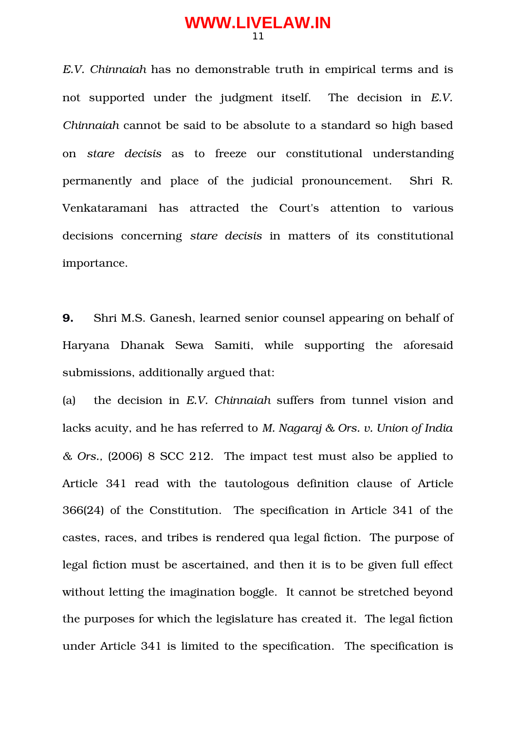*E.V. Chinnaiah* has no demonstrable truth in empirical terms and is not supported under the judgment itself. The decision in *E.V. Chinnaiah* cannot be said to be absolute to a standard so high based on *stare decisis* as to freeze our constitutional understanding permanently and place of the judicial pronouncement. Shri R. Venkataramani has attracted the Court's attention to various decisions concerning *stare decisis* in matters of its constitutional importance.

**9.** Shri M.S. Ganesh, learned senior counsel appearing on behalf of Haryana Dhanak Sewa Samiti, while supporting the aforesaid submissions, additionally argued that:

(a) the decision in *E.V. Chinnaiah* suffers from tunnel vision and lacks acuity, and he has referred to *M. Nagaraj & Ors. v. Union of India & Ors.,* (2006) 8 SCC 212. The impact test must also be applied to Article 341 read with the tautologous definition clause of Article 366(24) of the Constitution. The specification in Article 341 of the castes, races, and tribes is rendered qua legal fiction. The purpose of legal fiction must be ascertained, and then it is to be given full effect without letting the imagination boggle. It cannot be stretched beyond the purposes for which the legislature has created it. The legal fiction under Article 341 is limited to the specification. The specification is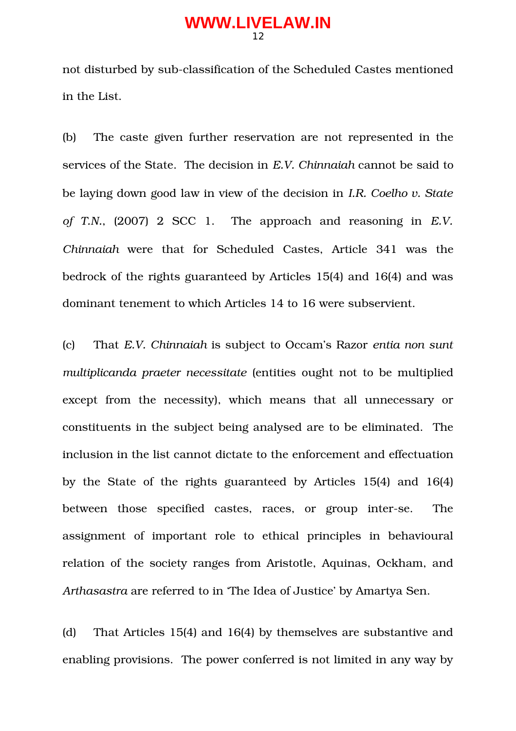not disturbed by sub-classification of the Scheduled Castes mentioned in the List.

(b) The caste given further reservation are not represented in the services of the State. The decision in *E.V. Chinnaiah* cannot be said to be laying down good law in view of the decision in *I.R. Coelho v. State of T.N.*, (2007) 2 SCC 1. The approach and reasoning in *E.V. Chinnaiah* were that for Scheduled Castes, Article 341 was the bedrock of the rights guaranteed by Articles 15(4) and 16(4) and was dominant tenement to which Articles 14 to 16 were subservient.

(c) That *E.V. Chinnaiah* is subject to Occam's Razor *entia non sunt multiplicanda praeter necessitate* (entities ought not to be multiplied except from the necessity), which means that all unnecessary or constituents in the subject being analysed are to be eliminated. The inclusion in the list cannot dictate to the enforcement and effectuation by the State of the rights guaranteed by Articles 15(4) and 16(4) between those specified castes, races, or group inter-se. The assignment of important role to ethical principles in behavioural relation of the society ranges from Aristotle, Aquinas, Ockham, and *Arthasastra* are referred to in 'The Idea of Justice' by Amartya Sen.

(d) That Articles 15(4) and 16(4) by themselves are substantive and enabling provisions. The power conferred is not limited in any way by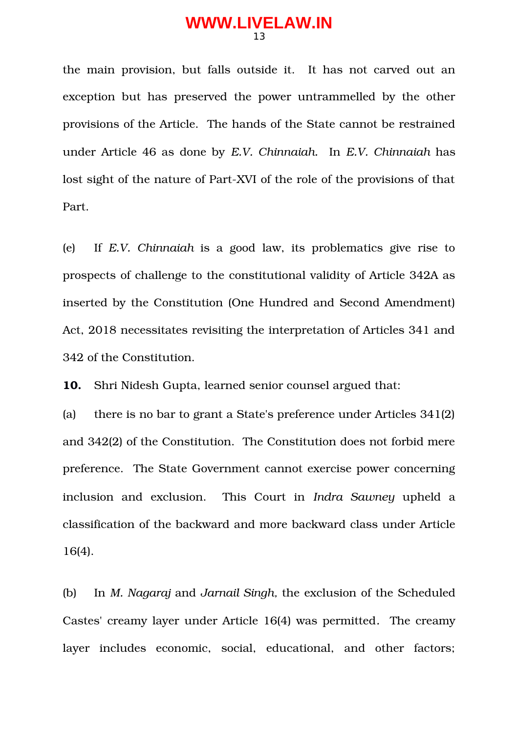the main provision, but falls outside it. It has not carved out an exception but has preserved the power untrammelled by the other provisions of the Article. The hands of the State cannot be restrained under Article 46 as done by *E.V. Chinnaiah.* In *E.V. Chinnaiah* has lost sight of the nature of Part-XVI of the role of the provisions of that Part.

(e) If *E.V. Chinnaiah* is a good law, its problematics give rise to prospects of challenge to the constitutional validity of Article 342A as inserted by the Constitution (One Hundred and Second Amendment) Act, 2018 necessitates revisiting the interpretation of Articles 341 and 342 of the Constitution.

**10.** Shri Nidesh Gupta, learned senior counsel argued that:

(a) there is no bar to grant a State's preference under Articles 341(2) and 342(2) of the Constitution. The Constitution does not forbid mere preference. The State Government cannot exercise power concerning inclusion and exclusion. This Court in *Indra Sawney* upheld a classification of the backward and more backward class under Article 16(4).

(b) In *M. Nagaraj* and *Jarnail Singh*, the exclusion of the Scheduled Castes' creamy layer under Article 16(4) was permitted. The creamy layer includes economic, social, educational, and other factors;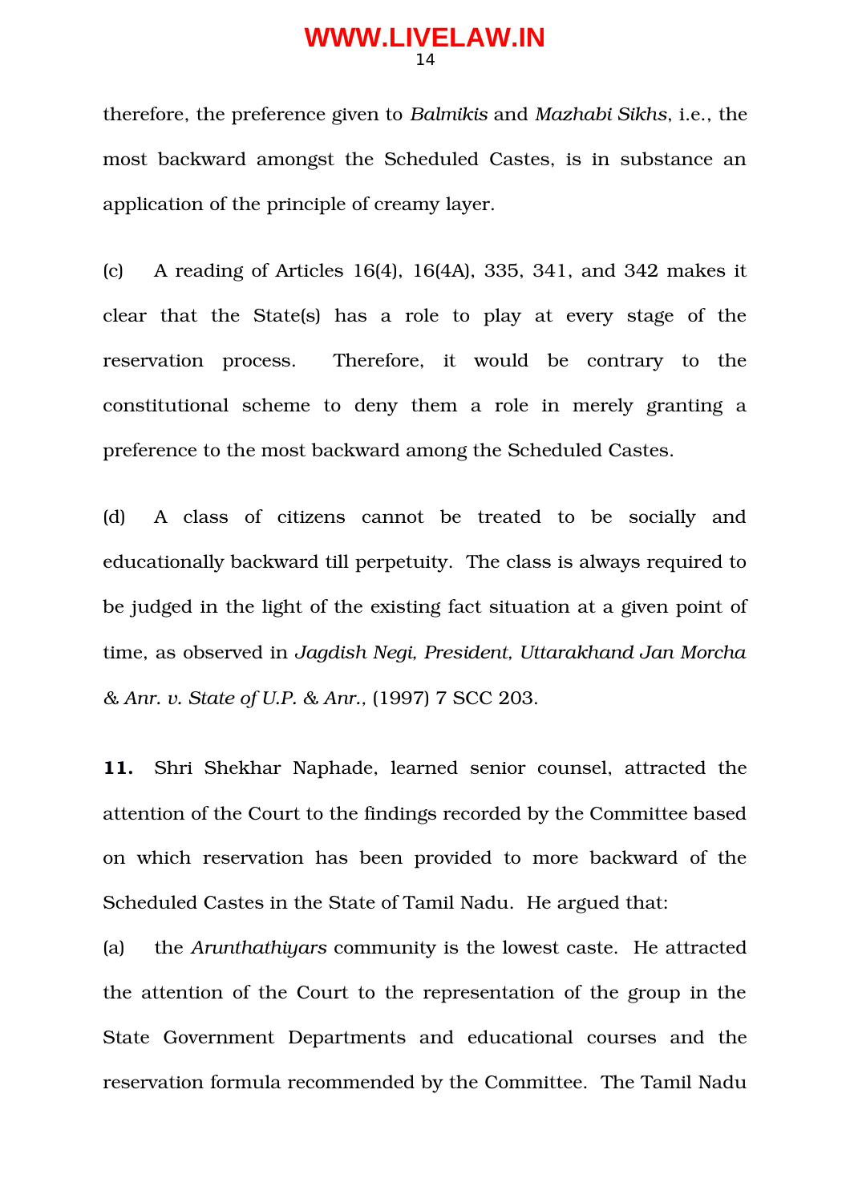therefore, the preference given to *Balmikis* and *Mazhabi Sikhs*, i.e., the most backward amongst the Scheduled Castes, is in substance an application of the principle of creamy layer.

(c) A reading of Articles 16(4), 16(4A), 335, 341, and 342 makes it clear that the State(s) has a role to play at every stage of the reservation process. Therefore, it would be contrary to the constitutional scheme to deny them a role in merely granting a preference to the most backward among the Scheduled Castes.

(d) A class of citizens cannot be treated to be socially and educationally backward till perpetuity. The class is always required to be judged in the light of the existing fact situation at a given point of time, as observed in *Jagdish Negi, President, Uttarakhand Jan Morcha & Anr. v. State of U.P. & Anr.*, (1997) 7 SCC 203.

**11.** Shri Shekhar Naphade, learned senior counsel, attracted the attention of the Court to the findings recorded by the Committee based on which reservation has been provided to more backward of the Scheduled Castes in the State of Tamil Nadu. He argued that:

(a) the *Arunthathiyars* community is the lowest caste. He attracted the attention of the Court to the representation of the group in the State Government Departments and educational courses and the reservation formula recommended by the Committee. The Tamil Nadu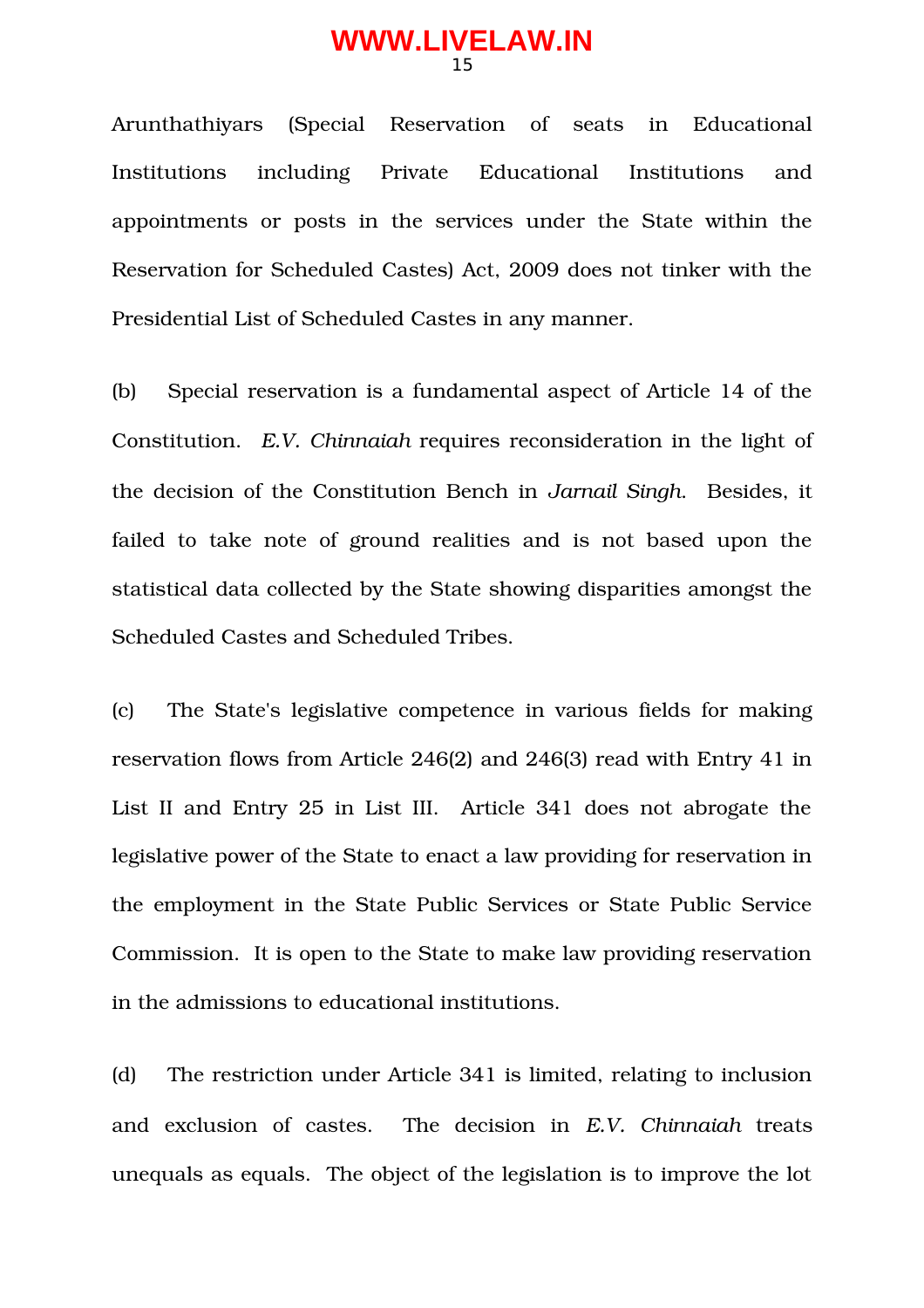Arunthathiyars (Special Reservation of seats in Educational Institutions including Private Educational Institutions and appointments or posts in the services under the State within the Reservation for Scheduled Castes) Act, 2009 does not tinker with the Presidential List of Scheduled Castes in any manner.

(b) Special reservation is a fundamental aspect of Article 14 of the Constitution. *E.V. Chinnaiah* requires reconsideration in the light of the decision of the Constitution Bench in *Jarnail Singh*. Besides, it failed to take note of ground realities and is not based upon the statistical data collected by the State showing disparities amongst the Scheduled Castes and Scheduled Tribes.

(c) The State's legislative competence in various fields for making reservation flows from Article 246(2) and 246(3) read with Entry 41 in List II and Entry 25 in List III. Article 341 does not abrogate the legislative power of the State to enact a law providing for reservation in the employment in the State Public Services or State Public Service Commission. It is open to the State to make law providing reservation in the admissions to educational institutions.

(d) The restriction under Article 341 is limited, relating to inclusion and exclusion of castes. The decision in *E.V. Chinnaiah* treats unequals as equals. The object of the legislation is to improve the lot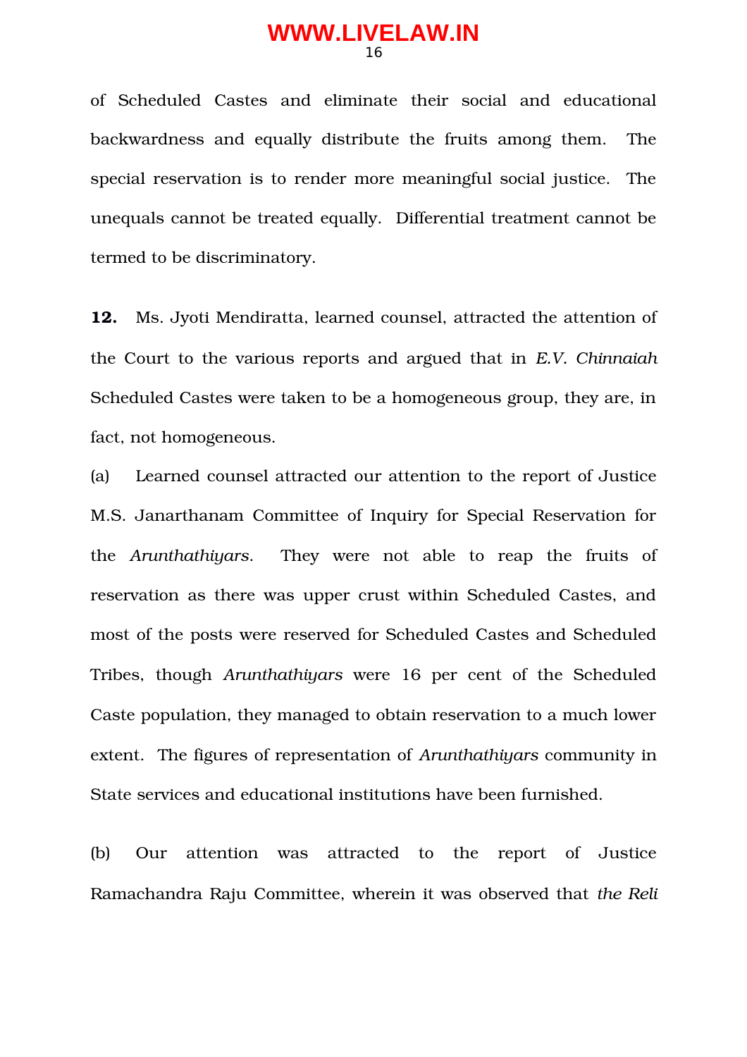of Scheduled Castes and eliminate their social and educational backwardness and equally distribute the fruits among them. The special reservation is to render more meaningful social justice. The unequals cannot be treated equally. Differential treatment cannot be termed to be discriminatory.

**12.** Ms. Jyoti Mendiratta, learned counsel, attracted the attention of the Court to the various reports and argued that in *E.V. Chinnaiah* Scheduled Castes were taken to be a homogeneous group, they are, in fact, not homogeneous.

(a) Learned counsel attracted our attention to the report of Justice M.S. Janarthanam Committee of Inquiry for Special Reservation for the *Arunthathiyars*. They were not able to reap the fruits of reservation as there was upper crust within Scheduled Castes, and most of the posts were reserved for Scheduled Castes and Scheduled Tribes, though *Arunthathiyars* were 16 per cent of the Scheduled Caste population, they managed to obtain reservation to a much lower extent. The figures of representation of *Arunthathiyars* community in State services and educational institutions have been furnished.

(b) Our attention was attracted to the report of Justice Ramachandra Raju Committee, wherein it was observed that *the Reli*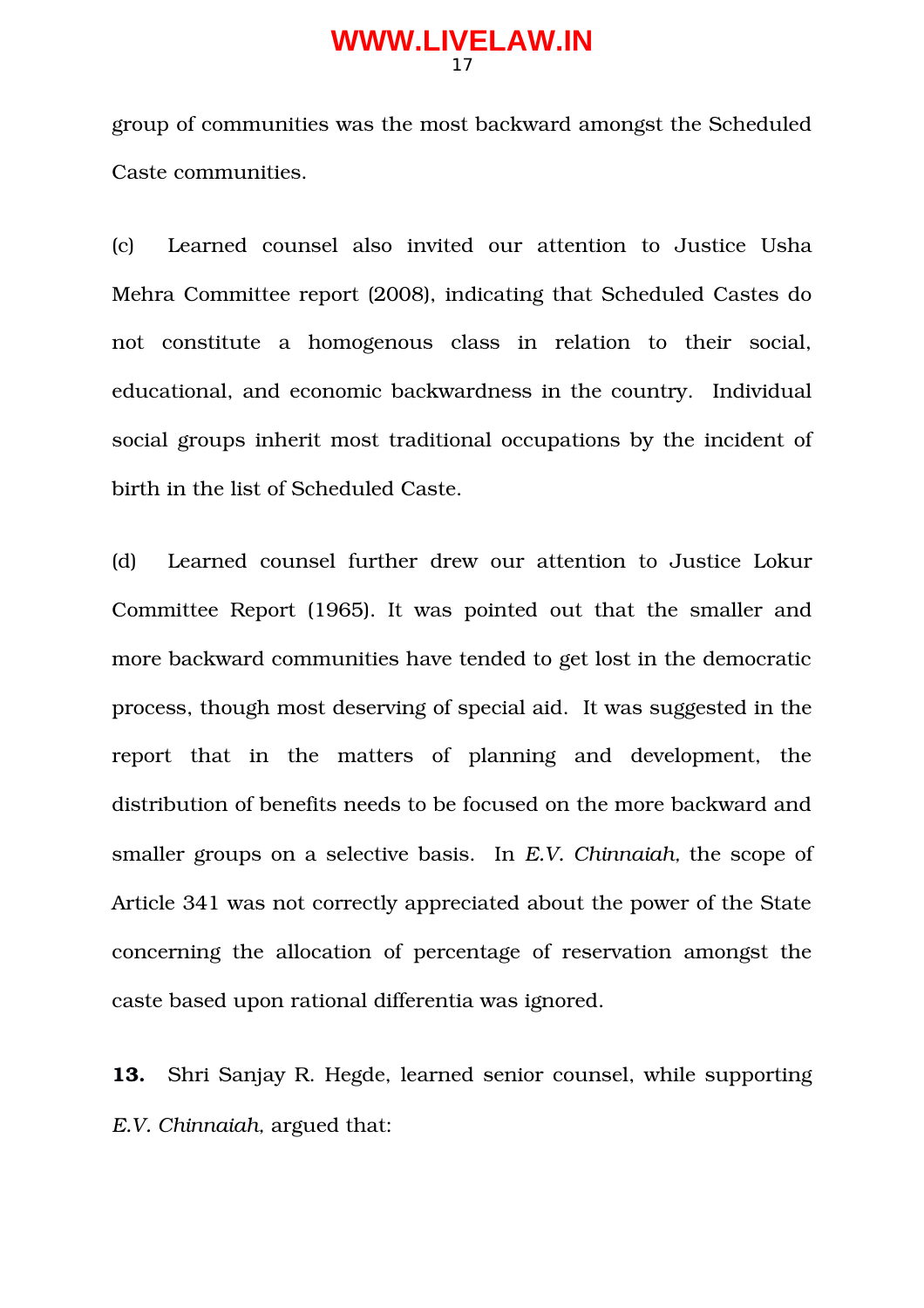group of communities was the most backward amongst the Scheduled Caste communities.

(c) Learned counsel also invited our attention to Justice Usha Mehra Committee report (2008), indicating that Scheduled Castes do not constitute a homogenous class in relation to their social, educational, and economic backwardness in the country. Individual social groups inherit most traditional occupations by the incident of birth in the list of Scheduled Caste.

(d) Learned counsel further drew our attention to Justice Lokur Committee Report (1965). It was pointed out that the smaller and more backward communities have tended to get lost in the democratic process, though most deserving of special aid. It was suggested in the report that in the matters of planning and development, the distribution of benefits needs to be focused on the more backward and smaller groups on a selective basis. In *E.V. Chinnaiah*, the scope of Article 341 was not correctly appreciated about the power of the State concerning the allocation of percentage of reservation amongst the caste based upon rational differentia was ignored.

**13.** Shri Sanjay R. Hegde, learned senior counsel, while supporting *E.V. Chinnaiah*, argued that: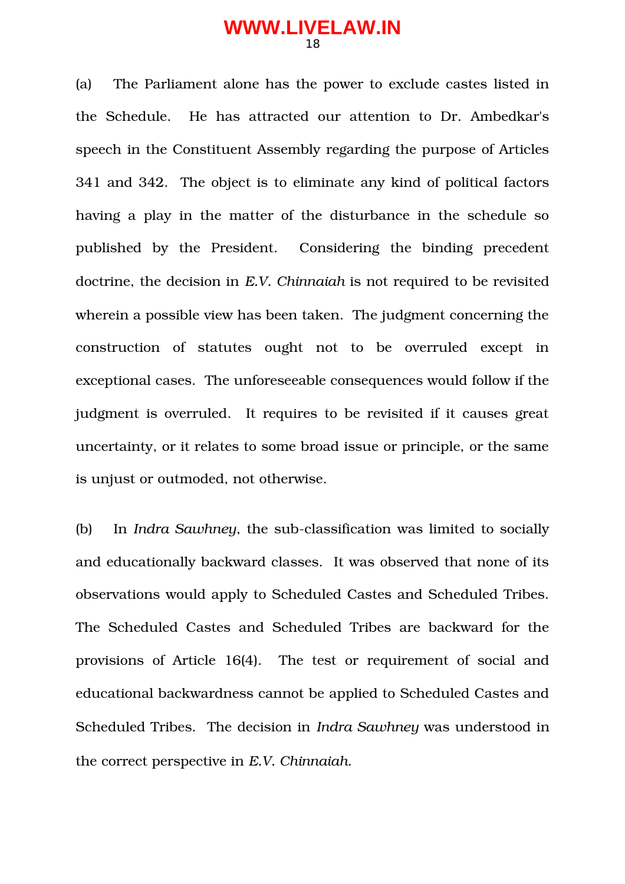(a) The Parliament alone has the power to exclude castes listed in the Schedule. He has attracted our attention to Dr. Ambedkar's speech in the Constituent Assembly regarding the purpose of Articles 341 and 342. The object is to eliminate any kind of political factors having a play in the matter of the disturbance in the schedule so published by the President. Considering the binding precedent doctrine, the decision in *E.V. Chinnaiah* is not required to be revisited wherein a possible view has been taken. The judgment concerning the construction of statutes ought not to be overruled except in exceptional cases. The unforeseeable consequences would follow if the judgment is overruled. It requires to be revisited if it causes great uncertainty, or it relates to some broad issue or principle, or the same is unjust or outmoded, not otherwise.

(b) In *Indra Sawhney*, the sub-classification was limited to socially and educationally backward classes. It was observed that none of its observations would apply to Scheduled Castes and Scheduled Tribes. The Scheduled Castes and Scheduled Tribes are backward for the provisions of Article 16(4). The test or requirement of social and educational backwardness cannot be applied to Scheduled Castes and Scheduled Tribes. The decision in *Indra Sawhney* was understood in the correct perspective in *E.V. Chinnaiah*.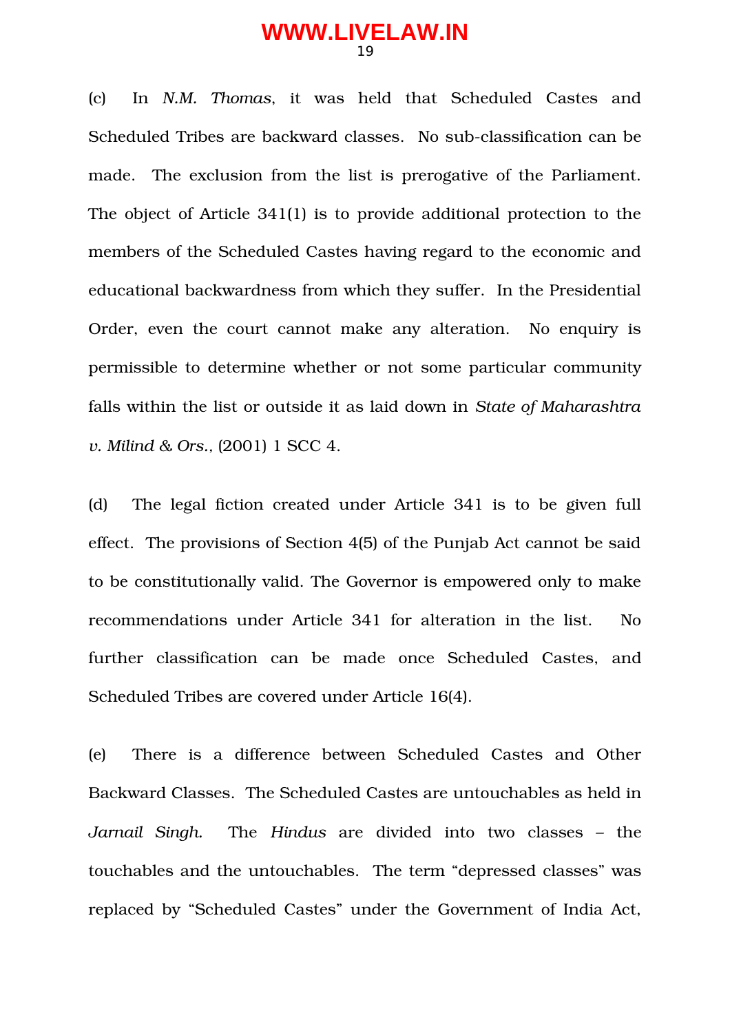(c) In *N.M. Thomas*, it was held that Scheduled Castes and Scheduled Tribes are backward classes. No sub-classification can be made. The exclusion from the list is prerogative of the Parliament. The object of Article 341(1) is to provide additional protection to the members of the Scheduled Castes having regard to the economic and educational backwardness from which they suffer. In the Presidential Order, even the court cannot make any alteration. No enquiry is permissible to determine whether or not some particular community falls within the list or outside it as laid down in *State of Maharashtra v. Milind & Ors.*, (2001) 1 SCC 4.

(d) The legal fiction created under Article 341 is to be given full effect. The provisions of Section 4(5) of the Punjab Act cannot be said to be constitutionally valid. The Governor is empowered only to make recommendations under Article 341 for alteration in the list. No further classification can be made once Scheduled Castes, and Scheduled Tribes are covered under Article 16(4).

(e) There is a difference between Scheduled Castes and Other Backward Classes. The Scheduled Castes are untouchables as held in *Jarnail Singh.* The *Hindus* are divided into two classes – the touchables and the untouchables. The term "depressed classes" was replaced by "Scheduled Castes" under the Government of India Act,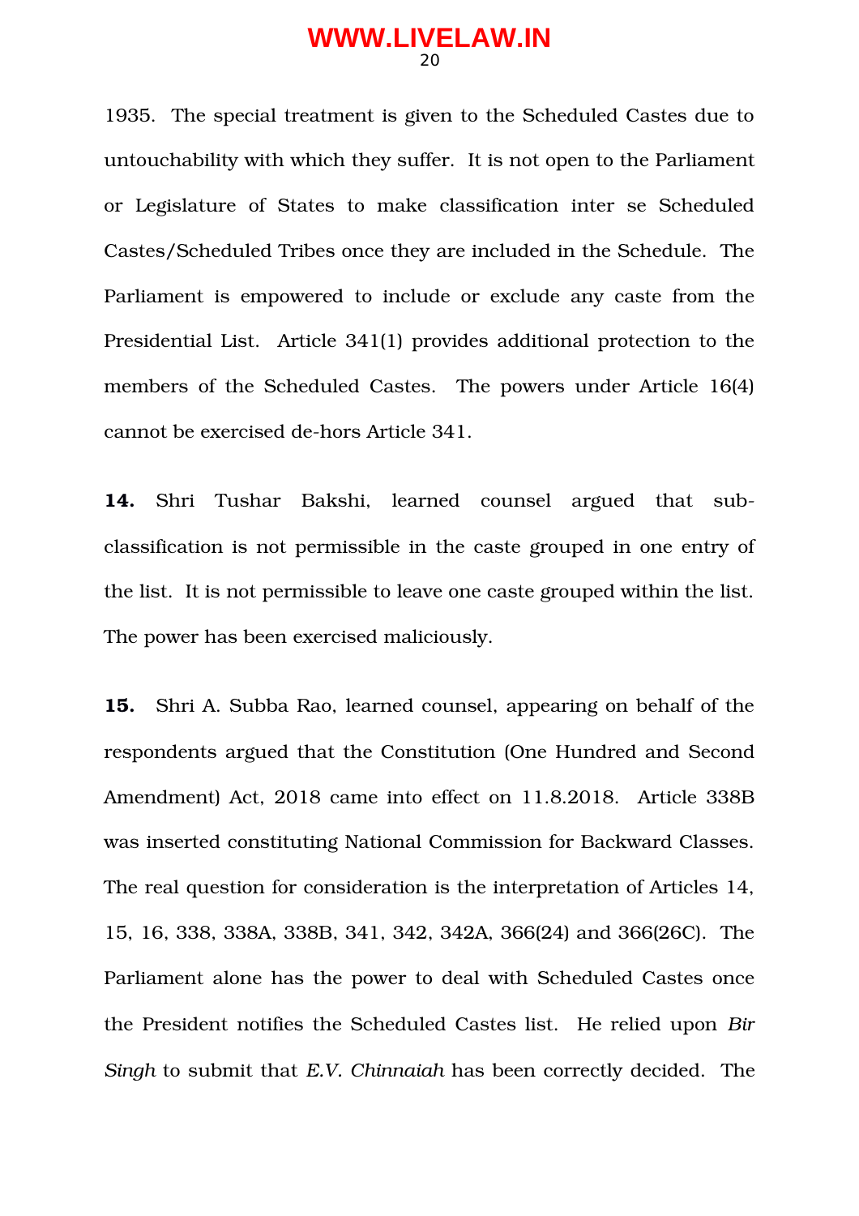1935. The special treatment is given to the Scheduled Castes due to untouchability with which they suffer. It is not open to the Parliament or Legislature of States to make classification inter se Scheduled Castes/Scheduled Tribes once they are included in the Schedule. The Parliament is empowered to include or exclude any caste from the Presidential List. Article 341(1) provides additional protection to the members of the Scheduled Castes. The powers under Article 16(4) cannot be exercised de-hors Article 341.

**14.** Shri Tushar Bakshi, learned counsel argued that sub-classification is not permissible in the caste grouped in one entry of the list. It is not permissible to leave one caste grouped within the list. The power has been exercised maliciously.

**15.** Shri A. Subba Rao, learned counsel, appearing on behalf of the respondents argued that the Constitution (One Hundred and Second Amendment) Act, 2018 came into effect on 11.8.2018. Article 338B was inserted constituting National Commission for Backward Classes. The real question for consideration is the interpretation of Articles 14, 15, 16, 338, 338A, 338B, 341, 342, 342A, 366(24) and 366(26C). The Parliament alone has the power to deal with Scheduled Castes once the President notifies the Scheduled Castes list. He relied upon *Bir Singh* to submit that *E.V. Chinnaiah* has been correctly decided. The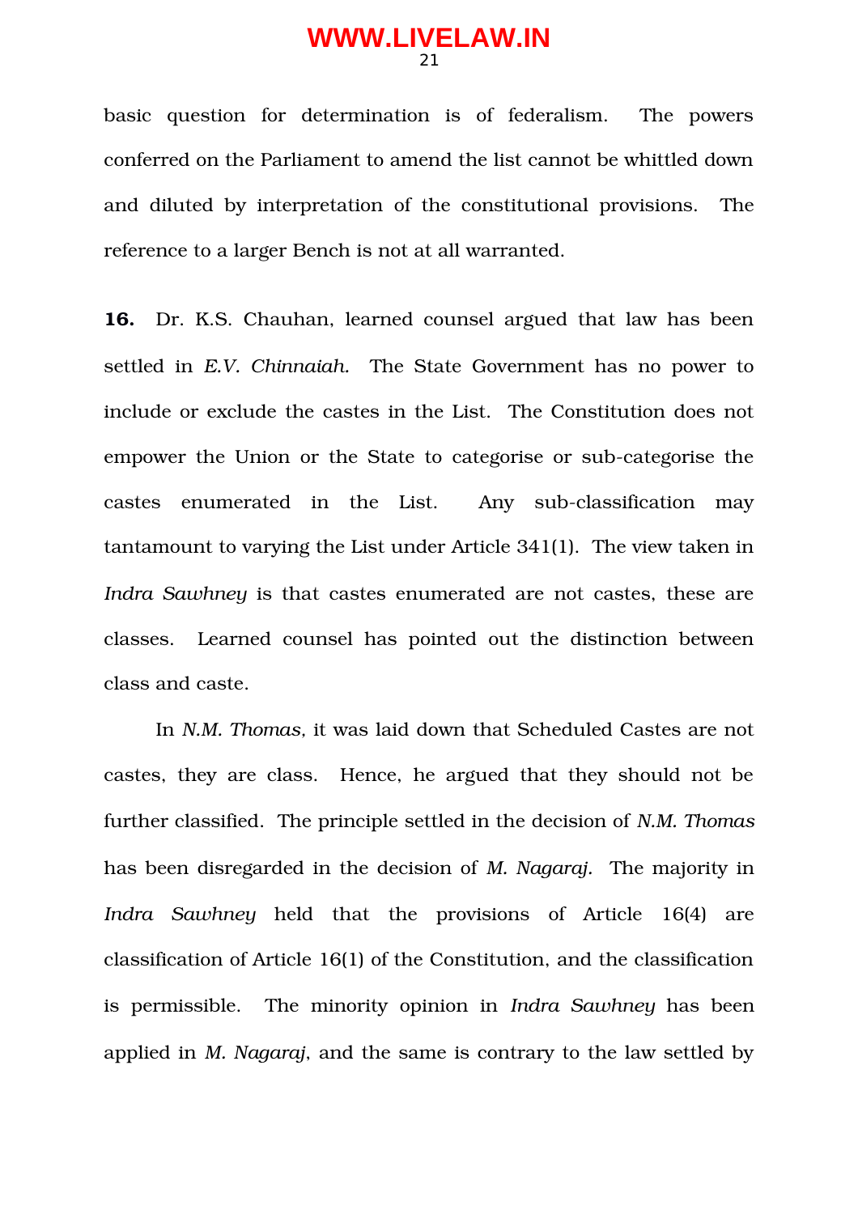basic question for determination is of federalism. The powers conferred on the Parliament to amend the list cannot be whittled down and diluted by interpretation of the constitutional provisions. The reference to a larger Bench is not at all warranted.

**16.** Dr. K.S. Chauhan, learned counsel argued that law has been settled in *E.V. Chinnaiah.* The State Government has no power to include or exclude the castes in the List. The Constitution does not empower the Union or the State to categorise or sub-categorise the castes enumerated in the List. Any sub-classification may tantamount to varying the List under Article 341(1). The view taken in *Indra Sawhney* is that castes enumerated are not castes, these are classes. Learned counsel has pointed out the distinction between class and caste.

In *N.M. Thomas*, it was laid down that Scheduled Castes are not castes, they are class. Hence, he argued that they should not be further classified. The principle settled in the decision of *N.M. Thomas* has been disregarded in the decision of *M. Nagaraj.* The majority in *Indra Sawhney* held that the provisions of Article 16(4) are classification of Article 16(1) of the Constitution, and the classification is permissible. The minority opinion in *Indra Sawhney* has been applied in *M. Nagaraj*, and the same is contrary to the law settled by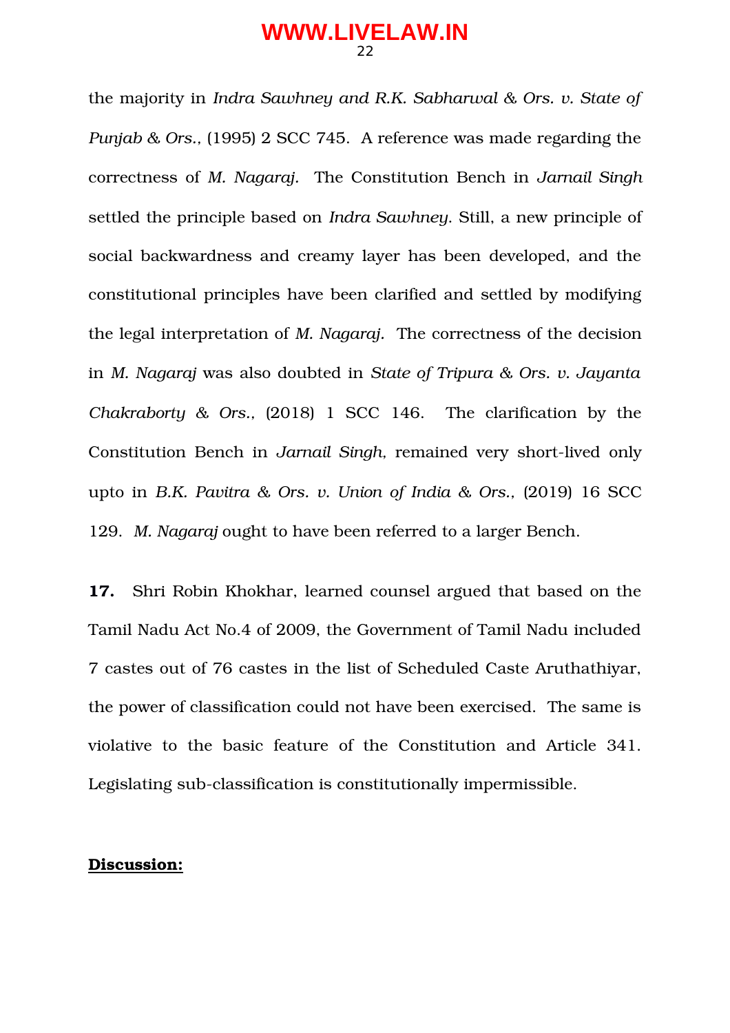the majority in *Indra Sawhney and R.K. Sabharwal & Ors. v. State of Punjab & Ors.*, (1995) 2 SCC 745. A reference was made regarding the correctness of *M. Nagaraj*. The Constitution Bench in *Jarnail Singh* settled the principle based on *Indra Sawhney*. Still, a new principle of social backwardness and creamy layer has been developed, and the constitutional principles have been clarified and settled by modifying the legal interpretation of *M. Nagaraj*. The correctness of the decision in *M. Nagaraj* was also doubted in *State of Tripura & Ors. v. Jayanta Chakraborty & Ors.*, (2018) 1 SCC 146. The clarification by the Constitution Bench in *Jarnail Singh*, remained very short-lived only upto in *B.K. Pavitra & Ors. v. Union of India & Ors.*, (2019) 16 SCC 129. *M. Nagaraj* ought to have been referred to a larger Bench.

**17.** Shri Robin Khokhar, learned counsel argued that based on the Tamil Nadu Act No.4 of 2009, the Government of Tamil Nadu included 7 castes out of 76 castes in the list of Scheduled Caste Aruthathiyar, the power of classification could not have been exercised. The same is violative to the basic feature of the Constitution and Article 341. Legislating sub-classification is constitutionally impermissible.

**<u>Discussion:</u>**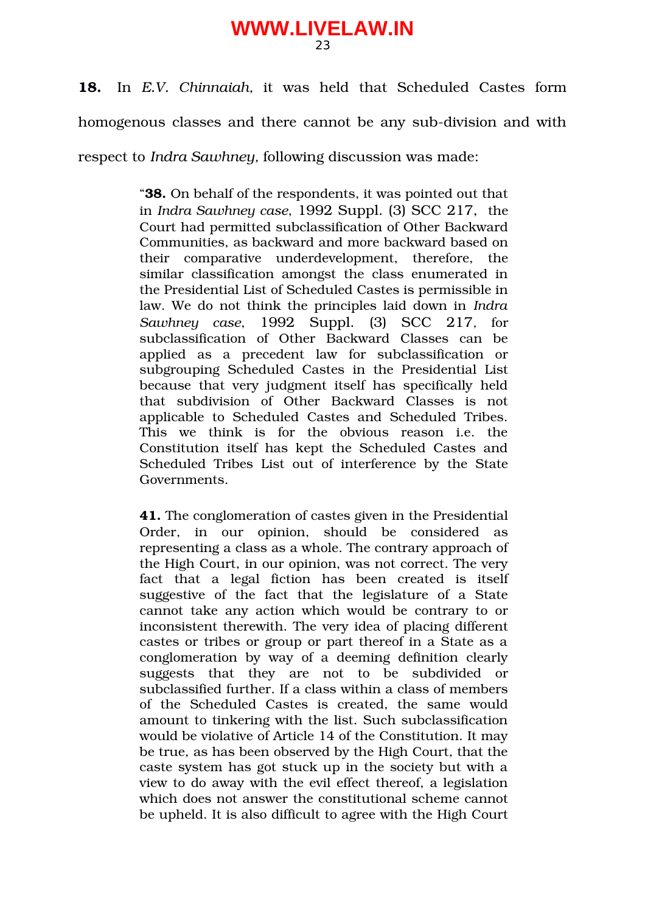**18.** In *E.V. Chinnaiah,* it was held that Scheduled Castes form homogenous classes and there cannot be any sub-division and with respect to *Indra Sawhney,* following discussion was made:

> "**38.** On behalf of the respondents, it was pointed out that in *Indra Sawhney case*, 1992 Suppl. (3) SCC 217, the Court had permitted subclassification of Other Backward Communities, as backward and more backward based on their comparative underdevelopment, therefore, the similar classification amongst the class enumerated in the Presidential List of Scheduled Castes is permissible in law. We do not think the principles laid down in *Indra Sawhney case*, 1992 Suppl. (3) SCC 217, for subclassification of Other Backward Classes can be applied as a precedent law for subclassification or subgrouping Scheduled Castes in the Presidential List because that very judgment itself has specifically held that subdivision of Other Backward Classes is not applicable to Scheduled Castes and Scheduled Tribes. This we think is for the obvious reason i.e. the Constitution itself has kept the Scheduled Castes and Scheduled Tribes List out of interference by the State Governments.
>
> **41.** The conglomeration of castes given in the Presidential Order, in our opinion, should be considered as representing a class as a whole. The contrary approach of the High Court, in our opinion, was not correct. The very fact that a legal fiction has been created is itself suggestive of the fact that the legislature of a State cannot take any action which would be contrary to or inconsistent therewith. The very idea of placing different castes or tribes or group or part thereof in a State as a conglomeration by way of a deeming definition clearly suggests that they are not to be subdivided or subclassified further. If a class within a class of members of the Scheduled Castes is created, the same would amount to tinkering with the list. Such subclassification would be violative of Article 14 of the Constitution. It may be true, as has been observed by the High Court, that the caste system has got stuck up in the society but with a view to do away with the evil effect thereof, a legislation which does not answer the constitutional scheme cannot be upheld. It is also difficult to agree with the High Court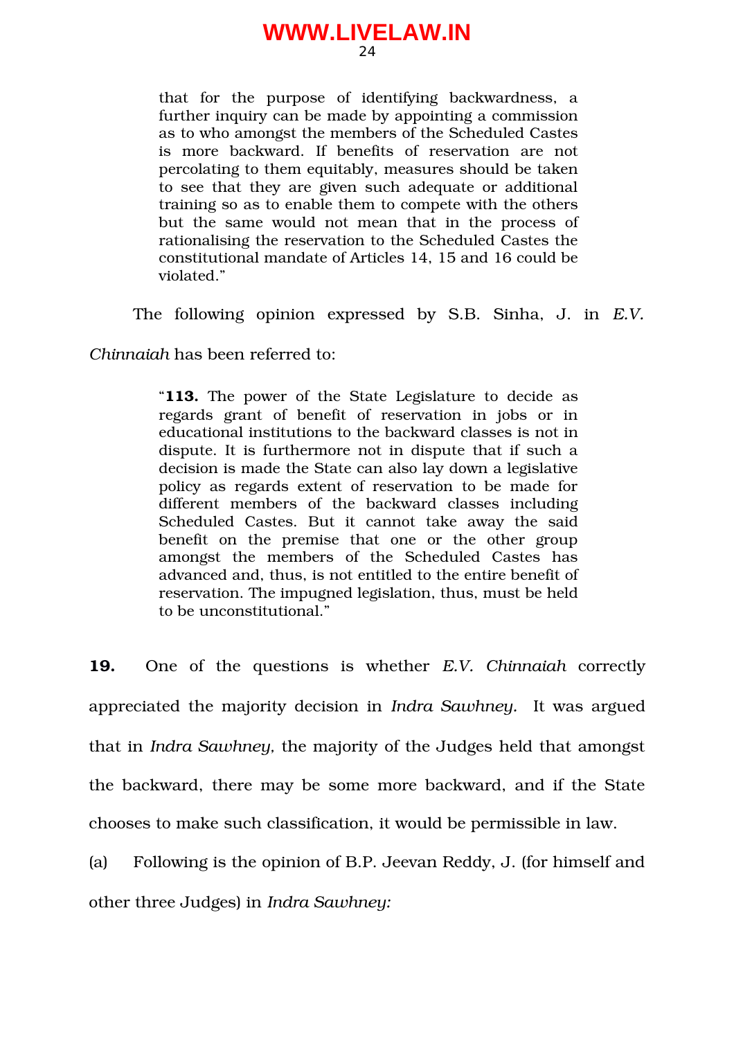> that for the purpose of identifying backwardness, a further inquiry can be made by appointing a commission as to who amongst the members of the Scheduled Castes is more backward. If benefits of reservation are not percolating to them equitably, measures should be taken to see that they are given such adequate or additional training so as to enable them to compete with the others but the same would not mean that in the process of rationalising the reservation to the Scheduled Castes the constitutional mandate of Articles 14, 15 and 16 could be violated."

The following opinion expressed by S.B. Sinha, J. in *E.V. Chinnaiah* has been referred to:

> "**113.** The power of the State Legislature to decide as regards grant of benefit of reservation in jobs or in educational institutions to the backward classes is not in dispute. It is furthermore not in dispute that if such a decision is made the State can also lay down a legislative policy as regards extent of reservation to be made for different members of the backward classes including Scheduled Castes. But it cannot take away the said benefit on the premise that one or the other group amongst the members of the Scheduled Castes has advanced and, thus, is not entitled to the entire benefit of reservation. The impugned legislation, thus, must be held to be unconstitutional."

**19.** One of the questions is whether *E.V. Chinnaiah* correctly appreciated the majority decision in *Indra Sawhney.* It was argued that in *Indra Sawhney,* the majority of the Judges held that amongst the backward, there may be some more backward, and if the State chooses to make such classification, it would be permissible in law.

(a) Following is the opinion of B.P. Jeevan Reddy, J. (for himself and other three Judges) in *Indra Sawhney:*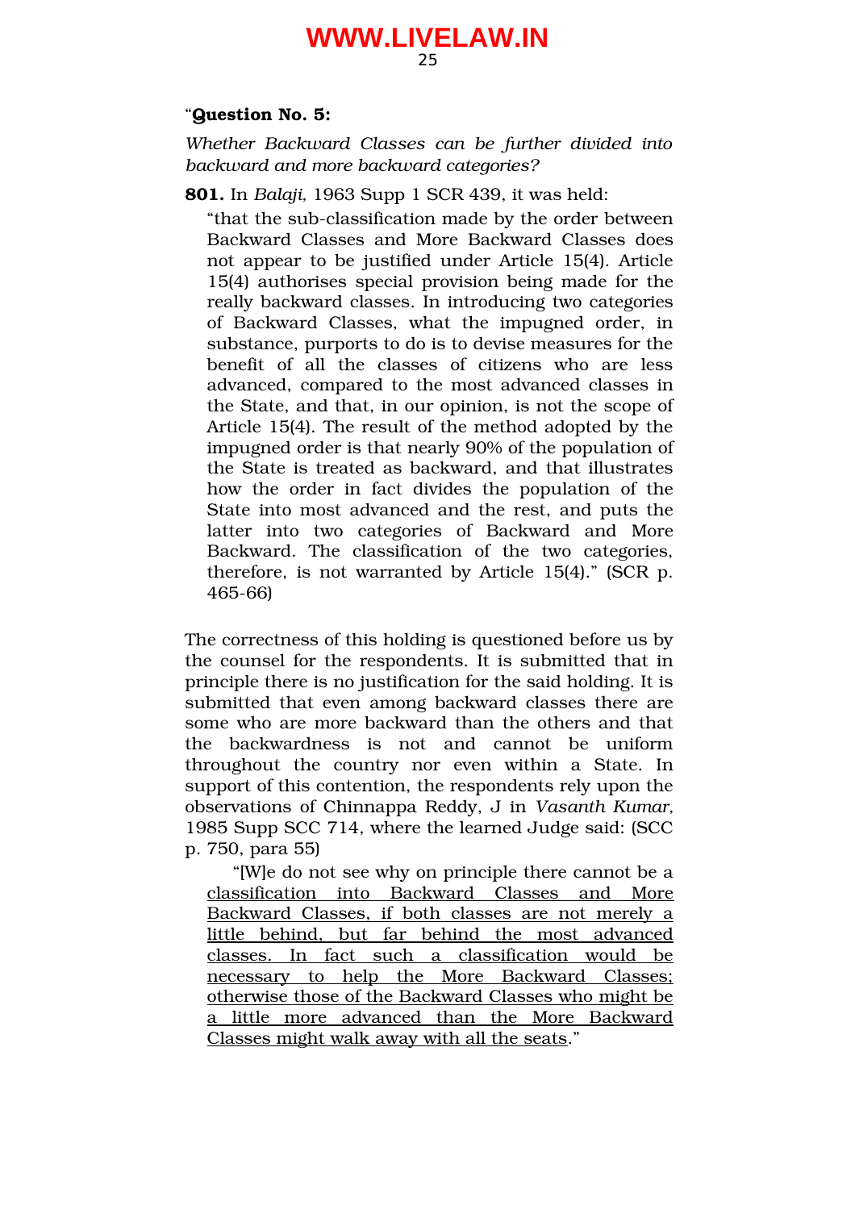"**Question No. 5:**

*Whether Backward Classes can be further divided into backward and more backward categories?*

**801.** In *Balaji,* 1963 Supp 1 SCR 439, it was held:

> "that the sub-classification made by the order between Backward Classes and More Backward Classes does not appear to be justified under Article 15(4). Article 15(4) authorises special provision being made for the really backward classes. In introducing two categories of Backward Classes, what the impugned order, in substance, purports to do is to devise measures for the benefit of all the classes of citizens who are less advanced, compared to the most advanced classes in the State, and that, in our opinion, is not the scope of Article 15(4). The result of the method adopted by the impugned order is that nearly 90% of the population of the State is treated as backward, and that illustrates how the order in fact divides the population of the State into most advanced and the rest, and puts the latter into two categories of Backward and More Backward. The classification of the two categories, therefore, is not warranted by Article 15(4)." (SCR p. 465-66)

The correctness of this holding is questioned before us by the counsel for the respondents. It is submitted that in principle there is no justification for the said holding. It is submitted that even among backward classes there are some who are more backward than the others and that the backwardness is not and cannot be uniform throughout the country nor even within a State. In support of this contention, the respondents rely upon the observations of Chinnappa Reddy, J in *Vasanth Kumar,* 1985 Supp SCC 714, where the learned Judge said: (SCC p. 750, para 55)

> "[W]e do not see why on principle there cannot be a classification into Backward Classes and More Backward Classes, if both classes are not merely a little behind, but far behind the most advanced classes. In fact such a classification would be necessary to help the More Backward Classes; otherwise those of the Backward Classes who might be a little more advanced than the More Backward Classes might walk away with all the seats."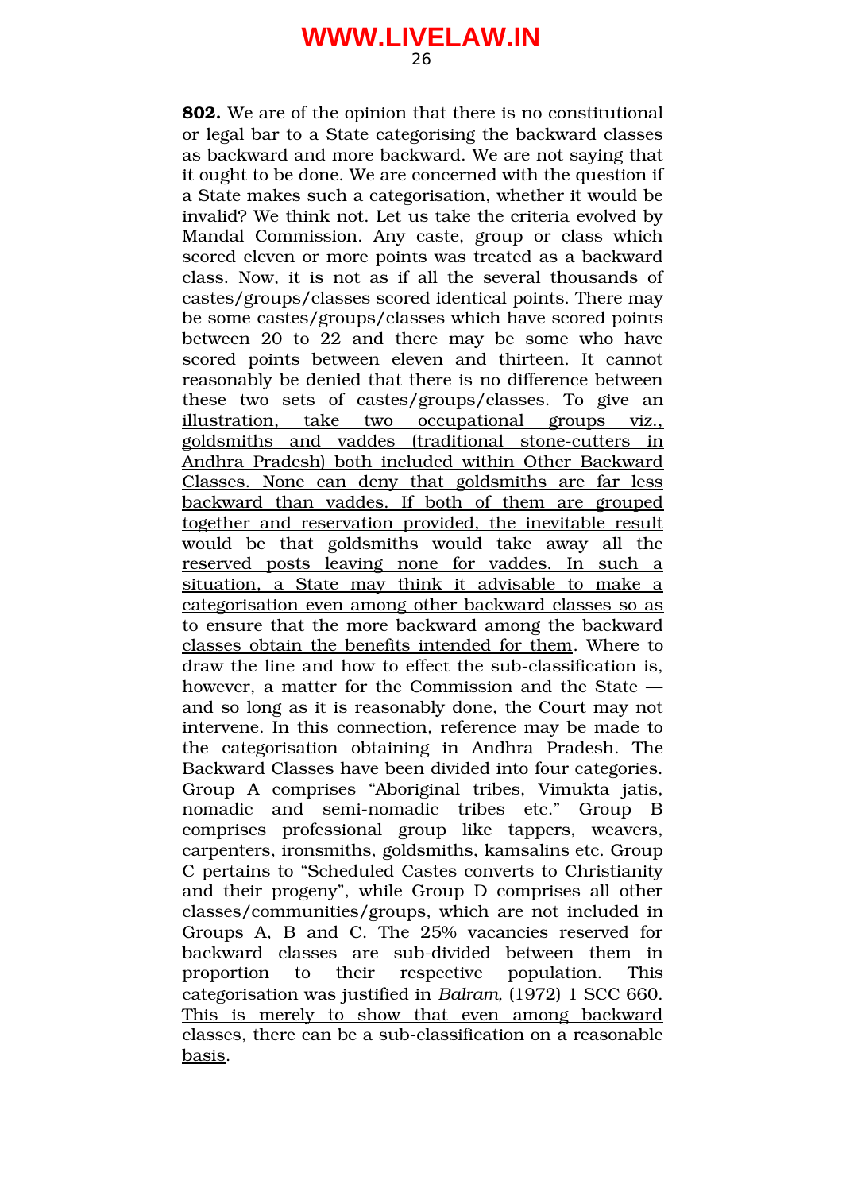**802.** We are of the opinion that there is no constitutional or legal bar to a State categorising the backward classes as backward and more backward. We are not saying that it ought to be done. We are concerned with the question if a State makes such a categorisation, whether it would be invalid? We think not. Let us take the criteria evolved by Mandal Commission. Any caste, group or class which scored eleven or more points was treated as a backward class. Now, it is not as if all the several thousands of castes/groups/classes scored identical points. There may be some castes/groups/classes which have scored points between 20 to 22 and there may be some who have scored points between eleven and thirteen. It cannot reasonably be denied that there is no difference between these two sets of castes/groups/classes. <u>To give an illustration, take two occupational groups viz., goldsmiths and vaddes (traditional stone-cutters in Andhra Pradesh) both included within Other Backward Classes. None can deny that goldsmiths are far less backward than vaddes. If both of them are grouped together and reservation provided, the inevitable result would be that goldsmiths would take away all the reserved posts leaving none for vaddes. In such a situation, a State may think it advisable to make a categorisation even among other backward classes so as to ensure that the more backward among the backward classes obtain the benefits intended for them</u>. Where to draw the line and how to effect the sub-classification is, however, a matter for the Commission and the State — and so long as it is reasonably done, the Court may not intervene. In this connection, reference may be made to the categorisation obtaining in Andhra Pradesh. The Backward Classes have been divided into four categories. Group A comprises "Aboriginal tribes, Vimukta jatis, nomadic and semi-nomadic tribes etc." Group B comprises professional group like tappers, weavers, carpenters, ironsmiths, goldsmiths, kamsalins etc. Group C pertains to "Scheduled Castes converts to Christianity and their progeny", while Group D comprises all other classes/communities/groups, which are not included in Groups A, B and C. The 25% vacancies reserved for backward classes are sub-divided between them in proportion to their respective population. This categorisation was justified in *Balram*, (1972) 1 SCC 660. <u>This is merely to show that even among backward classes, there can be a sub-classification on a reasonable basis</u>.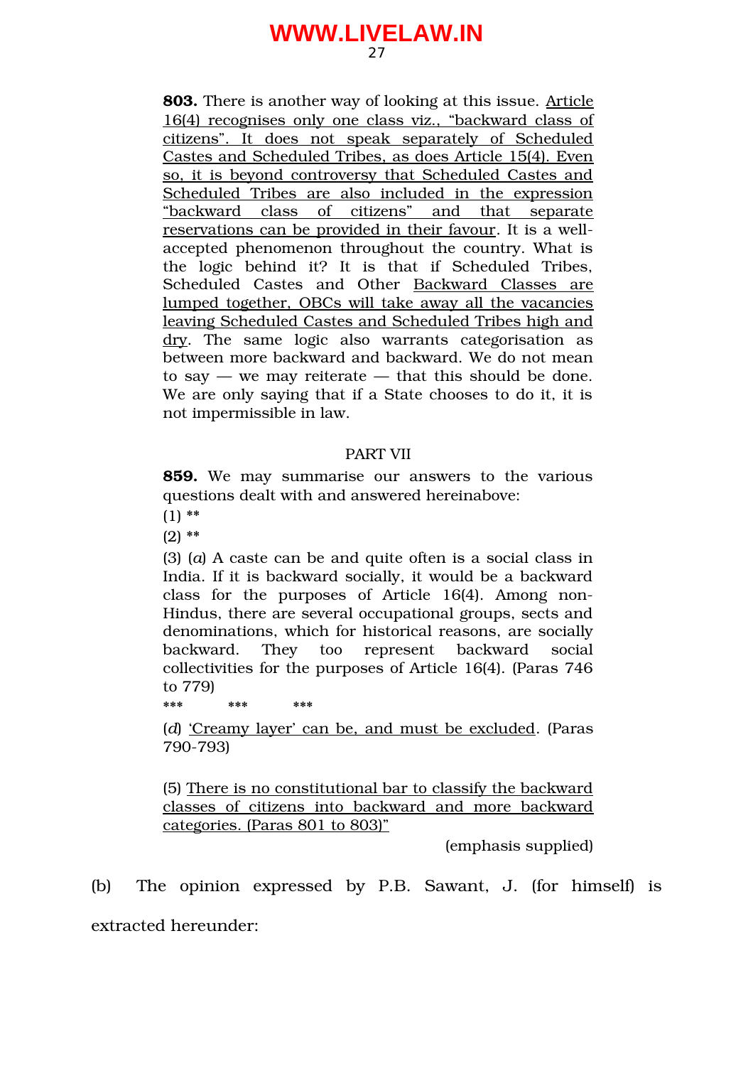**803.** There is another way of looking at this issue. <u>Article 16(4) recognises only one class viz., "backward class of citizens". It does not speak separately of Scheduled Castes and Scheduled Tribes, as does Article 15(4). Even so, it is beyond controversy that Scheduled Castes and Scheduled Tribes are also included in the expression "backward class of citizens" and that separate reservations can be provided in their favour</u>. It is a well-accepted phenomenon throughout the country. What is the logic behind it? It is that if Scheduled Tribes, Scheduled Castes and Other <u>Backward Classes are lumped together, OBCs will take away all the vacancies leaving Scheduled Castes and Scheduled Tribes high and dry</u>. The same logic also warrants categorisation as between more backward and backward. We do not mean to say — we may reiterate — that this should be done. We are only saying that if a State chooses to do it, it is not impermissible in law.

PART VII

**859.** We may summarise our answers to the various questions dealt with and answered hereinabove:

(1) **

(2) **

(3) (*a*) A caste can be and quite often is a social class in India. If it is backward socially, it would be a backward class for the purposes of Article 16(4). Among non-Hindus, there are several occupational groups, sects and denominations, which for historical reasons, are socially backward. They too represent backward social collectivities for the purposes of Article 16(4). (Paras 746 to 779)

\*\*\* \*\*\* \*\*\*

(*d*) <u>'Creamy layer' can be, and must be excluded</u>. (Paras 790-793)

(5) <u>There is no constitutional bar to classify the backward classes of citizens into backward and more backward categories. (Paras 801 to 803)"</u>

(emphasis supplied)

(b) The opinion expressed by P.B. Sawant, J. (for himself) is extracted hereunder: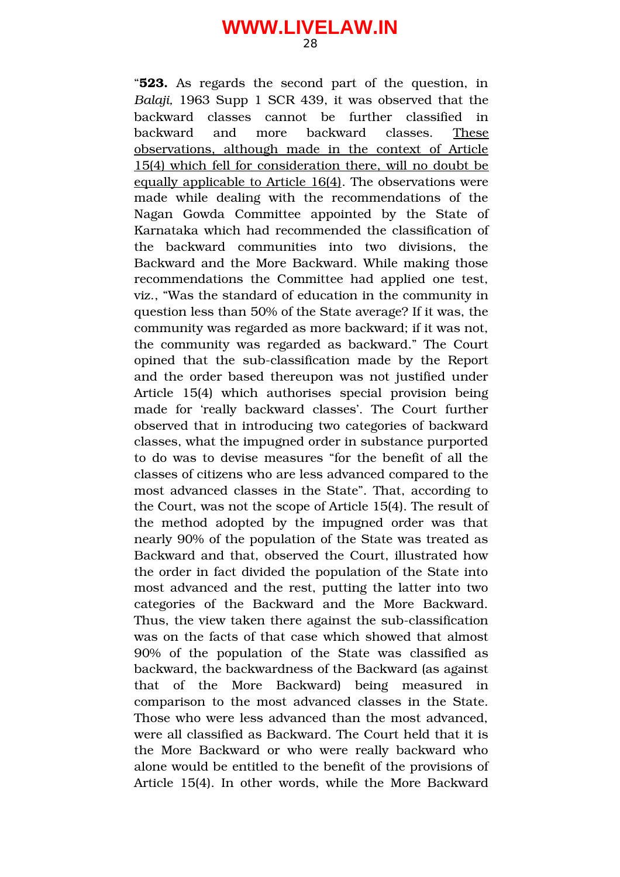"**523.** As regards the second part of the question, in *Balaji*, 1963 Supp 1 SCR 439, it was observed that the backward classes cannot be further classified in backward and more backward classes. These observations, although made in the context of Article 15(4) which fell for consideration there, will no doubt be equally applicable to Article 16(4). The observations were made while dealing with the recommendations of the Nagan Gowda Committee appointed by the State of Karnataka which had recommended the classification of the backward communities into two divisions, the Backward and the More Backward. While making those recommendations the Committee had applied one test, viz., "Was the standard of education in the community in question less than 50% of the State average? If it was, the community was regarded as more backward; if it was not, the community was regarded as backward." The Court opined that the sub-classification made by the Report and the order based thereupon was not justified under Article 15(4) which authorises special provision being made for 'really backward classes'. The Court further observed that in introducing two categories of backward classes, what the impugned order in substance purported to do was to devise measures "for the benefit of all the classes of citizens who are less advanced compared to the most advanced classes in the State". That, according to the Court, was not the scope of Article 15(4). The result of the method adopted by the impugned order was that nearly 90% of the population of the State was treated as Backward and that, observed the Court, illustrated how the order in fact divided the population of the State into most advanced and the rest, putting the latter into two categories of the Backward and the More Backward. Thus, the view taken there against the sub-classification was on the facts of that case which showed that almost 90% of the population of the State was classified as backward, the backwardness of the Backward (as against that of the More Backward) being measured in comparison to the most advanced classes in the State. Those who were less advanced than the most advanced, were all classified as Backward. The Court held that it is the More Backward or who were really backward who alone would be entitled to the benefit of the provisions of Article 15(4). In other words, while the More Backward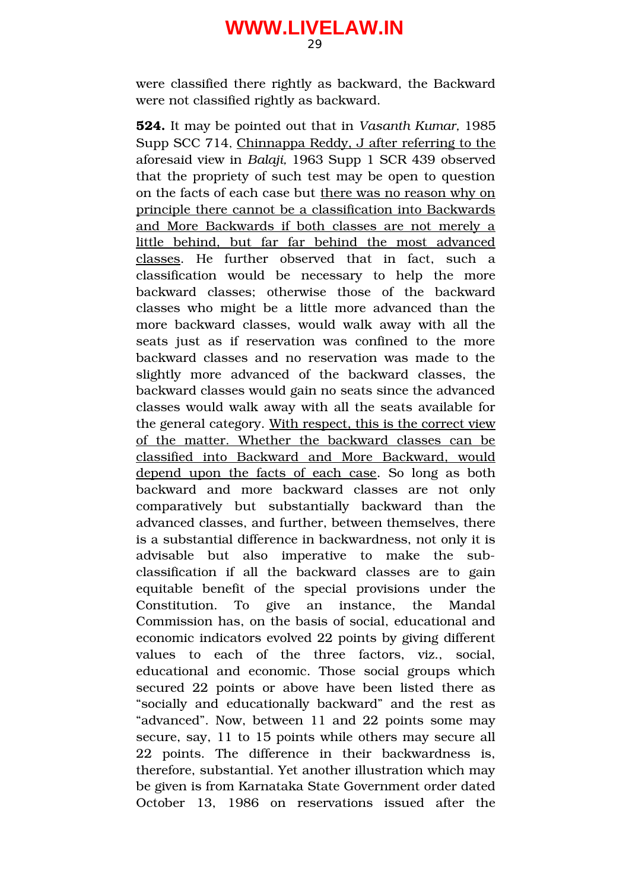were classified there rightly as backward, the Backward were not classified rightly as backward.

**524.** It may be pointed out that in *Vasanth Kumar,* 1985 Supp SCC 714, Chinnappa Reddy, J after referring to the aforesaid view in *Balaji,* 1963 Supp 1 SCR 439 observed that the propriety of such test may be open to question on the facts of each case but there was no reason why on principle there cannot be a classification into Backwards and More Backwards if both classes are not merely a little behind, but far far behind the most advanced classes. He further observed that in fact, such a classification would be necessary to help the more backward classes; otherwise those of the backward classes who might be a little more advanced than the more backward classes, would walk away with all the seats just as if reservation was confined to the more backward classes and no reservation was made to the slightly more advanced of the backward classes, the backward classes would gain no seats since the advanced classes would walk away with all the seats available for the general category. With respect, this is the correct view of the matter. Whether the backward classes can be classified into Backward and More Backward, would depend upon the facts of each case. So long as both backward and more backward classes are not only comparatively but substantially backward than the advanced classes, and further, between themselves, there is a substantial difference in backwardness, not only it is advisable but also imperative to make the sub-classification if all the backward classes are to gain equitable benefit of the special provisions under the Constitution. To give an instance, the Mandal Commission has, on the basis of social, educational and economic indicators evolved 22 points by giving different values to each of the three factors, viz., social, educational and economic. Those social groups which secured 22 points or above have been listed there as "socially and educationally backward" and the rest as "advanced". Now, between 11 and 22 points some may secure, say, 11 to 15 points while others may secure all 22 points. The difference in their backwardness is, therefore, substantial. Yet another illustration which may be given is from Karnataka State Government order dated October 13, 1986 on reservations issued after the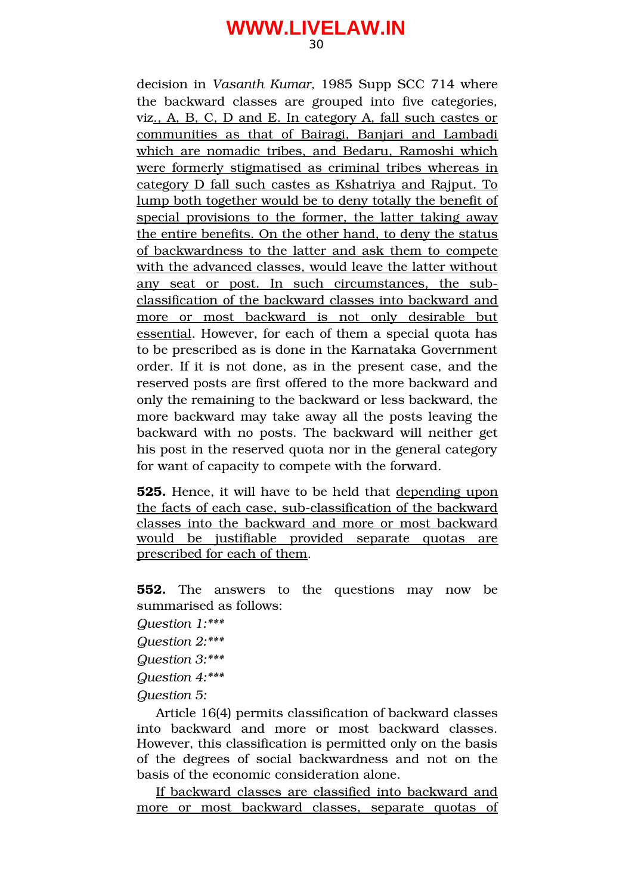decision in *Vasanth Kumar,* 1985 Supp SCC 714 where the backward classes are grouped into five categories, viz<u>., A, B, C, D and E. In category A, fall such castes or communities as that of Bairagi, Banjari and Lambadi which are nomadic tribes, and Bedaru, Ramoshi which were formerly stigmatised as criminal tribes whereas in category D fall such castes as Kshatriya and Rajput. To lump both together would be to deny totally the benefit of special provisions to the former, the latter taking away the entire benefits. On the other hand, to deny the status of backwardness to the latter and ask them to compete with the advanced classes, would leave the latter without any seat or post. In such circumstances, the sub-classification of the backward classes into backward and more or most backward is not only desirable but essential</u>. However, for each of them a special quota has to be prescribed as is done in the Karnataka Government order. If it is not done, as in the present case, and the reserved posts are first offered to the more backward and only the remaining to the backward or less backward, the more backward may take away all the posts leaving the backward with no posts. The backward will neither get his post in the reserved quota nor in the general category for want of capacity to compete with the forward.

**525.** Hence, it will have to be held that <u>depending upon the facts of each case, sub-classification of the backward classes into the backward and more or most backward would be justifiable provided separate quotas are prescribed for each of them</u>.

**552.** The answers to the questions may now be summarised as follows:

*Question 1:****

*Question 2:****

*Question 3:****

*Question 4:****

*Question 5:*

Article 16(4) permits classification of backward classes into backward and more or most backward classes. However, this classification is permitted only on the basis of the degrees of social backwardness and not on the basis of the economic consideration alone.

<u>If backward classes are classified into backward and more or most backward classes, separate quotas of</u>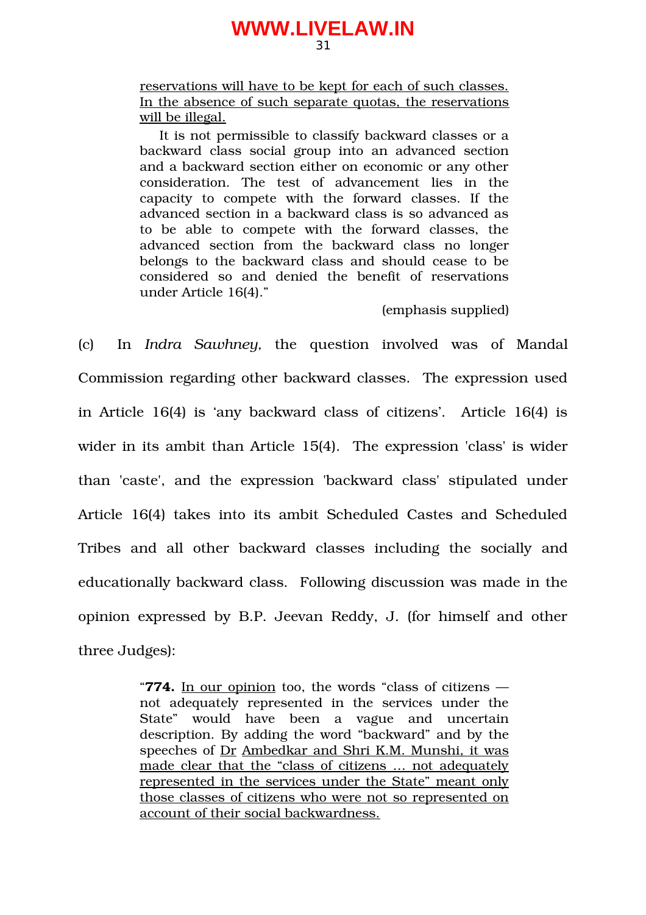> reservations will have to be kept for each of such classes. In the absence of such separate quotas, the reservations will be illegal.
>
> It is not permissible to classify backward classes or a backward class social group into an advanced section and a backward section either on economic or any other consideration. The test of advancement lies in the capacity to compete with the forward classes. If the advanced section in a backward class is so advanced as to be able to compete with the forward classes, the advanced section from the backward class no longer belongs to the backward class and should cease to be considered so and denied the benefit of reservations under Article 16(4)."
>
> (emphasis supplied)

(c) In *Indra Sawhney*, the question involved was of Mandal Commission regarding other backward classes. The expression used in Article 16(4) is 'any backward class of citizens'. Article 16(4) is wider in its ambit than Article 15(4). The expression 'class' is wider than 'caste', and the expression 'backward class' stipulated under Article 16(4) takes into its ambit Scheduled Castes and Scheduled Tribes and all other backward classes including the socially and educationally backward class. Following discussion was made in the opinion expressed by B.P. Jeevan Reddy, J. (for himself and other three Judges):

> "**774.** In our opinion too, the words "class of citizens — not adequately represented in the services under the State" would have been a vague and uncertain description. By adding the word "backward" and by the speeches of Dr Ambedkar and Shri K.M. Munshi, it was made clear that the "class of citizens ... not adequately represented in the services under the State" meant only those classes of citizens who were not so represented on account of their social backwardness.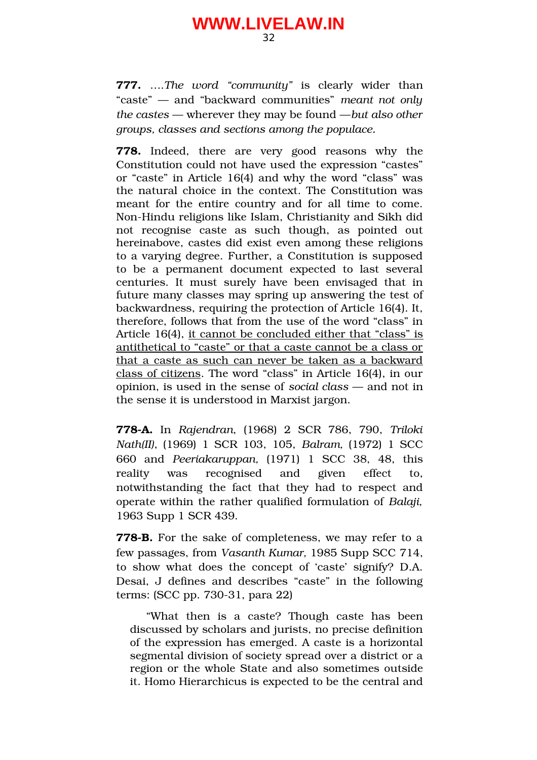**777.** ….*The word "community"* is clearly wider than "caste" — and "backward communities" *meant not only the castes* — wherever they may be found —*but also other groups, classes and sections among the populace.*

**778.** Indeed, there are very good reasons why the Constitution could not have used the expression "castes" or "caste" in Article 16(4) and why the word "class" was the natural choice in the context. The Constitution was meant for the entire country and for all time to come. Non-Hindu religions like Islam, Christianity and Sikh did not recognise caste as such though, as pointed out hereinabove, castes did exist even among these religions to a varying degree. Further, a Constitution is supposed to be a permanent document expected to last several centuries. It must surely have been envisaged that in future many classes may spring up answering the test of backwardness, requiring the protection of Article 16(4). It, therefore, follows that from the use of the word "class" in Article 16(4), <u>it cannot be concluded either that "class" is antithetical to "caste" or that a caste cannot be a class or that a caste as such can never be taken as a backward class of citizens</u>. The word "class" in Article 16(4), in our opinion, is used in the sense of *social class* — and not in the sense it is understood in Marxist jargon.

**778-A.** In *Rajendran*, (1968) 2 SCR 786, 790, *Triloki Nath(II)*, (1969) 1 SCR 103, 105, *Balram,* (1972) 1 SCC 660 and *Peeriakaruppan,* (1971) 1 SCC 38, 48, this reality was recognised and given effect to, notwithstanding the fact that they had to respect and operate within the rather qualified formulation of *Balaji,* 1963 Supp 1 SCR 439.

**778-B.** For the sake of completeness, we may refer to a few passages, from *Vasanth Kumar,* 1985 Supp SCC 714, to show what does the concept of 'caste' signify? D.A. Desai, J defines and describes "caste" in the following terms: (SCC pp. 730-31, para 22)

> "What then is a caste? Though caste has been discussed by scholars and jurists, no precise definition of the expression has emerged. A caste is a horizontal segmental division of society spread over a district or a region or the whole State and also sometimes outside it. Homo Hierarchicus is expected to be the central and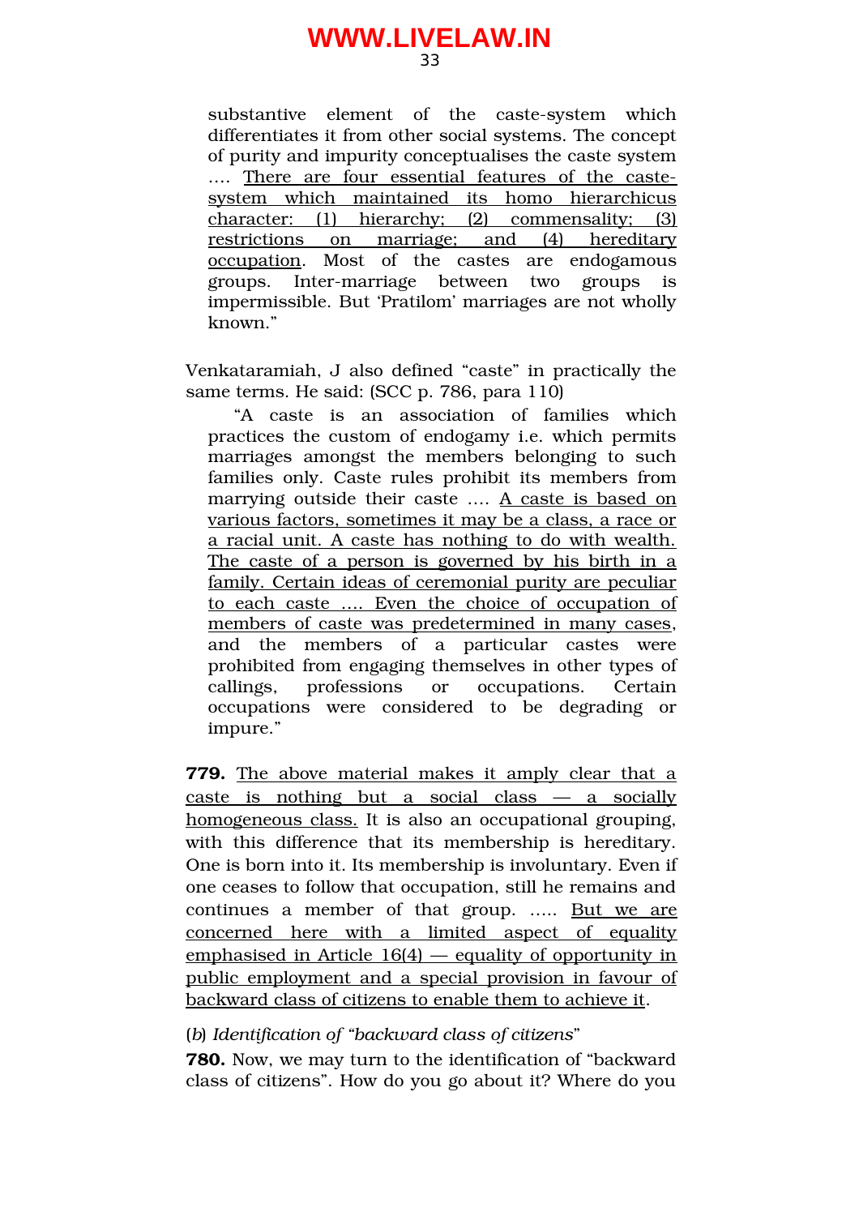> substantive element of the caste-system which differentiates it from other social systems. The concept of purity and impurity conceptualises the caste system …. There are four essential features of the caste-system which maintained its homo hierarchicus character: (1) hierarchy; (2) commensality; (3) restrictions on marriage; and (4) hereditary occupation. Most of the castes are endogamous groups. Inter-marriage between two groups is impermissible. But 'Pratilom' marriages are not wholly known."

Venkataramiah, J also defined "caste" in practically the same terms. He said: (SCC p. 786, para 110)

> "A caste is an association of families which practices the custom of endogamy i.e. which permits marriages amongst the members belonging to such families only. Caste rules prohibit its members from marrying outside their caste …. A caste is based on various factors, sometimes it may be a class, a race or a racial unit. A caste has nothing to do with wealth. The caste of a person is governed by his birth in a family. Certain ideas of ceremonial purity are peculiar to each caste …. Even the choice of occupation of members of caste was predetermined in many cases, and the members of a particular castes were prohibited from engaging themselves in other types of callings, professions or occupations. Certain occupations were considered to be degrading or impure."

**779.** The above material makes it amply clear that a caste is nothing but a social class — a socially homogeneous class. It is also an occupational grouping, with this difference that its membership is hereditary. One is born into it. Its membership is involuntary. Even if one ceases to follow that occupation, still he remains and continues a member of that group. ….. But we are concerned here with a limited aspect of equality emphasised in Article 16(4) — equality of opportunity in public employment and a special provision in favour of backward class of citizens to enable them to achieve it.

(*b*) *Identification of "backward class of citizens*"

**780.** Now, we may turn to the identification of "backward class of citizens". How do you go about it? Where do you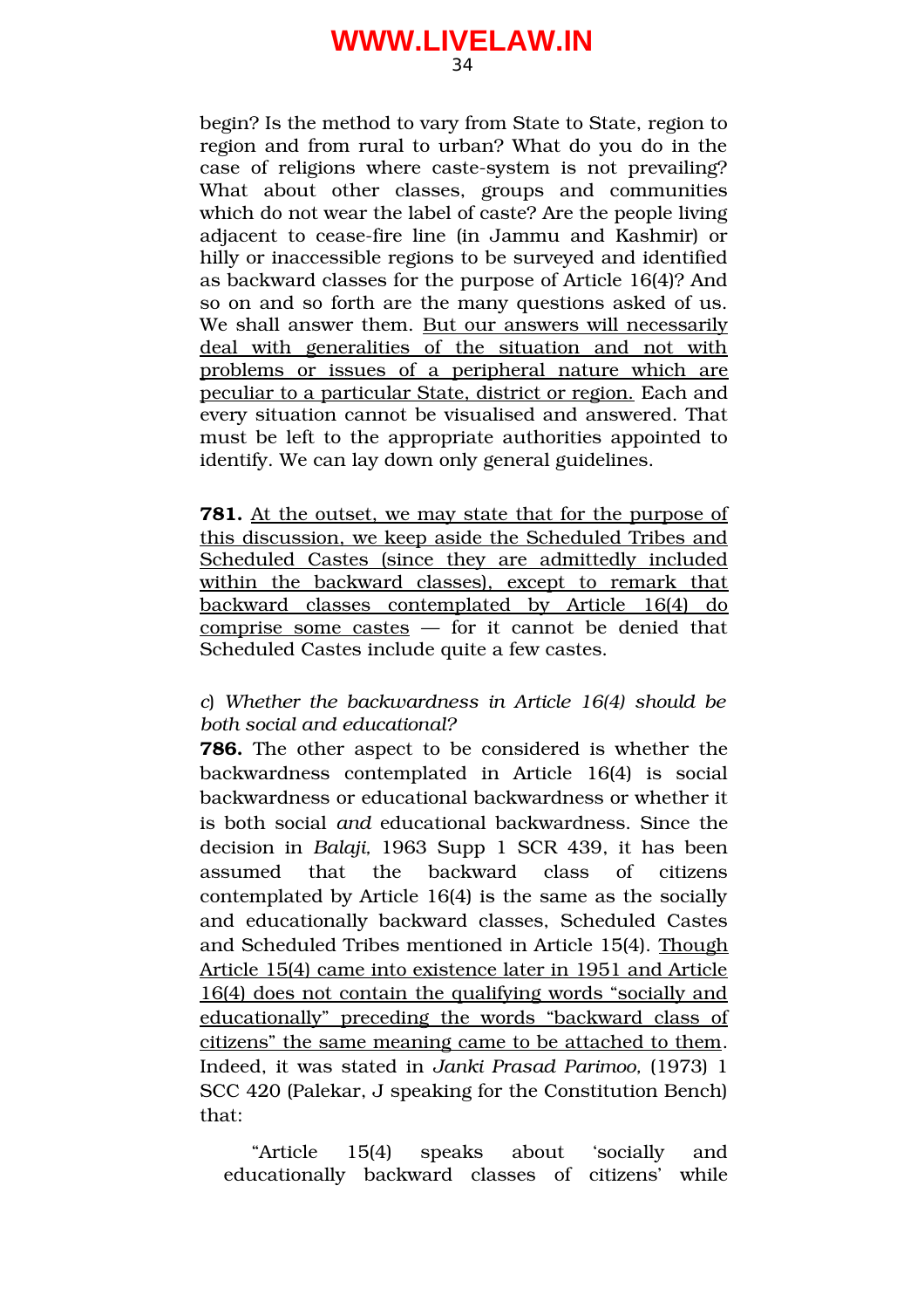begin? Is the method to vary from State to State, region to region and from rural to urban? What do you do in the case of religions where caste-system is not prevailing? What about other classes, groups and communities which do not wear the label of caste? Are the people living adjacent to cease-fire line (in Jammu and Kashmir) or hilly or inaccessible regions to be surveyed and identified as backward classes for the purpose of Article 16(4)? And so on and so forth are the many questions asked of us. We shall answer them. <u>But our answers will necessarily deal with generalities of the situation and not with problems or issues of a peripheral nature which are peculiar to a particular State, district or region.</u> Each and every situation cannot be visualised and answered. That must be left to the appropriate authorities appointed to identify. We can lay down only general guidelines.

**781.** <u>At the outset, we may state that for the purpose of this discussion, we keep aside the Scheduled Tribes and Scheduled Castes (since they are admittedly included within the backward classes), except to remark that backward classes contemplated by Article 16(4) do comprise some castes</u> — for it cannot be denied that Scheduled Castes include quite a few castes.

*c) Whether the backwardness in Article 16(4) should be both social and educational?*

**786.** The other aspect to be considered is whether the backwardness contemplated in Article 16(4) is social backwardness or educational backwardness or whether it is both social *and* educational backwardness. Since the decision in *Balaji,* 1963 Supp 1 SCR 439, it has been assumed that the backward class of citizens contemplated by Article 16(4) is the same as the socially and educationally backward classes, Scheduled Castes and Scheduled Tribes mentioned in Article 15(4). <u>Though Article 15(4) came into existence later in 1951 and Article 16(4) does not contain the qualifying words "socially and educationally" preceding the words "backward class of citizens" the same meaning came to be attached to them</u>. Indeed, it was stated in *Janki Prasad Parimoo,* (1973) 1 SCC 420 (Palekar, J speaking for the Constitution Bench) that:

> "Article 15(4) speaks about 'socially and educationally backward classes of citizens' while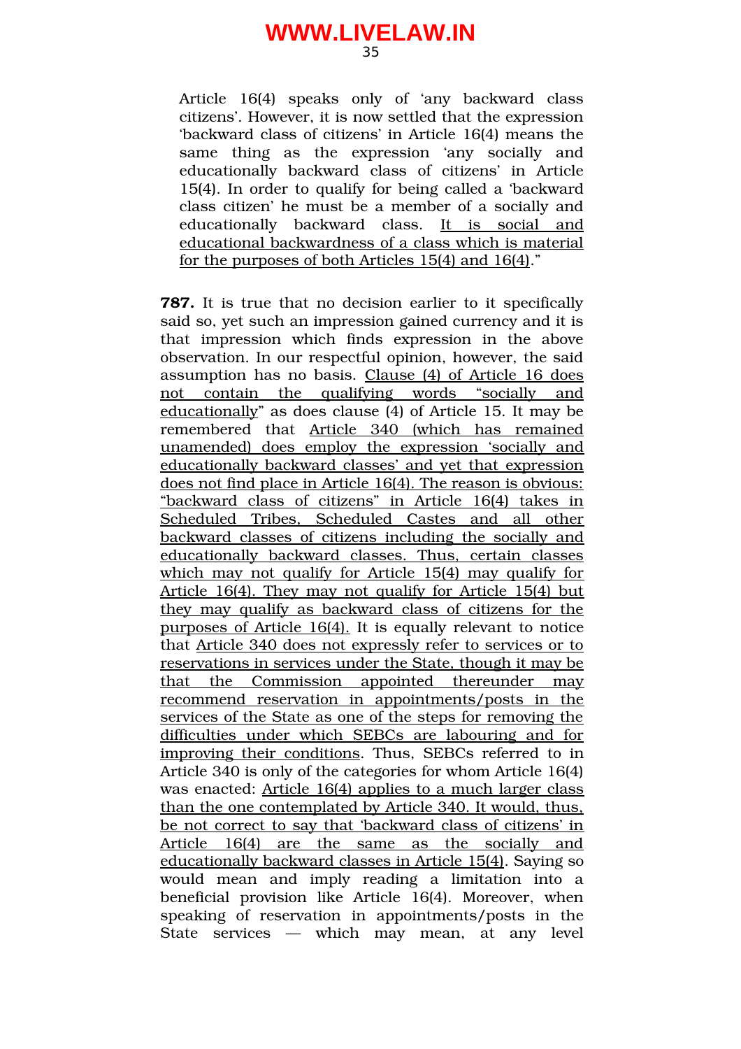Article 16(4) speaks only of 'any backward class citizens'. However, it is now settled that the expression 'backward class of citizens' in Article 16(4) means the same thing as the expression 'any socially and educationally backward class of citizens' in Article 15(4). In order to qualify for being called a 'backward class citizen' he must be a member of a socially and educationally backward class. It is social and educational backwardness of a class which is material for the purposes of both Articles 15(4) and 16(4)."

**787.** It is true that no decision earlier to it specifically said so, yet such an impression gained currency and it is that impression which finds expression in the above observation. In our respectful opinion, however, the said assumption has no basis. Clause (4) of Article 16 does not contain the qualifying words "socially and educationally" as does clause (4) of Article 15. It may be remembered that Article 340 (which has remained unamended) does employ the expression 'socially and educationally backward classes' and yet that expression does not find place in Article 16(4). The reason is obvious: "backward class of citizens" in Article 16(4) takes in Scheduled Tribes, Scheduled Castes and all other backward classes of citizens including the socially and educationally backward classes. Thus, certain classes which may not qualify for Article 15(4) may qualify for Article 16(4). They may not qualify for Article 15(4) but they may qualify as backward class of citizens for the purposes of Article 16(4). It is equally relevant to notice that Article 340 does not expressly refer to services or to reservations in services under the State, though it may be that the Commission appointed thereunder may recommend reservation in appointments/posts in the services of the State as one of the steps for removing the difficulties under which SEBCs are labouring and for improving their conditions. Thus, SEBCs referred to in Article 340 is only of the categories for whom Article 16(4) was enacted: Article 16(4) applies to a much larger class than the one contemplated by Article 340. It would, thus, be not correct to say that 'backward class of citizens' in Article 16(4) are the same as the socially and educationally backward classes in Article 15(4). Saying so would mean and imply reading a limitation into a beneficial provision like Article 16(4). Moreover, when speaking of reservation in appointments/posts in the State services — which may mean, at any level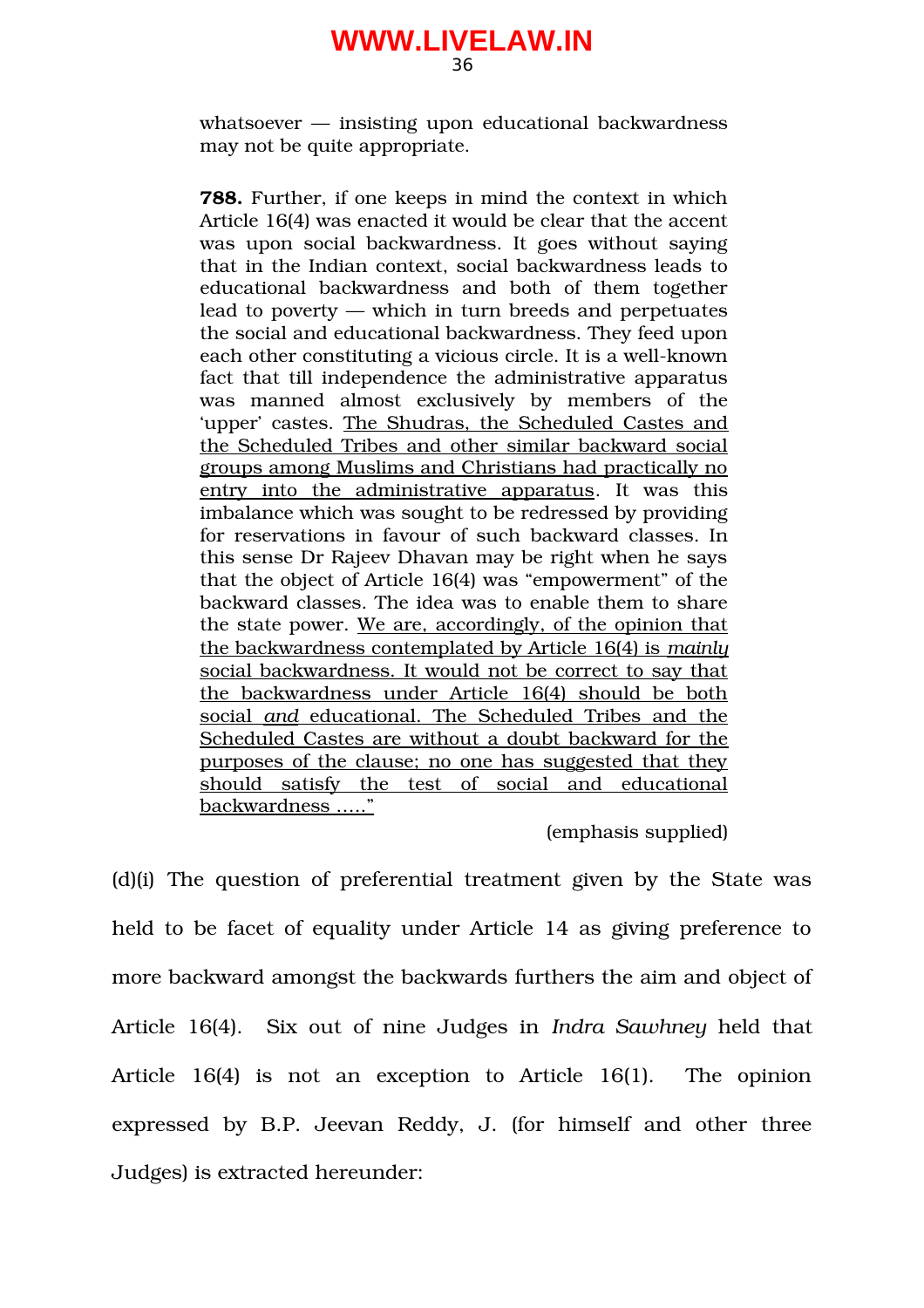> whatsoever — insisting upon educational backwardness may not be quite appropriate.
>
> **788.** Further, if one keeps in mind the context in which Article 16(4) was enacted it would be clear that the accent was upon social backwardness. It goes without saying that in the Indian context, social backwardness leads to educational backwardness and both of them together lead to poverty — which in turn breeds and perpetuates the social and educational backwardness. They feed upon each other constituting a vicious circle. It is a well-known fact that till independence the administrative apparatus was manned almost exclusively by members of the 'upper' castes. <u>The Shudras, the Scheduled Castes and the Scheduled Tribes and other similar backward social groups among Muslims and Christians had practically no entry into the administrative apparatus</u>. It was this imbalance which was sought to be redressed by providing for reservations in favour of such backward classes. In this sense Dr Rajeev Dhavan may be right when he says that the object of Article 16(4) was "empowerment" of the backward classes. The idea was to enable them to share the state power. <u>We are, accordingly, of the opinion that the backwardness contemplated by Article 16(4) is *mainly* social backwardness. It would not be correct to say that the backwardness under Article 16(4) should be both social *and* educational. The Scheduled Tribes and the Scheduled Castes are without a doubt backward for the purposes of the clause; no one has suggested that they should satisfy the test of social and educational backwardness ....."</u>
>
> (emphasis supplied)

(d)(i) The question of preferential treatment given by the State was held to be facet of equality under Article 14 as giving preference to more backward amongst the backwards furthers the aim and object of Article 16(4). Six out of nine Judges in *Indra Sawhney* held that Article 16(4) is not an exception to Article 16(1). The opinion expressed by B.P. Jeevan Reddy, J. (for himself and other three Judges) is extracted hereunder: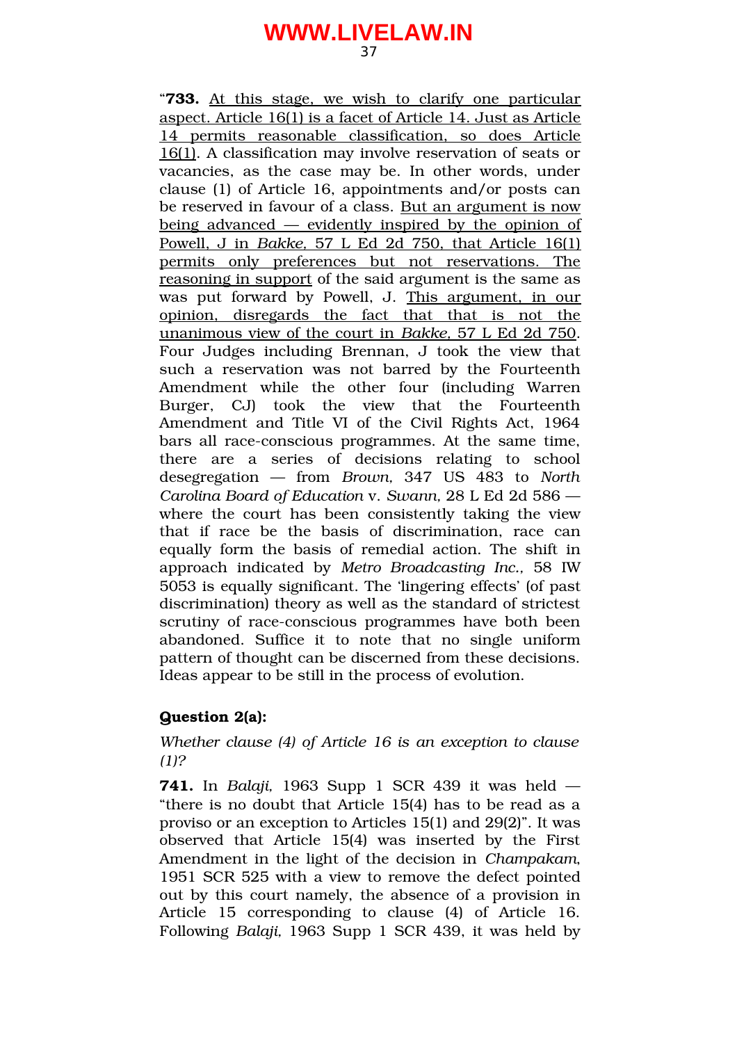"**733.** <u>At this stage, we wish to clarify one particular aspect. Article 16(1) is a facet of Article 14. Just as Article 14 permits reasonable classification, so does Article 16(1)</u>. A classification may involve reservation of seats or vacancies, as the case may be. In other words, under clause (1) of Article 16, appointments and/or posts can be reserved in favour of a class. <u>But an argument is now being advanced — evidently inspired by the opinion of Powell, J in *Bakke*, 57 L Ed 2d 750, that Article 16(1) permits only preferences but not reservations. The reasoning in support</u> of the said argument is the same as was put forward by Powell, J. <u>This argument, in our opinion, disregards the fact that that is not the unanimous view of the court in *Bakke*, 57 L Ed 2d 750</u>. Four Judges including Brennan, J took the view that such a reservation was not barred by the Fourteenth Amendment while the other four (including Warren Burger, CJ) took the view that the Fourteenth Amendment and Title VI of the Civil Rights Act, 1964 bars all race-conscious programmes. At the same time, there are a series of decisions relating to school desegregation — from *Brown*, 347 US 483 to *North Carolina Board of Education* v. *Swann*, 28 L Ed 2d 586 — where the court has been consistently taking the view that if race be the basis of discrimination, race can equally form the basis of remedial action. The shift in approach indicated by *Metro Broadcasting Inc.*, 58 IW 5053 is equally significant. The 'lingering effects' (of past discrimination) theory as well as the standard of strictest scrutiny of race-conscious programmes have both been abandoned. Suffice it to note that no single uniform pattern of thought can be discerned from these decisions. Ideas appear to be still in the process of evolution.

**Question 2(a):**

*Whether clause (4) of Article 16 is an exception to clause (1)?*

**741.** In *Balaji*, 1963 Supp 1 SCR 439 it was held — "there is no doubt that Article 15(4) has to be read as a proviso or an exception to Articles 15(1) and 29(2)". It was observed that Article 15(4) was inserted by the First Amendment in the light of the decision in *Champakam*, 1951 SCR 525 with a view to remove the defect pointed out by this court namely, the absence of a provision in Article 15 corresponding to clause (4) of Article 16. Following *Balaji*, 1963 Supp 1 SCR 439, it was held by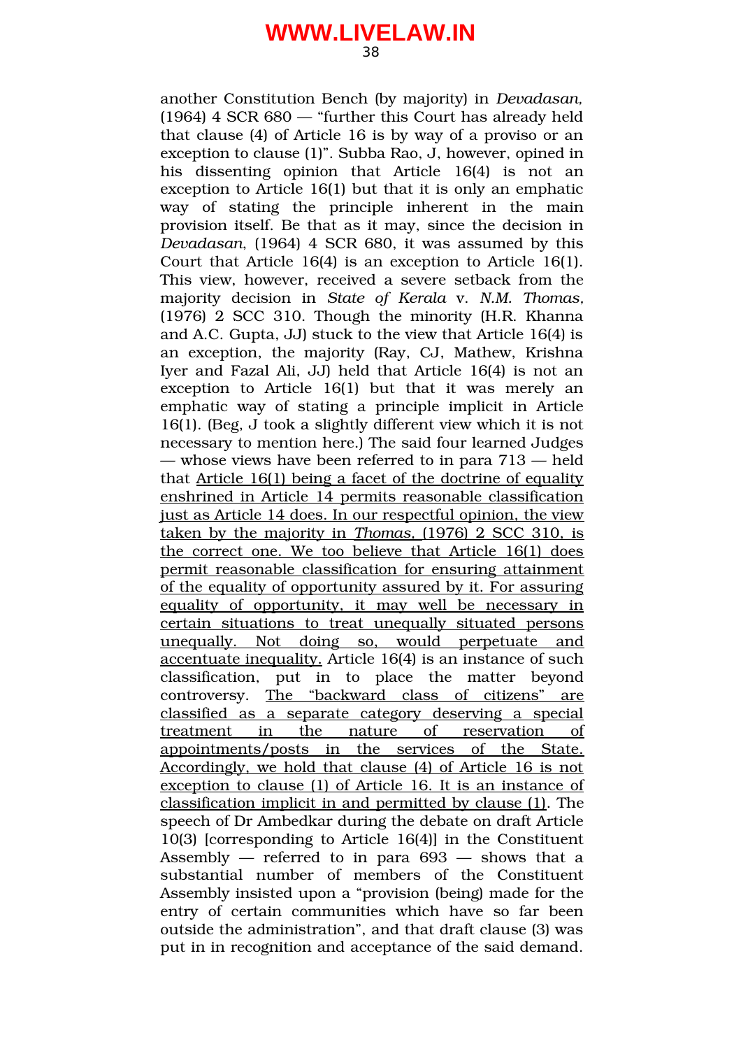another Constitution Bench (by majority) in *Devadasan*, (1964) 4 SCR 680 — "further this Court has already held that clause (4) of Article 16 is by way of a proviso or an exception to clause (1)". Subba Rao, J, however, opined in his dissenting opinion that Article 16(4) is not an exception to Article 16(1) but that it is only an emphatic way of stating the principle inherent in the main provision itself. Be that as it may, since the decision in *Devadasan*, (1964) 4 SCR 680, it was assumed by this Court that Article 16(4) is an exception to Article 16(1). This view, however, received a severe setback from the majority decision in *State of Kerala* v. *N.M. Thomas*, (1976) 2 SCC 310. Though the minority (H.R. Khanna and A.C. Gupta, JJ) stuck to the view that Article 16(4) is an exception, the majority (Ray, CJ, Mathew, Krishna Iyer and Fazal Ali, JJ) held that Article 16(4) is not an exception to Article 16(1) but that it was merely an emphatic way of stating a principle implicit in Article 16(1). (Beg, J took a slightly different view which it is not necessary to mention here.) The said four learned Judges — whose views have been referred to in para 713 — held that <u>Article 16(1) being a facet of the doctrine of equality enshrined in Article 14 permits reasonable classification just as Article 14 does. In our respectful opinion, the view taken by the majority in *Thomas*, (1976) 2 SCC 310, is the correct one. We too believe that Article 16(1) does permit reasonable classification for ensuring attainment of the equality of opportunity assured by it. For assuring equality of opportunity, it may well be necessary in certain situations to treat unequally situated persons unequally. Not doing so, would perpetuate and accentuate inequality.</u> Article 16(4) is an instance of such classification, put in to place the matter beyond controversy. <u>The "backward class of citizens" are classified as a separate category deserving a special treatment in the nature of reservation of appointments/posts in the services of the State. Accordingly, we hold that clause (4) of Article 16 is not exception to clause (1) of Article 16. It is an instance of classification implicit in and permitted by clause (1)</u>. The speech of Dr Ambedkar during the debate on draft Article 10(3) [corresponding to Article 16(4)] in the Constituent Assembly — referred to in para 693 — shows that a substantial number of members of the Constituent Assembly insisted upon a "provision (being) made for the entry of certain communities which have so far been outside the administration", and that draft clause (3) was put in in recognition and acceptance of the said demand.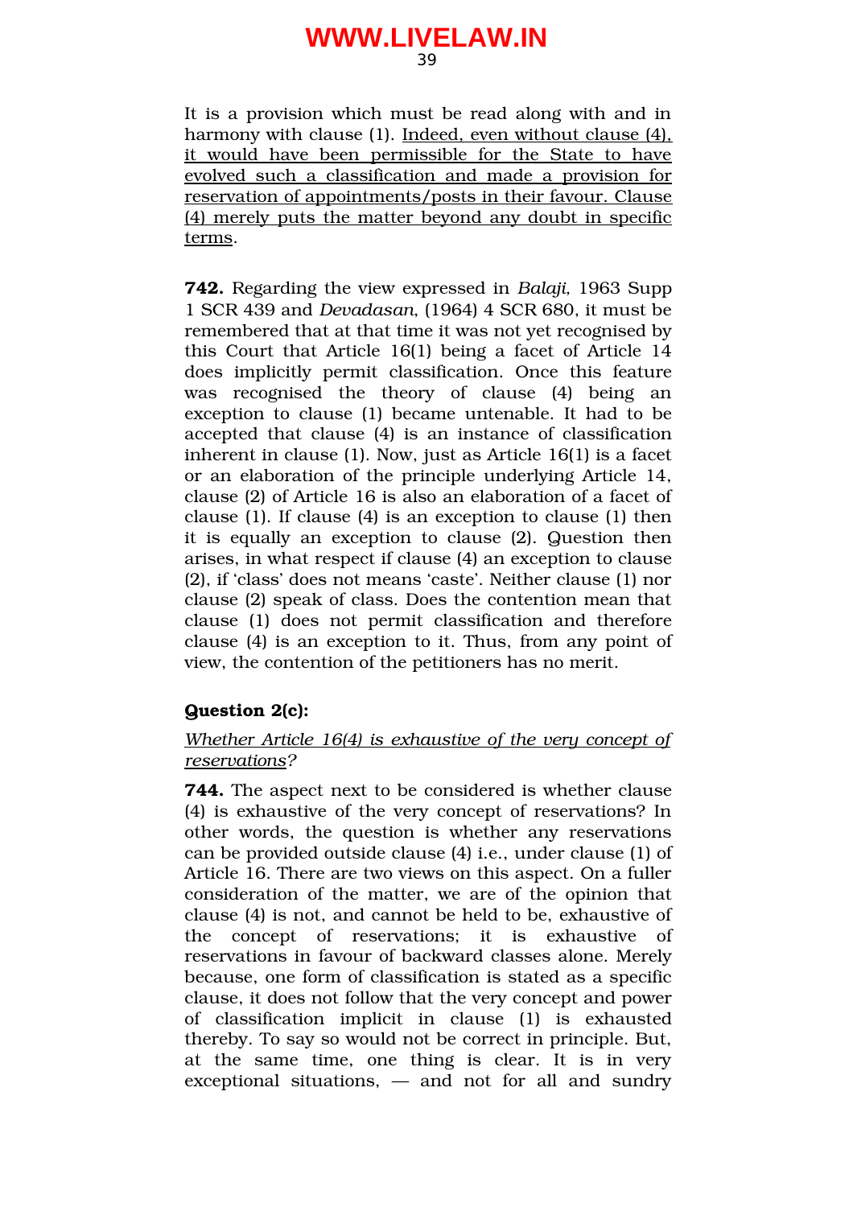It is a provision which must be read along with and in harmony with clause (1). <u>Indeed, even without clause (4), it would have been permissible for the State to have evolved such a classification and made a provision for reservation of appointments/posts in their favour. Clause (4) merely puts the matter beyond any doubt in specific terms</u>.

**742.** Regarding the view expressed in *Balaji,* 1963 Supp 1 SCR 439 and *Devadasan*, (1964) 4 SCR 680, it must be remembered that at that time it was not yet recognised by this Court that Article 16(1) being a facet of Article 14 does implicitly permit classification. Once this feature was recognised the theory of clause (4) being an exception to clause (1) became untenable. It had to be accepted that clause (4) is an instance of classification inherent in clause (1). Now, just as Article 16(1) is a facet or an elaboration of the principle underlying Article 14, clause (2) of Article 16 is also an elaboration of a facet of clause (1). If clause (4) is an exception to clause (1) then it is equally an exception to clause (2). Question then arises, in what respect if clause (4) an exception to clause (2), if 'class' does not means 'caste'. Neither clause (1) nor clause (2) speak of class. Does the contention mean that clause (1) does not permit classification and therefore clause (4) is an exception to it. Thus, from any point of view, the contention of the petitioners has no merit.

**Question 2(c):**

*<u>Whether Article 16(4) is exhaustive of the very concept of reservations</u>?*

**744.** The aspect next to be considered is whether clause (4) is exhaustive of the very concept of reservations? In other words, the question is whether any reservations can be provided outside clause (4) i.e., under clause (1) of Article 16. There are two views on this aspect. On a fuller consideration of the matter, we are of the opinion that clause (4) is not, and cannot be held to be, exhaustive of the concept of reservations; it is exhaustive of reservations in favour of backward classes alone. Merely because, one form of classification is stated as a specific clause, it does not follow that the very concept and power of classification implicit in clause (1) is exhausted thereby. To say so would not be correct in principle. But, at the same time, one thing is clear. It is in very exceptional situations, — and not for all and sundry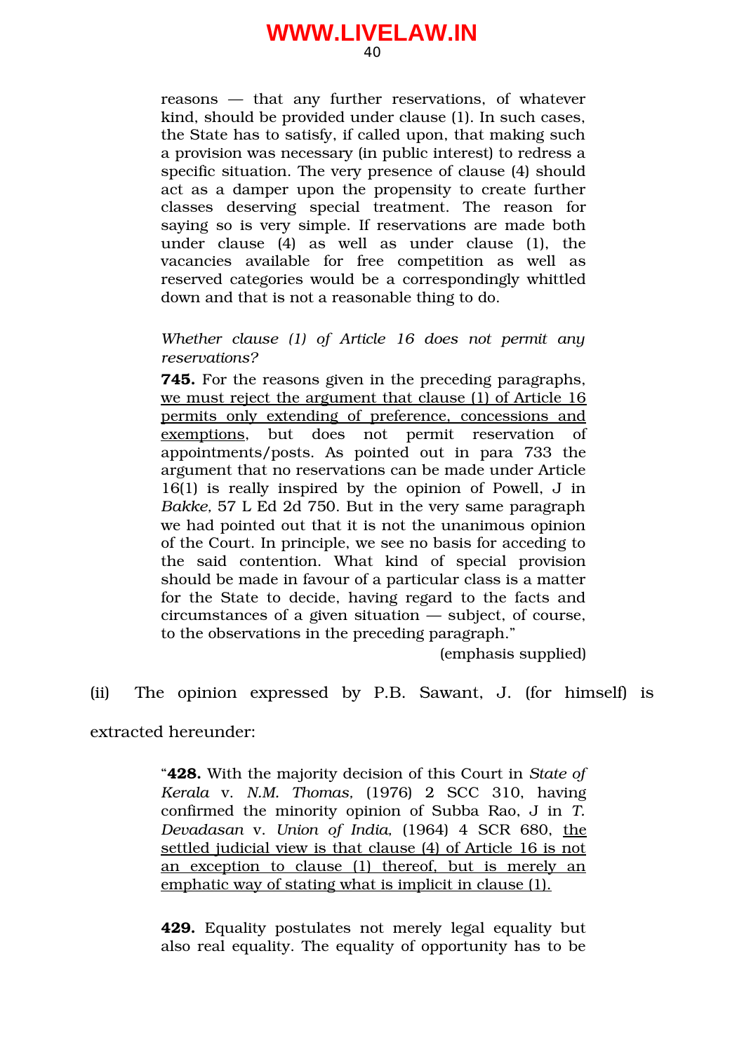> reasons — that any further reservations, of whatever kind, should be provided under clause (1). In such cases, the State has to satisfy, if called upon, that making such a provision was necessary (in public interest) to redress a specific situation. The very presence of clause (4) should act as a damper upon the propensity to create further classes deserving special treatment. The reason for saying so is very simple. If reservations are made both under clause (4) as well as under clause (1), the vacancies available for free competition as well as reserved categories would be a correspondingly whittled down and that is not a reasonable thing to do.
>
> *Whether clause (1) of Article 16 does not permit any reservations?*
>
> **745.** For the reasons given in the preceding paragraphs, <u>we must reject the argument that clause (1) of Article 16 permits only extending of preference, concessions and exemptions</u>, but does not permit reservation of appointments/posts. As pointed out in para 733 the argument that no reservations can be made under Article 16(1) is really inspired by the opinion of Powell, J in *Bakke*, 57 L Ed 2d 750. But in the very same paragraph we had pointed out that it is not the unanimous opinion of the Court. In principle, we see no basis for acceding to the said contention. What kind of special provision should be made in favour of a particular class is a matter for the State to decide, having regard to the facts and circumstances of a given situation — subject, of course, to the observations in the preceding paragraph."
>
> (emphasis supplied)

(ii) The opinion expressed by P.B. Sawant, J. (for himself) is extracted hereunder:

> "**428.** With the majority decision of this Court in *State of Kerala* v. *N.M. Thomas*, (1976) 2 SCC 310, having confirmed the minority opinion of Subba Rao, J in *T. Devadasan* v. *Union of India*, (1964) 4 SCR 680, <u>the settled judicial view is that clause (4) of Article 16 is not an exception to clause (1) thereof, but is merely an emphatic way of stating what is implicit in clause (1).</u>
>
> **429.** Equality postulates not merely legal equality but also real equality. The equality of opportunity has to be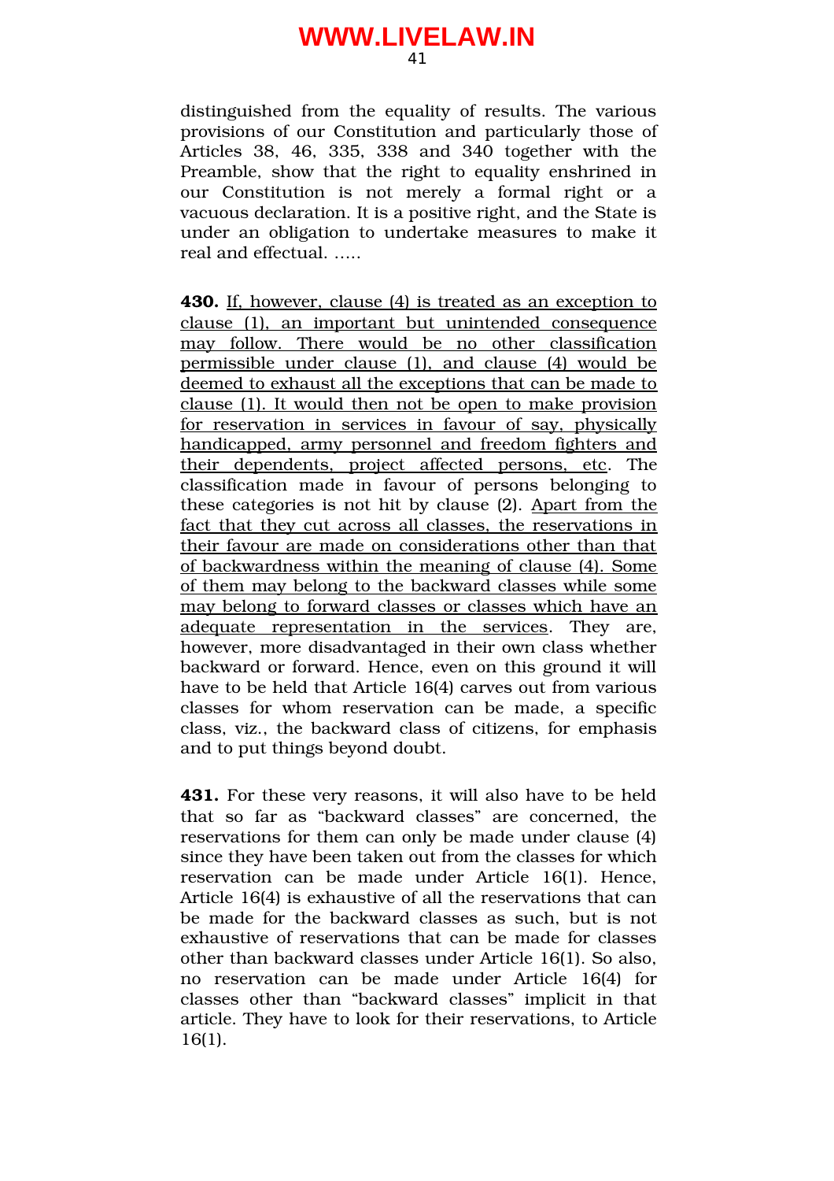distinguished from the equality of results. The various provisions of our Constitution and particularly those of Articles 38, 46, 335, 338 and 340 together with the Preamble, show that the right to equality enshrined in our Constitution is not merely a formal right or a vacuous declaration. It is a positive right, and the State is under an obligation to undertake measures to make it real and effectual. .....

**430.** <u>If, however, clause (4) is treated as an exception to clause (1), an important but unintended consequence may follow. There would be no other classification permissible under clause (1), and clause (4) would be deemed to exhaust all the exceptions that can be made to clause (1). It would then not be open to make provision for reservation in services in favour of say, physically handicapped, army personnel and freedom fighters and their dependents, project affected persons, etc</u>. The classification made in favour of persons belonging to these categories is not hit by clause (2). <u>Apart from the fact that they cut across all classes, the reservations in their favour are made on considerations other than that of backwardness within the meaning of clause (4). Some of them may belong to the backward classes while some may belong to forward classes or classes which have an adequate representation in the services</u>. They are, however, more disadvantaged in their own class whether backward or forward. Hence, even on this ground it will have to be held that Article 16(4) carves out from various classes for whom reservation can be made, a specific class, viz., the backward class of citizens, for emphasis and to put things beyond doubt.

**431.** For these very reasons, it will also have to be held that so far as "backward classes" are concerned, the reservations for them can only be made under clause (4) since they have been taken out from the classes for which reservation can be made under Article 16(1). Hence, Article 16(4) is exhaustive of all the reservations that can be made for the backward classes as such, but is not exhaustive of reservations that can be made for classes other than backward classes under Article 16(1). So also, no reservation can be made under Article 16(4) for classes other than "backward classes" implicit in that article. They have to look for their reservations, to Article 16(1).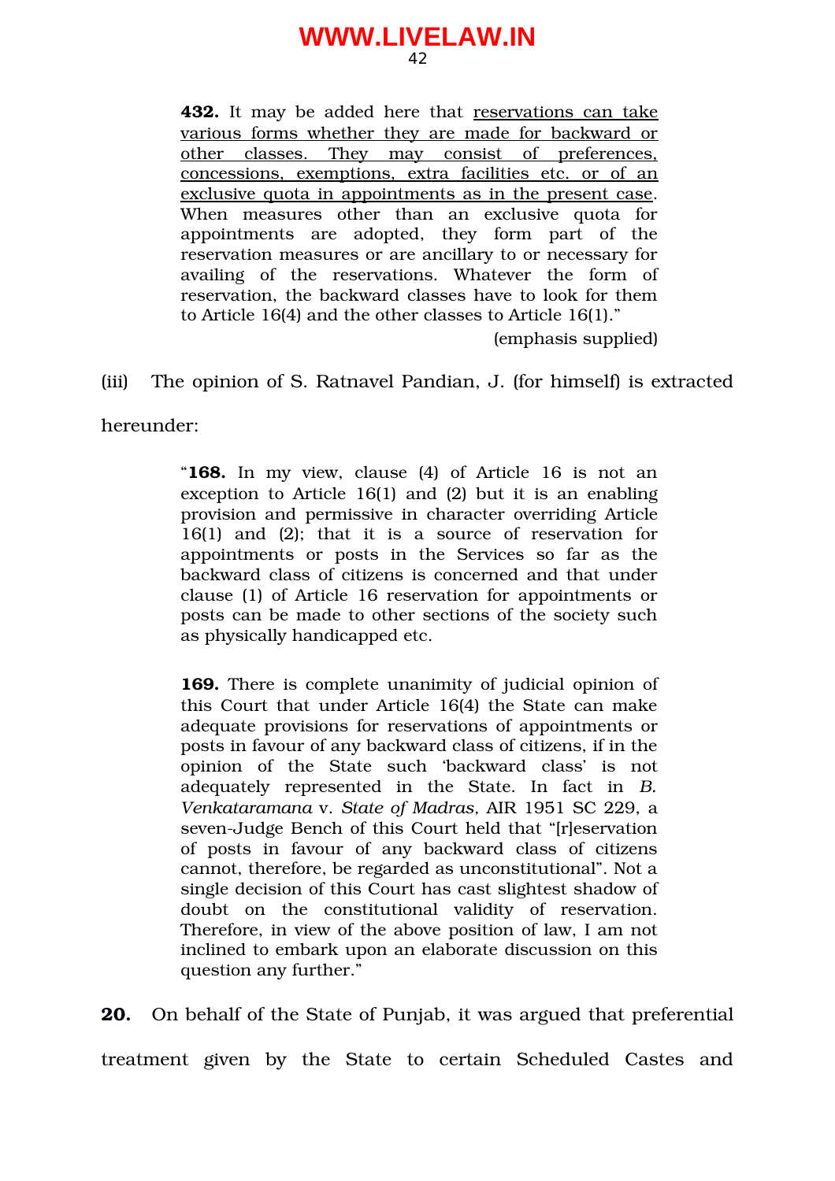> **432.** It may be added here that <u>reservations can take various forms whether they are made for backward or other classes. They may consist of preferences, concessions, exemptions, extra facilities etc. or of an exclusive quota in appointments as in the present case</u>. When measures other than an exclusive quota for appointments are adopted, they form part of the reservation measures or are ancillary to or necessary for availing of the reservations. Whatever the form of reservation, the backward classes have to look for them to Article 16(4) and the other classes to Article 16(1)."
>
> (emphasis supplied)

(iii) The opinion of S. Ratnavel Pandian, J. (for himself) is extracted hereunder:

> "**168.** In my view, clause (4) of Article 16 is not an exception to Article 16(1) and (2) but it is an enabling provision and permissive in character overriding Article 16(1) and (2); that it is a source of reservation for appointments or posts in the Services so far as the backward class of citizens is concerned and that under clause (1) of Article 16 reservation for appointments or posts can be made to other sections of the society such as physically handicapped etc.
>
> **169.** There is complete unanimity of judicial opinion of this Court that under Article 16(4) the State can make adequate provisions for reservations of appointments or posts in favour of any backward class of citizens, if in the opinion of the State such 'backward class' is not adequately represented in the State. In fact in *B. Venkataramana* v. *State of Madras*, AIR 1951 SC 229, a seven-Judge Bench of this Court held that "[r]eservation of posts in favour of any backward class of citizens cannot, therefore, be regarded as unconstitutional". Not a single decision of this Court has cast slightest shadow of doubt on the constitutional validity of reservation. Therefore, in view of the above position of law, I am not inclined to embark upon an elaborate discussion on this question any further."

**20.** On behalf of the State of Punjab, it was argued that preferential treatment given by the State to certain Scheduled Castes and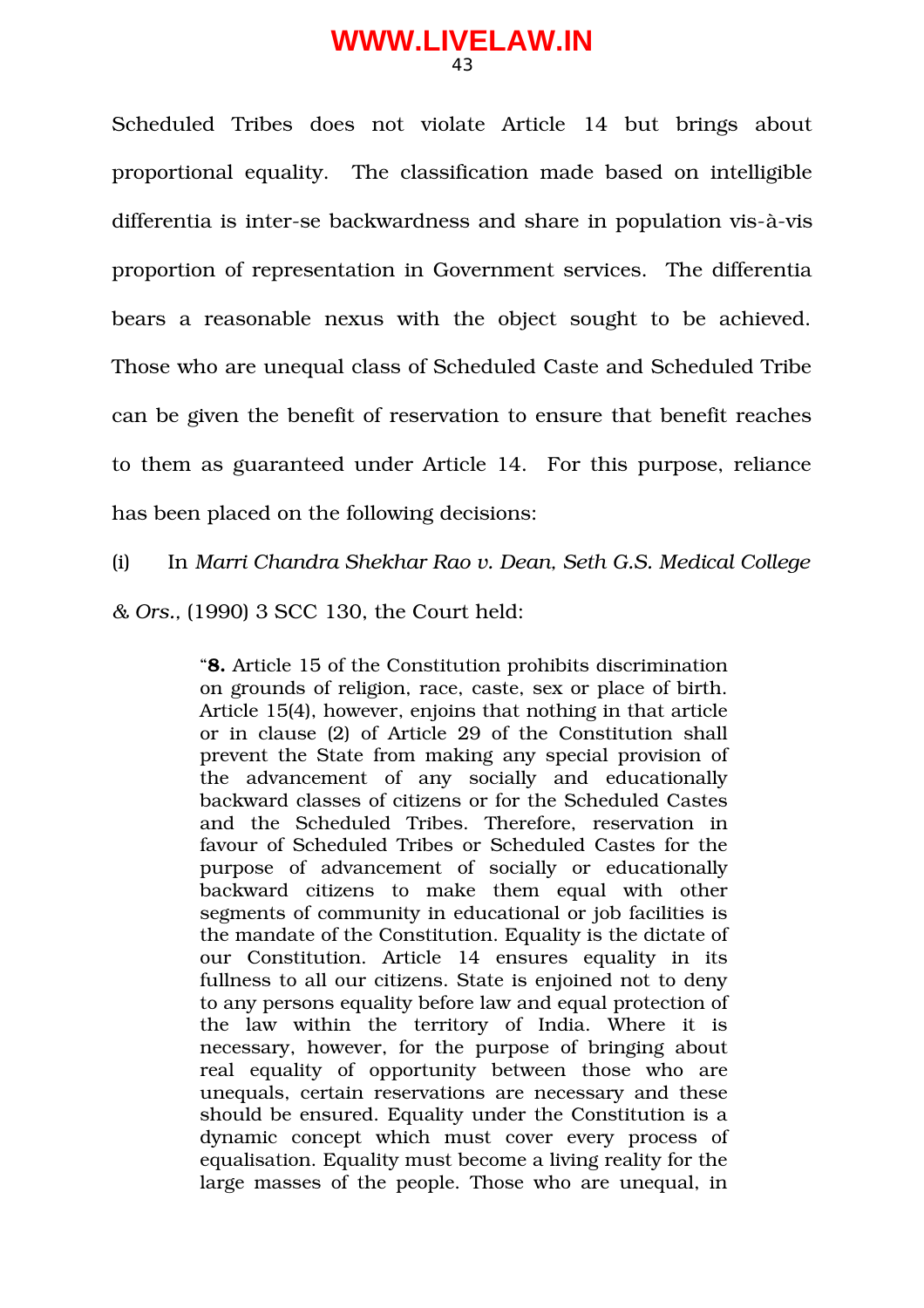Scheduled Tribes does not violate Article 14 but brings about proportional equality. The classification made based on intelligible differentia is inter-se backwardness and share in population vis-à-vis proportion of representation in Government services. The differentia bears a reasonable nexus with the object sought to be achieved. Those who are unequal class of Scheduled Caste and Scheduled Tribe can be given the benefit of reservation to ensure that benefit reaches to them as guaranteed under Article 14. For this purpose, reliance has been placed on the following decisions:

(i) In *Marri Chandra Shekhar Rao v. Dean, Seth G.S. Medical College & Ors.,* (1990) 3 SCC 130, the Court held:

> "**8.** Article 15 of the Constitution prohibits discrimination on grounds of religion, race, caste, sex or place of birth. Article 15(4), however, enjoins that nothing in that article or in clause (2) of Article 29 of the Constitution shall prevent the State from making any special provision of the advancement of any socially and educationally backward classes of citizens or for the Scheduled Castes and the Scheduled Tribes. Therefore, reservation in favour of Scheduled Tribes or Scheduled Castes for the purpose of advancement of socially or educationally backward citizens to make them equal with other segments of community in educational or job facilities is the mandate of the Constitution. Equality is the dictate of our Constitution. Article 14 ensures equality in its fullness to all our citizens. State is enjoined not to deny to any persons equality before law and equal protection of the law within the territory of India. Where it is necessary, however, for the purpose of bringing about real equality of opportunity between those who are unequals, certain reservations are necessary and these should be ensured. Equality under the Constitution is a dynamic concept which must cover every process of equalisation. Equality must become a living reality for the large masses of the people. Those who are unequal, in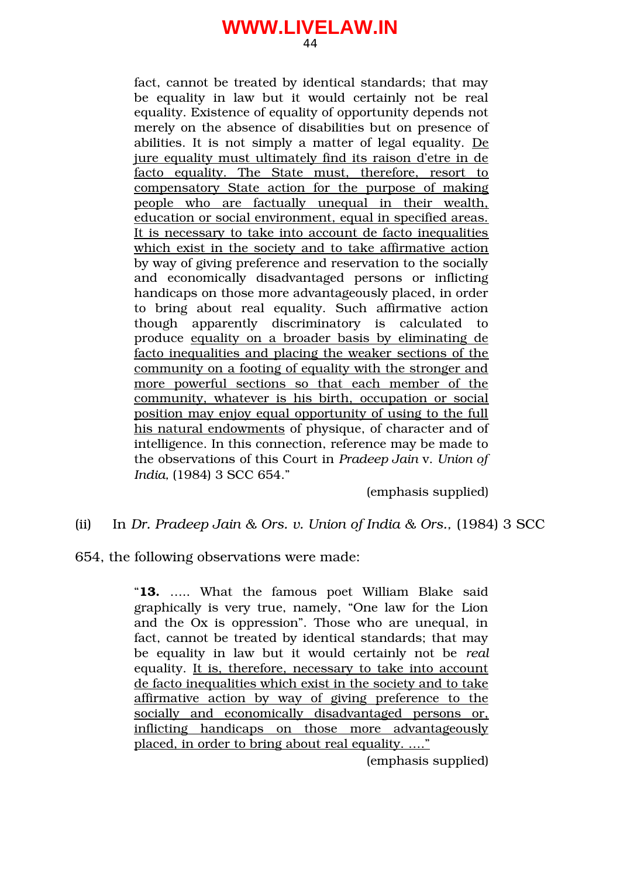> fact, cannot be treated by identical standards; that may be equality in law but it would certainly not be real equality. Existence of equality of opportunity depends not merely on the absence of disabilities but on presence of abilities. It is not simply a matter of legal equality. <u>De jure equality must ultimately find its raison d'etre in de facto equality. The State must, therefore, resort to compensatory State action for the purpose of making people who are factually unequal in their wealth, education or social environment, equal in specified areas. It is necessary to take into account de facto inequalities which exist in the society and to take affirmative action</u> by way of giving preference and reservation to the socially and economically disadvantaged persons or inflicting handicaps on those more advantageously placed, in order to bring about real equality. Such affirmative action though apparently discriminatory is calculated to produce <u>equality on a broader basis by eliminating de facto inequalities and placing the weaker sections of the community on a footing of equality with the stronger and more powerful sections so that each member of the community, whatever is his birth, occupation or social position may enjoy equal opportunity of using to the full his natural endowments</u> of physique, of character and of intelligence. In this connection, reference may be made to the observations of this Court in *Pradeep Jain* v. *Union of India*, (1984) 3 SCC 654."
>
> (emphasis supplied)

(ii) In *Dr. Pradeep Jain & Ors. v. Union of India & Ors.*, (1984) 3 SCC 654, the following observations were made:

> "**13.** ..... What the famous poet William Blake said graphically is very true, namely, "One law for the Lion and the Ox is oppression". Those who are unequal, in fact, cannot be treated by identical standards; that may be equality in law but it would certainly not be *real* equality. <u>It is, therefore, necessary to take into account de facto inequalities which exist in the society and to take affirmative action by way of giving preference to the socially and economically disadvantaged persons or, inflicting handicaps on those more advantageously placed, in order to bring about real equality. ...."</u>
>
> (emphasis supplied)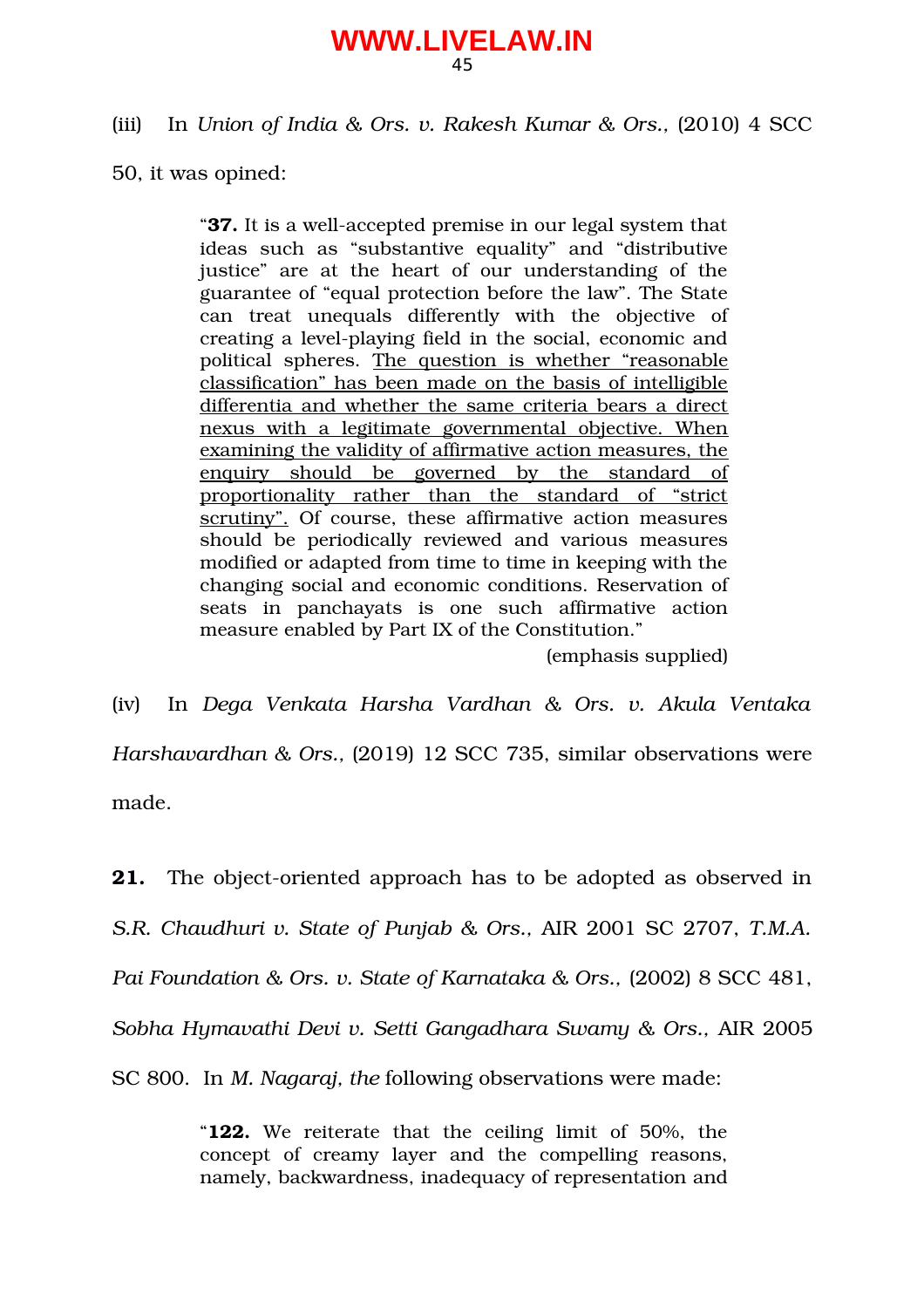(iii) In *Union of India & Ors. v. Rakesh Kumar & Ors.,* (2010) 4 SCC 50, it was opined:

> "**37.** It is a well-accepted premise in our legal system that ideas such as "substantive equality" and "distributive justice" are at the heart of our understanding of the guarantee of "equal protection before the law". The State can treat unequals differently with the objective of creating a level-playing field in the social, economic and political spheres. <u>The question is whether "reasonable classification" has been made on the basis of intelligible differentia and whether the same criteria bears a direct nexus with a legitimate governmental objective. When examining the validity of affirmative action measures, the enquiry should be governed by the standard of proportionality rather than the standard of "strict scrutiny".</u> Of course, these affirmative action measures should be periodically reviewed and various measures modified or adapted from time to time in keeping with the changing social and economic conditions. Reservation of seats in panchayats is one such affirmative action measure enabled by Part IX of the Constitution."
>
> (emphasis supplied)

(iv) In *Dega Venkata Harsha Vardhan & Ors. v. Akula Ventaka Harshavardhan & Ors.,* (2019) 12 SCC 735, similar observations were made.

**21.** The object-oriented approach has to be adopted as observed in *S.R. Chaudhuri v. State of Punjab & Ors.,* AIR 2001 SC 2707, *T.M.A. Pai Foundation & Ors. v. State of Karnataka & Ors.,* (2002) 8 SCC 481, *Sobha Hymavathi Devi v. Setti Gangadhara Swamy & Ors.,* AIR 2005 SC 800. In *M. Nagaraj, the* following observations were made:

> "**122.** We reiterate that the ceiling limit of 50%, the concept of creamy layer and the compelling reasons, namely, backwardness, inadequacy of representation and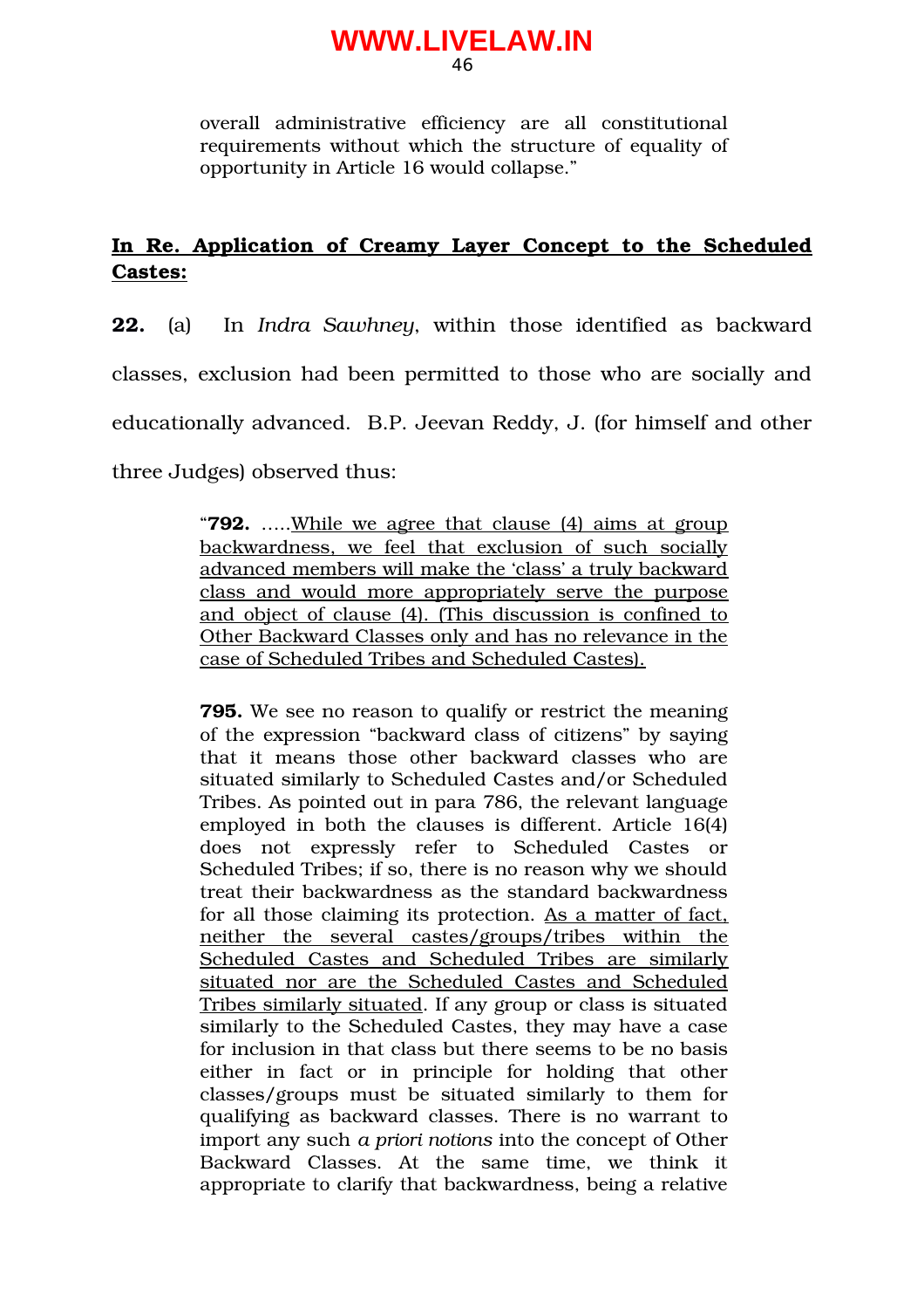overall administrative efficiency are all constitutional requirements without which the structure of equality of opportunity in Article 16 would collapse."

**<u>In Re. Application of Creamy Layer Concept to the Scheduled Castes:</u>**

**22.** (a) In *Indra Sawhney*, within those identified as backward classes, exclusion had been permitted to those who are socially and educationally advanced. B.P. Jeevan Reddy, J. (for himself and other three Judges) observed thus:

> "**792.** .....<u>While we agree that clause (4) aims at group backwardness, we feel that exclusion of such socially advanced members will make the 'class' a truly backward class and would more appropriately serve the purpose and object of clause (4). (This discussion is confined to Other Backward Classes only and has no relevance in the case of Scheduled Tribes and Scheduled Castes).</u>
>
> **795.** We see no reason to qualify or restrict the meaning of the expression "backward class of citizens" by saying that it means those other backward classes who are situated similarly to Scheduled Castes and/or Scheduled Tribes. As pointed out in para 786, the relevant language employed in both the clauses is different. Article 16(4) does not expressly refer to Scheduled Castes or Scheduled Tribes; if so, there is no reason why we should treat their backwardness as the standard backwardness for all those claiming its protection. <u>As a matter of fact, neither the several castes/groups/tribes within the Scheduled Castes and Scheduled Tribes are similarly situated nor are the Scheduled Castes and Scheduled Tribes similarly situated</u>. If any group or class is situated similarly to the Scheduled Castes, they may have a case for inclusion in that class but there seems to be no basis either in fact or in principle for holding that other classes/groups must be situated similarly to them for qualifying as backward classes. There is no warrant to import any such *a priori notions* into the concept of Other Backward Classes. At the same time, we think it appropriate to clarify that backwardness, being a relative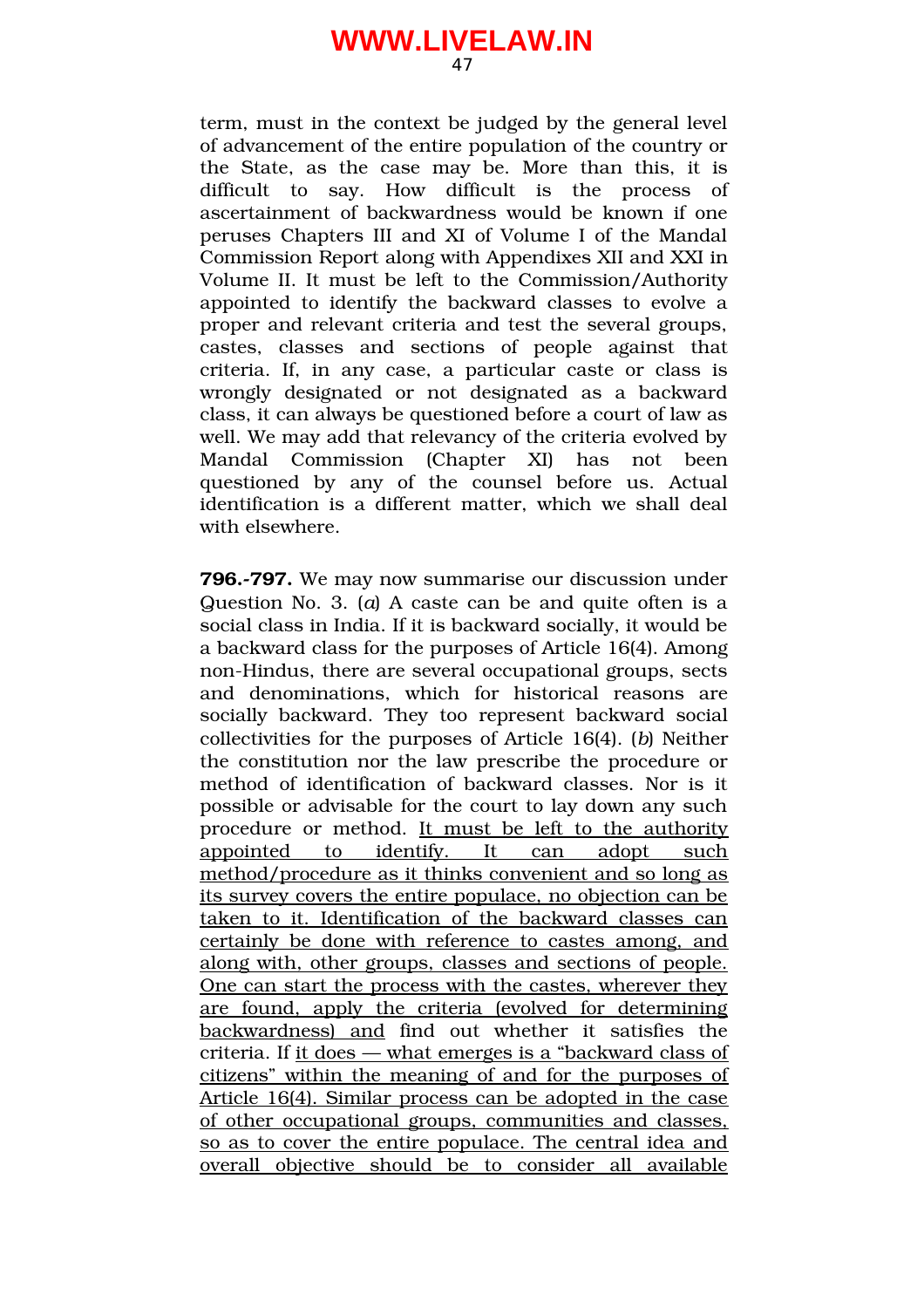term, must in the context be judged by the general level of advancement of the entire population of the country or the State, as the case may be. More than this, it is difficult to say. How difficult is the process of ascertainment of backwardness would be known if one peruses Chapters III and XI of Volume I of the Mandal Commission Report along with Appendixes XII and XXI in Volume II. It must be left to the Commission/Authority appointed to identify the backward classes to evolve a proper and relevant criteria and test the several groups, castes, classes and sections of people against that criteria. If, in any case, a particular caste or class is wrongly designated or not designated as a backward class, it can always be questioned before a court of law as well. We may add that relevancy of the criteria evolved by Mandal Commission (Chapter XI) has not been questioned by any of the counsel before us. Actual identification is a different matter, which we shall deal with elsewhere.

**796.-797.** We may now summarise our discussion under Question No. 3. (*a*) A caste can be and quite often is a social class in India. If it is backward socially, it would be a backward class for the purposes of Article 16(4). Among non-Hindus, there are several occupational groups, sects and denominations, which for historical reasons are socially backward. They too represent backward social collectivities for the purposes of Article 16(4). (*b*) Neither the constitution nor the law prescribe the procedure or method of identification of backward classes. Nor is it possible or advisable for the court to lay down any such procedure or method. <u>It must be left to the authority appointed to identify. It can adopt such method/procedure as it thinks convenient and so long as its survey covers the entire populace, no objection can be taken to it. Identification of the backward classes can certainly be done with reference to castes among, and along with, other groups, classes and sections of people. One can start the process with the castes, wherever they are found, apply the criteria (evolved for determining backwardness) and</u> find out whether it satisfies the criteria. If <u>it does — what emerges is a "backward class of citizens" within the meaning of and for the purposes of Article 16(4). Similar process can be adopted in the case of other occupational groups, communities and classes, so as to cover the entire populace. The central idea and overall objective should be to consider all available</u>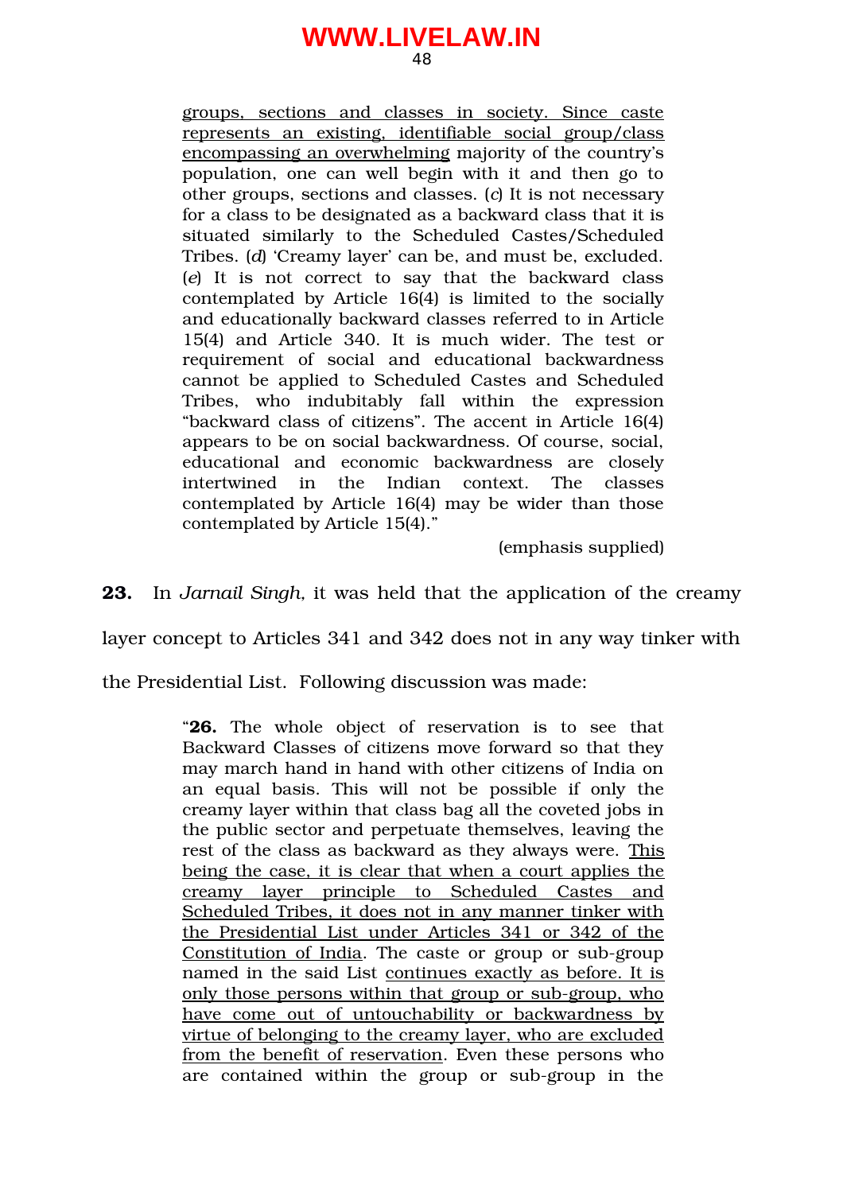> groups, sections and classes in society. Since caste represents an existing, identifiable social group/class encompassing an overwhelming majority of the country's population, one can well begin with it and then go to other groups, sections and classes. (*c*) It is not necessary for a class to be designated as a backward class that it is situated similarly to the Scheduled Castes/Scheduled Tribes. (*d*) 'Creamy layer' can be, and must be, excluded. (*e*) It is not correct to say that the backward class contemplated by Article 16(4) is limited to the socially and educationally backward classes referred to in Article 15(4) and Article 340. It is much wider. The test or requirement of social and educational backwardness cannot be applied to Scheduled Castes and Scheduled Tribes, who indubitably fall within the expression "backward class of citizens". The accent in Article 16(4) appears to be on social backwardness. Of course, social, educational and economic backwardness are closely intertwined in the Indian context. The classes contemplated by Article 16(4) may be wider than those contemplated by Article 15(4)."
>
> (emphasis supplied)

**23.** In *Jarnail Singh,* it was held that the application of the creamy layer concept to Articles 341 and 342 does not in any way tinker with the Presidential List. Following discussion was made:

> "**26.** The whole object of reservation is to see that Backward Classes of citizens move forward so that they may march hand in hand with other citizens of India on an equal basis. This will not be possible if only the creamy layer within that class bag all the coveted jobs in the public sector and perpetuate themselves, leaving the rest of the class as backward as they always were. This being the case, it is clear that when a court applies the creamy layer principle to Scheduled Castes and Scheduled Tribes, it does not in any manner tinker with the Presidential List under Articles 341 or 342 of the Constitution of India. The caste or group or sub-group named in the said List continues exactly as before. It is only those persons within that group or sub-group, who have come out of untouchability or backwardness by virtue of belonging to the creamy layer, who are excluded from the benefit of reservation. Even these persons who are contained within the group or sub-group in the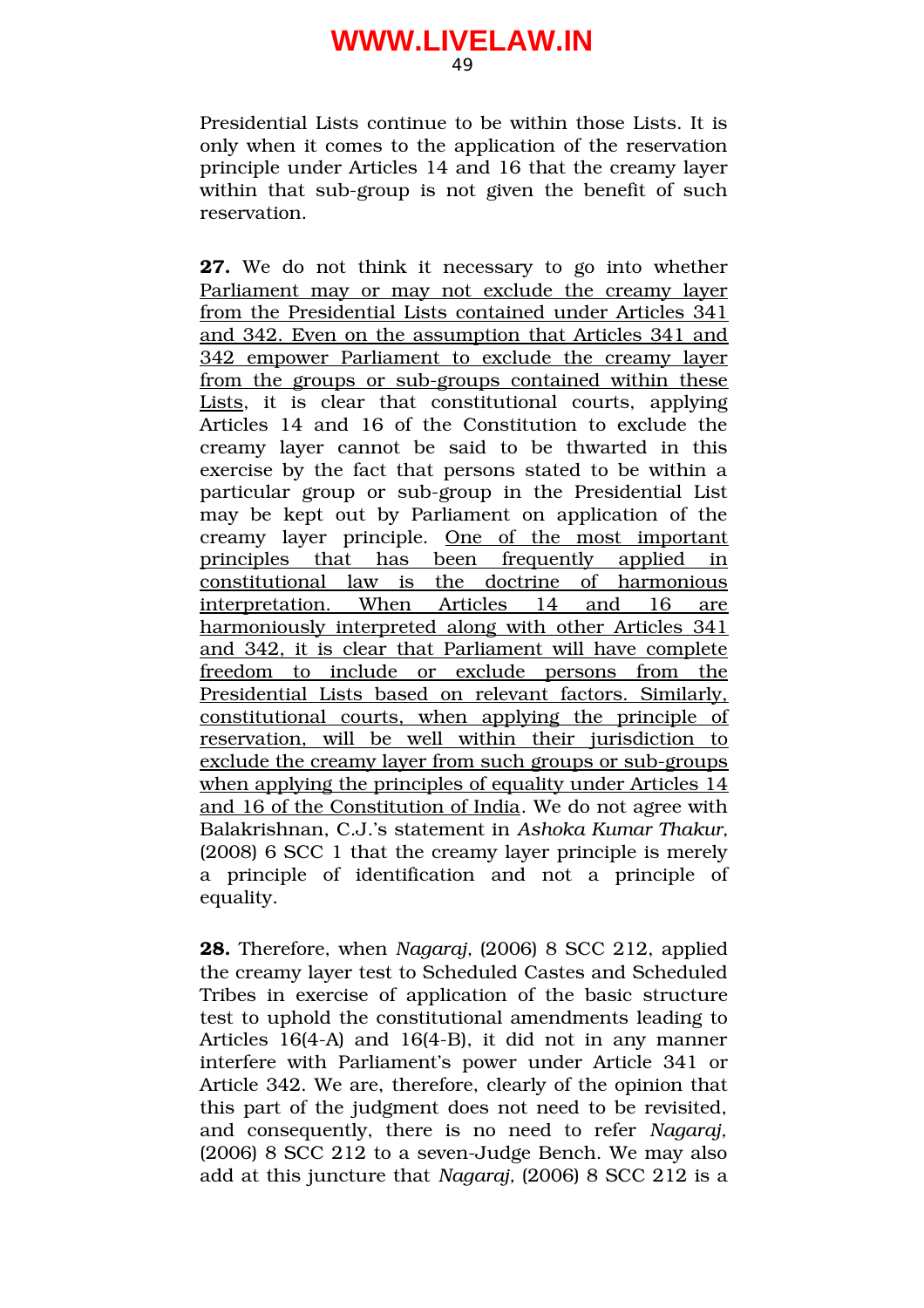Presidential Lists continue to be within those Lists. It is only when it comes to the application of the reservation principle under Articles 14 and 16 that the creamy layer within that sub-group is not given the benefit of such reservation.

**27.** We do not think it necessary to go into whether Parliament may or may not exclude the creamy layer from the Presidential Lists contained under Articles 341 and 342. Even on the assumption that Articles 341 and 342 empower Parliament to exclude the creamy layer from the groups or sub-groups contained within these Lists, it is clear that constitutional courts, applying Articles 14 and 16 of the Constitution to exclude the creamy layer cannot be said to be thwarted in this exercise by the fact that persons stated to be within a particular group or sub-group in the Presidential List may be kept out by Parliament on application of the creamy layer principle. One of the most important principles that has been frequently applied in constitutional law is the doctrine of harmonious interpretation. When Articles 14 and 16 are harmoniously interpreted along with other Articles 341 and 342, it is clear that Parliament will have complete freedom to include or exclude persons from the Presidential Lists based on relevant factors. Similarly, constitutional courts, when applying the principle of reservation, will be well within their jurisdiction to exclude the creamy layer from such groups or sub-groups when applying the principles of equality under Articles 14 and 16 of the Constitution of India. We do not agree with Balakrishnan, C.J.'s statement in *Ashoka Kumar Thakur*, (2008) 6 SCC 1 that the creamy layer principle is merely a principle of identification and not a principle of equality.

**28.** Therefore, when *Nagaraj*, (2006) 8 SCC 212, applied the creamy layer test to Scheduled Castes and Scheduled Tribes in exercise of application of the basic structure test to uphold the constitutional amendments leading to Articles 16(4-A) and 16(4-B), it did not in any manner interfere with Parliament's power under Article 341 or Article 342. We are, therefore, clearly of the opinion that this part of the judgment does not need to be revisited, and consequently, there is no need to refer *Nagaraj*, (2006) 8 SCC 212 to a seven-Judge Bench. We may also add at this juncture that *Nagaraj*, (2006) 8 SCC 212 is a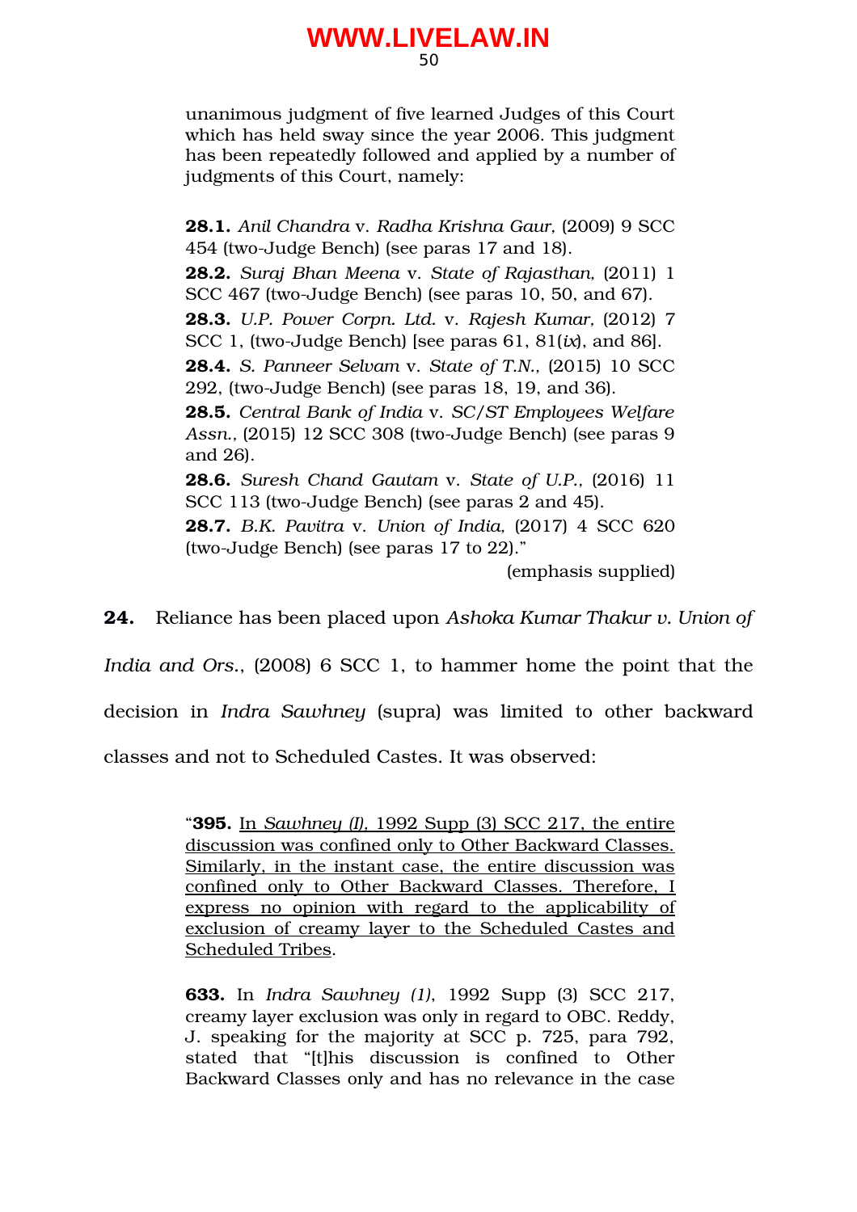unanimous judgment of five learned Judges of this Court which has held sway since the year 2006. This judgment has been repeatedly followed and applied by a number of judgments of this Court, namely:

> **28.1.** *Anil Chandra* v. *Radha Krishna Gaur*, (2009) 9 SCC 454 (two-Judge Bench) (see paras 17 and 18).
>
> **28.2.** *Suraj Bhan Meena* v. *State of Rajasthan*, (2011) 1 SCC 467 (two-Judge Bench) (see paras 10, 50, and 67).
>
> **28.3.** *U.P. Power Corpn. Ltd.* v. *Rajesh Kumar*, (2012) 7 SCC 1, (two-Judge Bench) [see paras 61, 81(*ix*), and 86].
>
> **28.4.** *S. Panneer Selvam* v. *State of T.N.*, (2015) 10 SCC 292, (two-Judge Bench) (see paras 18, 19, and 36).
>
> **28.5.** *Central Bank of India* v. *SC/ST Employees Welfare Assn.*, (2015) 12 SCC 308 (two-Judge Bench) (see paras 9 and 26).
>
> **28.6.** *Suresh Chand Gautam* v. *State of U.P.*, (2016) 11 SCC 113 (two-Judge Bench) (see paras 2 and 45).
>
> **28.7.** *B.K. Pavitra* v. *Union of India*, (2017) 4 SCC 620 (two-Judge Bench) (see paras 17 to 22)."
>
> (emphasis supplied)

**24.** Reliance has been placed upon *Ashoka Kumar Thakur v. Union of India and Ors.*, (2008) 6 SCC 1, to hammer home the point that the decision in *Indra Sawhney* (supra) was limited to other backward classes and not to Scheduled Castes. It was observed:

> "**395.** In *Sawhney (I)*, 1992 Supp (3) SCC 217, the entire discussion was confined only to Other Backward Classes. Similarly, in the instant case, the entire discussion was confined only to Other Backward Classes. Therefore, I express no opinion with regard to the applicability of exclusion of creamy layer to the Scheduled Castes and Scheduled Tribes.
>
> **633.** In *Indra Sawhney (1)*, 1992 Supp (3) SCC 217, creamy layer exclusion was only in regard to OBC. Reddy, J. speaking for the majority at SCC p. 725, para 792, stated that "[t]his discussion is confined to Other Backward Classes only and has no relevance in the case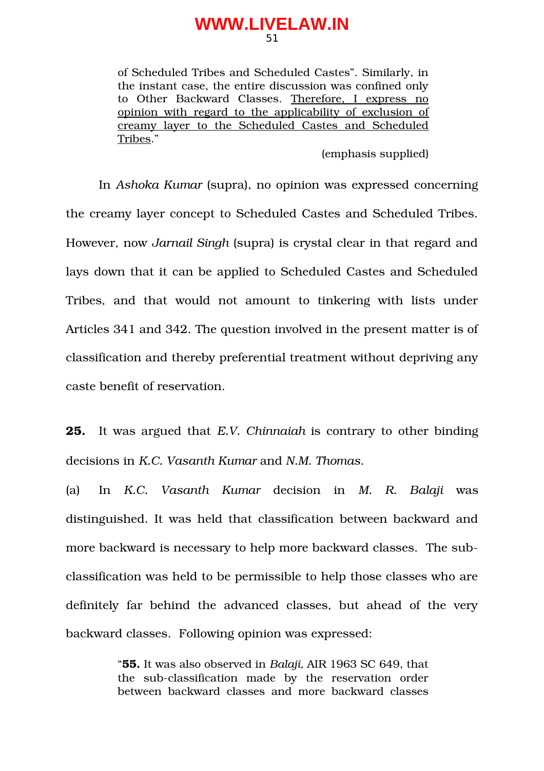> of Scheduled Tribes and Scheduled Castes". Similarly, in the instant case, the entire discussion was confined only to Other Backward Classes. <u>Therefore, I express no opinion with regard to the applicability of exclusion of creamy layer to the Scheduled Castes and Scheduled Tribes</u>."
>
> (emphasis supplied)

In *Ashoka Kumar* (supra), no opinion was expressed concerning the creamy layer concept to Scheduled Castes and Scheduled Tribes. However, now *Jarnail Singh* (supra) is crystal clear in that regard and lays down that it can be applied to Scheduled Castes and Scheduled Tribes, and that would not amount to tinkering with lists under Articles 341 and 342. The question involved in the present matter is of classification and thereby preferential treatment without depriving any caste benefit of reservation.

**25.** It was argued that *E.V. Chinnaiah* is contrary to other binding decisions in *K.C. Vasanth Kumar* and *N.M. Thomas*.

(a) In *K.C. Vasanth Kumar* decision in *M. R. Balaji* was distinguished. It was held that classification between backward and more backward is necessary to help more backward classes. The sub-classification was held to be permissible to help those classes who are definitely far behind the advanced classes, but ahead of the very backward classes. Following opinion was expressed:

> "**55.** It was also observed in *Balaji*, AIR 1963 SC 649, that the sub-classification made by the reservation order between backward classes and more backward classes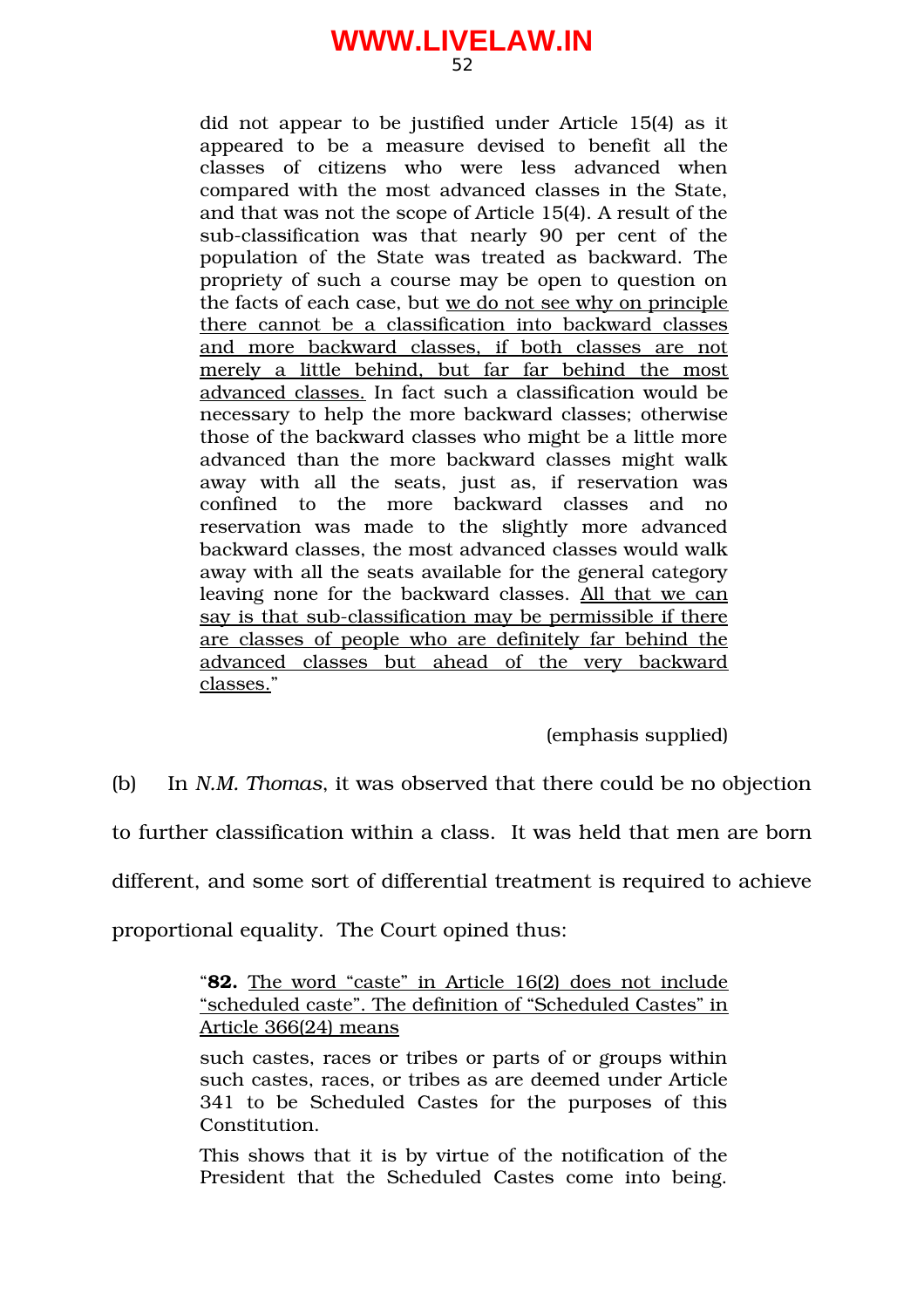> did not appear to be justified under Article 15(4) as it appeared to be a measure devised to benefit all the classes of citizens who were less advanced when compared with the most advanced classes in the State, and that was not the scope of Article 15(4). A result of the sub-classification was that nearly 90 per cent of the population of the State was treated as backward. The propriety of such a course may be open to question on the facts of each case, but <u>we do not see why on principle there cannot be a classification into backward classes and more backward classes, if both classes are not merely a little behind, but far far behind the most advanced classes.</u> In fact such a classification would be necessary to help the more backward classes; otherwise those of the backward classes who might be a little more advanced than the more backward classes might walk away with all the seats, just as, if reservation was confined to the more backward classes and no reservation was made to the slightly more advanced backward classes, the most advanced classes would walk away with all the seats available for the general category leaving none for the backward classes. <u>All that we can say is that sub-classification may be permissible if there are classes of people who are definitely far behind the advanced classes but ahead of the very backward classes.</u>"

(emphasis supplied)

(b) In *N.M. Thomas*, it was observed that there could be no objection to further classification within a class. It was held that men are born different, and some sort of differential treatment is required to achieve proportional equality. The Court opined thus:

> "**82.** <u>The word "caste" in Article 16(2) does not include "scheduled caste". The definition of "Scheduled Castes" in Article 366(24) means</u>
>
> such castes, races or tribes or parts of or groups within such castes, races, or tribes as are deemed under Article 341 to be Scheduled Castes for the purposes of this Constitution.
>
> This shows that it is by virtue of the notification of the President that the Scheduled Castes come into being.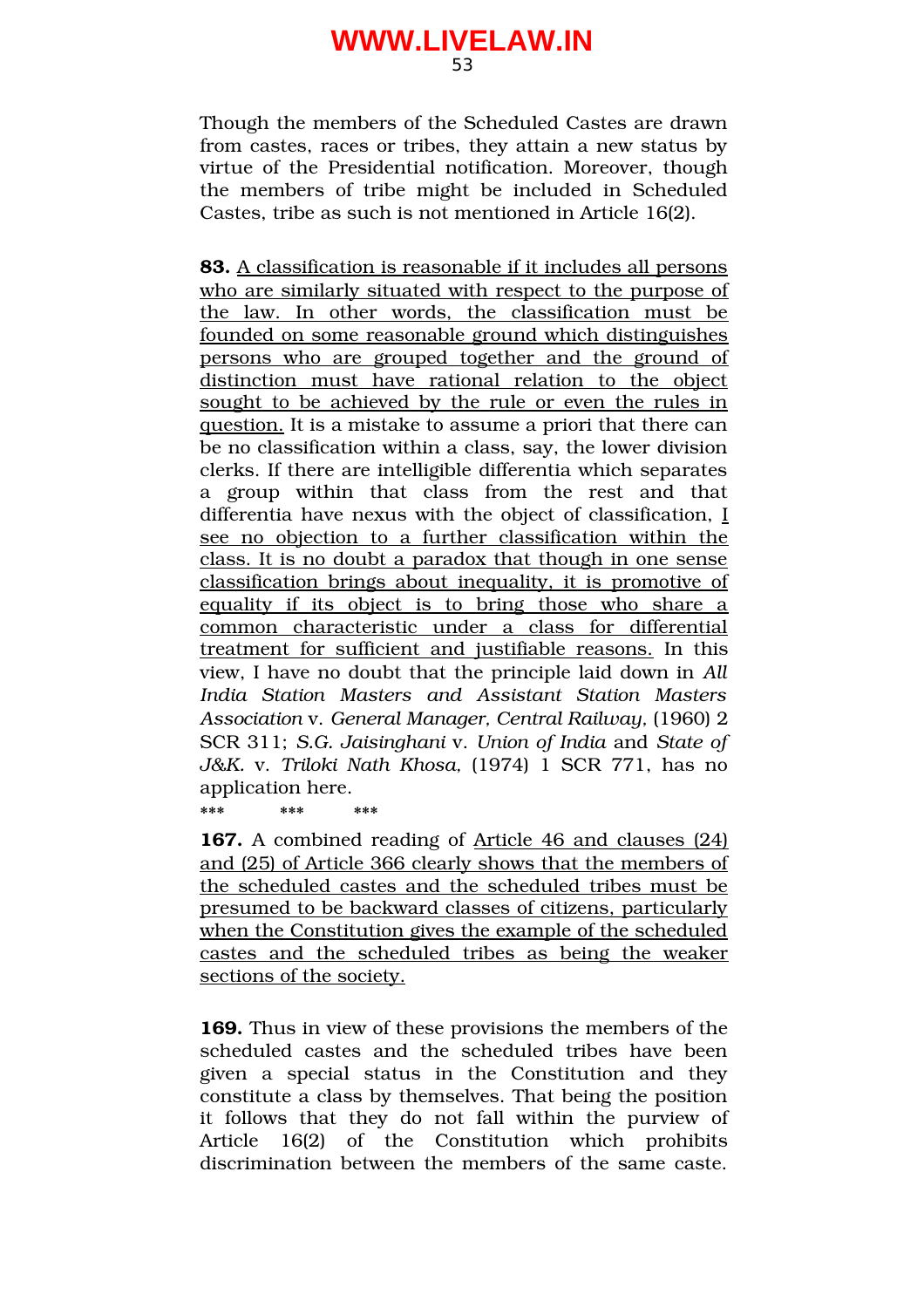Though the members of the Scheduled Castes are drawn from castes, races or tribes, they attain a new status by virtue of the Presidential notification. Moreover, though the members of tribe might be included in Scheduled Castes, tribe as such is not mentioned in Article 16(2).

**83.** <u>A classification is reasonable if it includes all persons who are similarly situated with respect to the purpose of the law. In other words, the classification must be founded on some reasonable ground which distinguishes persons who are grouped together and the ground of distinction must have rational relation to the object sought to be achieved by the rule or even the rules in question.</u> It is a mistake to assume a priori that there can be no classification within a class, say, the lower division clerks. If there are intelligible differentia which separates a group within that class from the rest and that differentia have nexus with the object of classification, <u>I see no objection to a further classification within the class. It is no doubt a paradox that though in one sense classification brings about inequality, it is promotive of equality if its object is to bring those who share a common characteristic under a class for differential treatment for sufficient and justifiable reasons.</u> In this view, I have no doubt that the principle laid down in *All India Station Masters and Assistant Station Masters Association* v. *General Manager, Central Railway*, (1960) 2 SCR 311; *S.G. Jaisinghani* v. *Union of India* and *State of J&K.* v. *Triloki Nath Khosa*, (1974) 1 SCR 771, has no application here.

\*\*\* \*\*\* \*\*\*

**167.** A combined reading of <u>Article 46 and clauses (24) and (25) of Article 366 clearly shows that the members of the scheduled castes and the scheduled tribes must be presumed to be backward classes of citizens, particularly when the Constitution gives the example of the scheduled castes and the scheduled tribes as being the weaker sections of the society.</u>

**169.** Thus in view of these provisions the members of the scheduled castes and the scheduled tribes have been given a special status in the Constitution and they constitute a class by themselves. That being the position it follows that they do not fall within the purview of Article 16(2) of the Constitution which prohibits discrimination between the members of the same caste.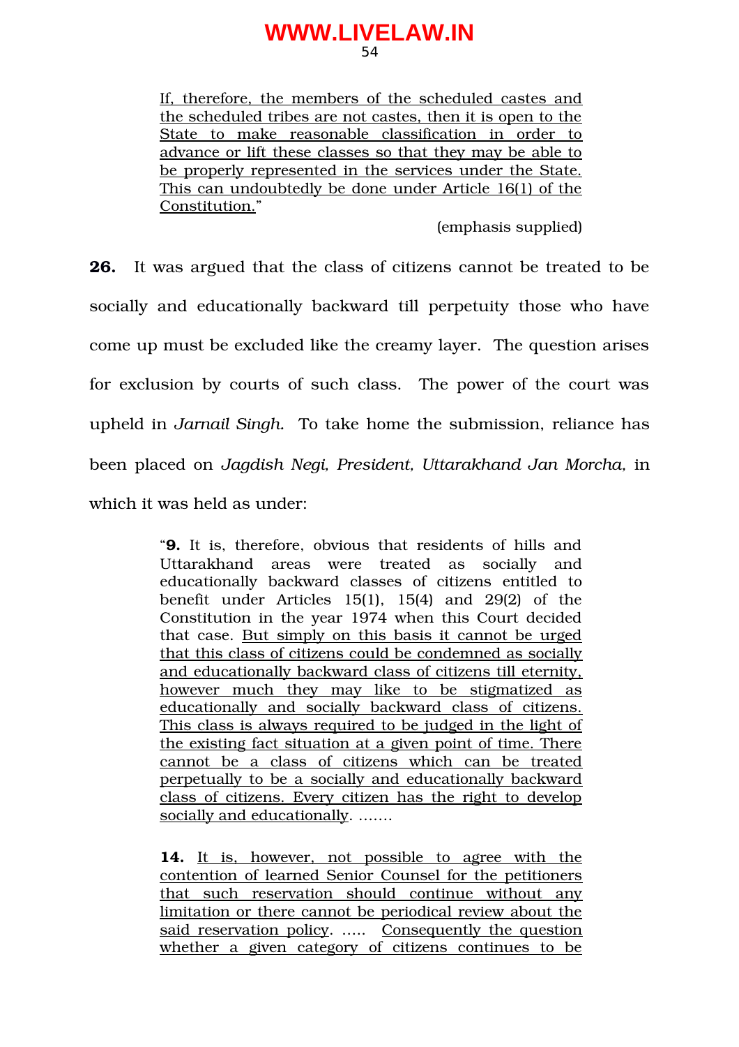> If, therefore, the members of the scheduled castes and the scheduled tribes are not castes, then it is open to the State to make reasonable classification in order to advance or lift these classes so that they may be able to be properly represented in the services under the State. This can undoubtedly be done under Article 16(1) of the Constitution."
>
> (emphasis supplied)

**26.** It was argued that the class of citizens cannot be treated to be socially and educationally backward till perpetuity those who have come up must be excluded like the creamy layer. The question arises for exclusion by courts of such class. The power of the court was upheld in *Jarnail Singh.* To take home the submission, reliance has been placed on *Jagdish Negi, President, Uttarakhand Jan Morcha,* in which it was held as under:

> "**9.** It is, therefore, obvious that residents of hills and Uttarakhand areas were treated as socially and educationally backward classes of citizens entitled to benefit under Articles 15(1), 15(4) and 29(2) of the Constitution in the year 1974 when this Court decided that case. But simply on this basis it cannot be urged that this class of citizens could be condemned as socially and educationally backward class of citizens till eternity, however much they may like to be stigmatized as educationally and socially backward class of citizens. This class is always required to be judged in the light of the existing fact situation at a given point of time. There cannot be a class of citizens which can be treated perpetually to be a socially and educationally backward class of citizens. Every citizen has the right to develop socially and educationally. …….
>
> **14.** It is, however, not possible to agree with the contention of learned Senior Counsel for the petitioners that such reservation should continue without any limitation or there cannot be periodical review about the said reservation policy. ….. Consequently the question whether a given category of citizens continues to be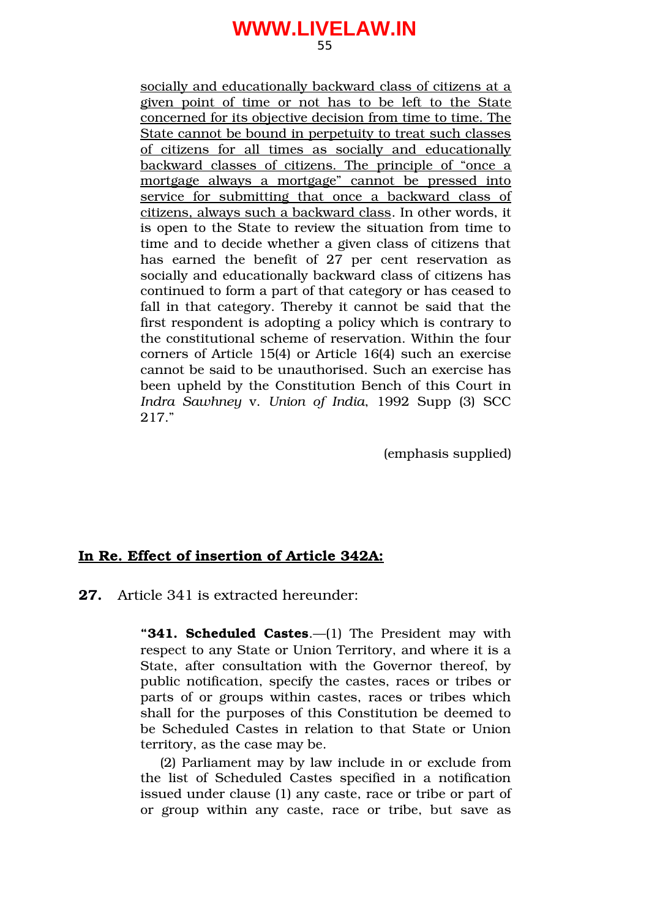socially and educationally backward class of citizens at a given point of time or not has to be left to the State concerned for its objective decision from time to time. The State cannot be bound in perpetuity to treat such classes of citizens for all times as socially and educationally backward classes of citizens. The principle of "once a mortgage always a mortgage" cannot be pressed into service for submitting that once a backward class of citizens, always such a backward class. In other words, it is open to the State to review the situation from time to time and to decide whether a given class of citizens that has earned the benefit of 27 per cent reservation as socially and educationally backward class of citizens has continued to form a part of that category or has ceased to fall in that category. Thereby it cannot be said that the first respondent is adopting a policy which is contrary to the constitutional scheme of reservation. Within the four corners of Article 15(4) or Article 16(4) such an exercise cannot be said to be unauthorised. Such an exercise has been upheld by the Constitution Bench of this Court in *Indra Sawhney* v. *Union of India*, 1992 Supp (3) SCC 217."

(emphasis supplied)

**In Re. Effect of insertion of Article 342A:**

**27.** Article 341 is extracted hereunder:

> "**341. Scheduled Castes**.—(1) The President may with respect to any State or Union Territory, and where it is a State, after consultation with the Governor thereof, by public notification, specify the castes, races or tribes or parts of or groups within castes, races or tribes which shall for the purposes of this Constitution be deemed to be Scheduled Castes in relation to that State or Union territory, as the case may be.
>
> (2) Parliament may by law include in or exclude from the list of Scheduled Castes specified in a notification issued under clause (1) any caste, race or tribe or part of or group within any caste, race or tribe, but save as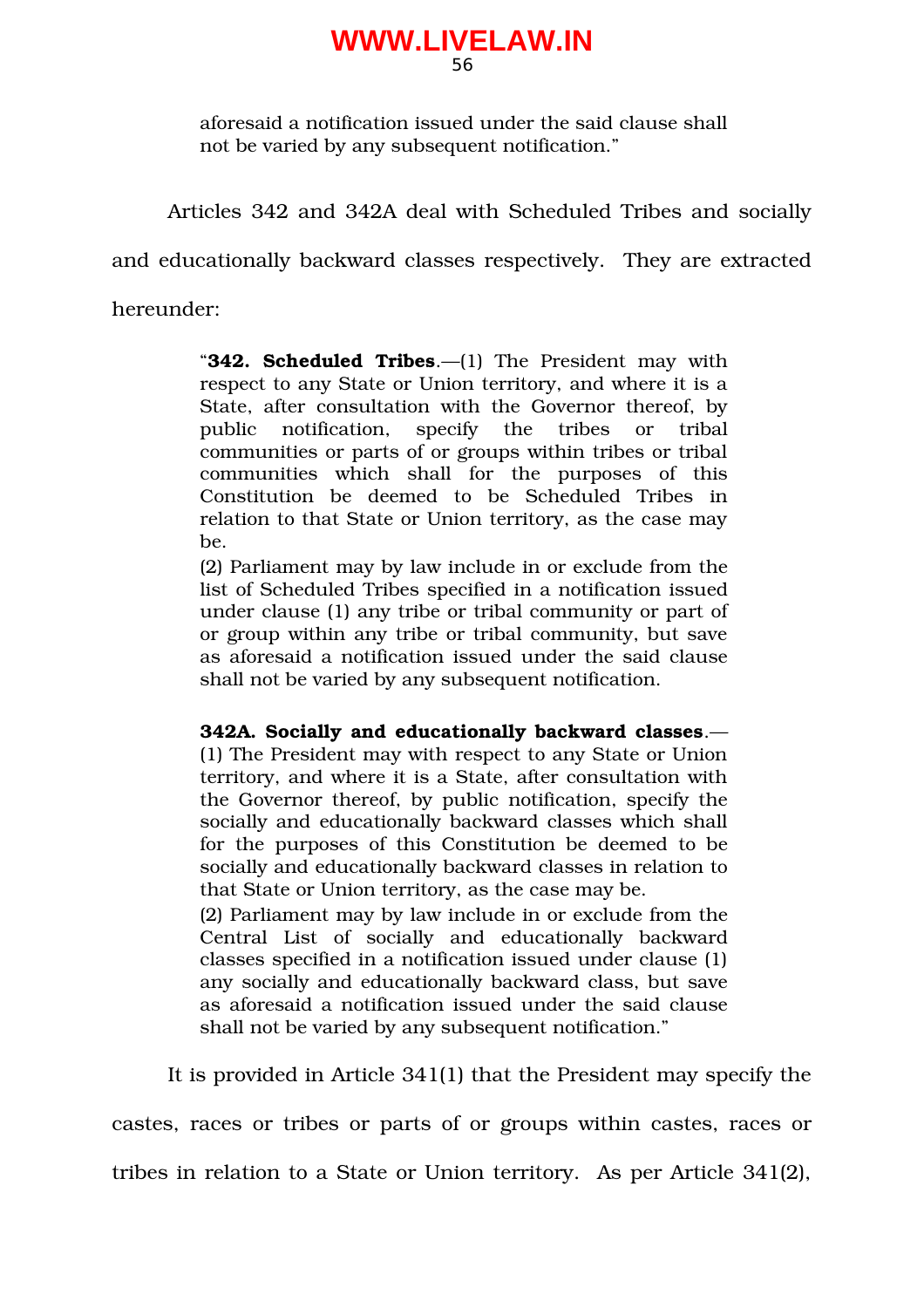> aforesaid a notification issued under the said clause shall not be varied by any subsequent notification."

Articles 342 and 342A deal with Scheduled Tribes and socially and educationally backward classes respectively. They are extracted hereunder:

> "**342. Scheduled Tribes**.—(1) The President may with respect to any State or Union territory, and where it is a State, after consultation with the Governor thereof, by public notification, specify the tribes or tribal communities or parts of or groups within tribes or tribal communities which shall for the purposes of this Constitution be deemed to be Scheduled Tribes in relation to that State or Union territory, as the case may be.
>
> (2) Parliament may by law include in or exclude from the list of Scheduled Tribes specified in a notification issued under clause (1) any tribe or tribal community or part of or group within any tribe or tribal community, but save as aforesaid a notification issued under the said clause shall not be varied by any subsequent notification.
>
> **342A. Socially and educationally backward classes**.—(1) The President may with respect to any State or Union territory, and where it is a State, after consultation with the Governor thereof, by public notification, specify the socially and educationally backward classes which shall for the purposes of this Constitution be deemed to be socially and educationally backward classes in relation to that State or Union territory, as the case may be.
>
> (2) Parliament may by law include in or exclude from the Central List of socially and educationally backward classes specified in a notification issued under clause (1) any socially and educationally backward class, but save as aforesaid a notification issued under the said clause shall not be varied by any subsequent notification."

It is provided in Article 341(1) that the President may specify the castes, races or tribes or parts of or groups within castes, races or tribes in relation to a State or Union territory. As per Article 341(2),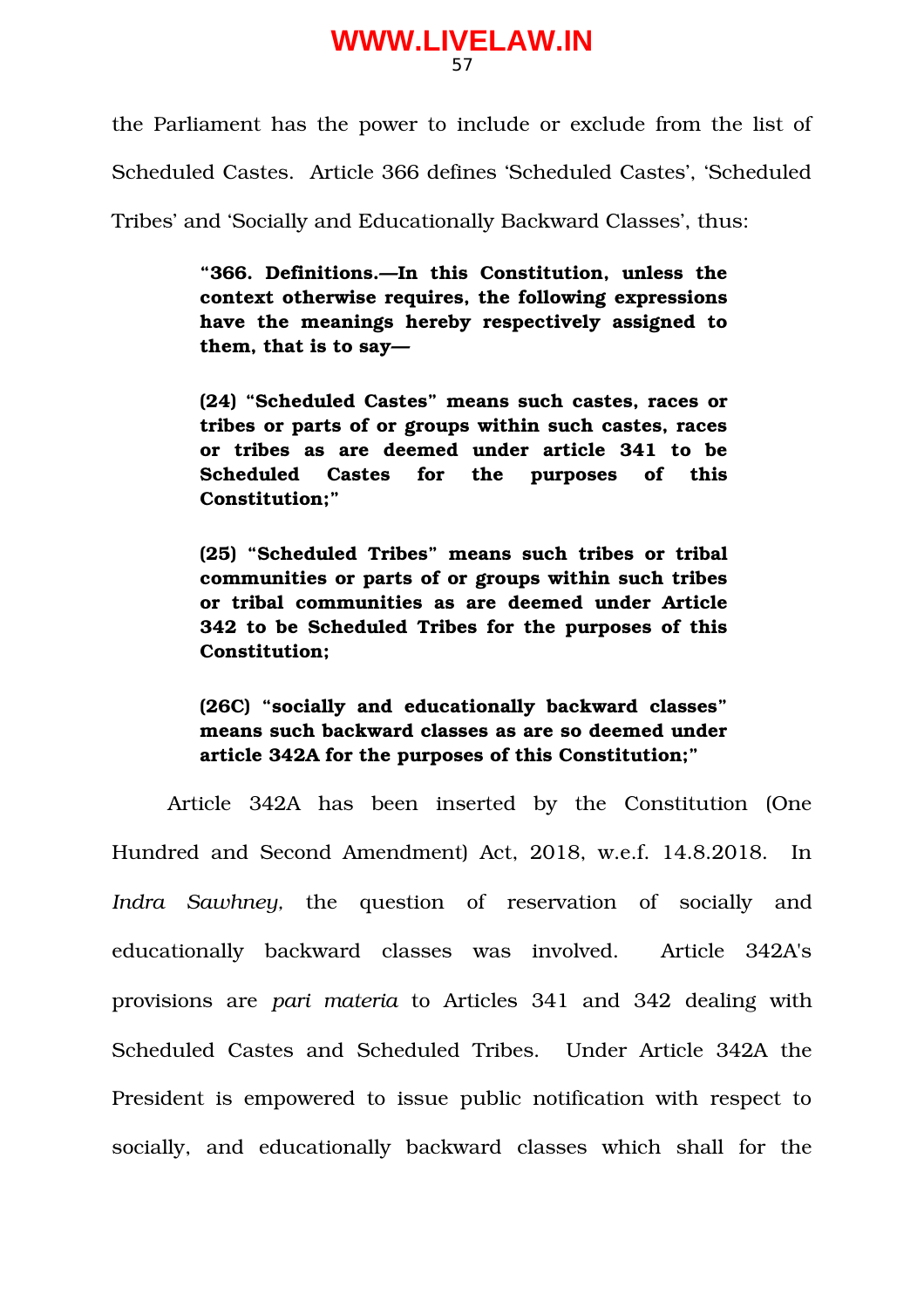the Parliament has the power to include or exclude from the list of Scheduled Castes. Article 366 defines 'Scheduled Castes', 'Scheduled Tribes' and 'Socially and Educationally Backward Classes', thus:

> **"366. Definitions.—In this Constitution, unless the context otherwise requires, the following expressions have the meanings hereby respectively assigned to them, that is to say—**
>
> **(24) "Scheduled Castes" means such castes, races or tribes or parts of or groups within such castes, races or tribes as are deemed under article 341 to be Scheduled Castes for the purposes of this Constitution;"**
>
> **(25) "Scheduled Tribes" means such tribes or tribal communities or parts of or groups within such tribes or tribal communities as are deemed under Article 342 to be Scheduled Tribes for the purposes of this Constitution;**
>
> **(26C) "socially and educationally backward classes" means such backward classes as are so deemed under article 342A for the purposes of this Constitution;"**

Article 342A has been inserted by the Constitution (One Hundred and Second Amendment) Act, 2018, w.e.f. 14.8.2018. In *Indra Sawhney,* the question of reservation of socially and educationally backward classes was involved. Article 342A's provisions are *pari materia* to Articles 341 and 342 dealing with Scheduled Castes and Scheduled Tribes. Under Article 342A the President is empowered to issue public notification with respect to socially, and educationally backward classes which shall for the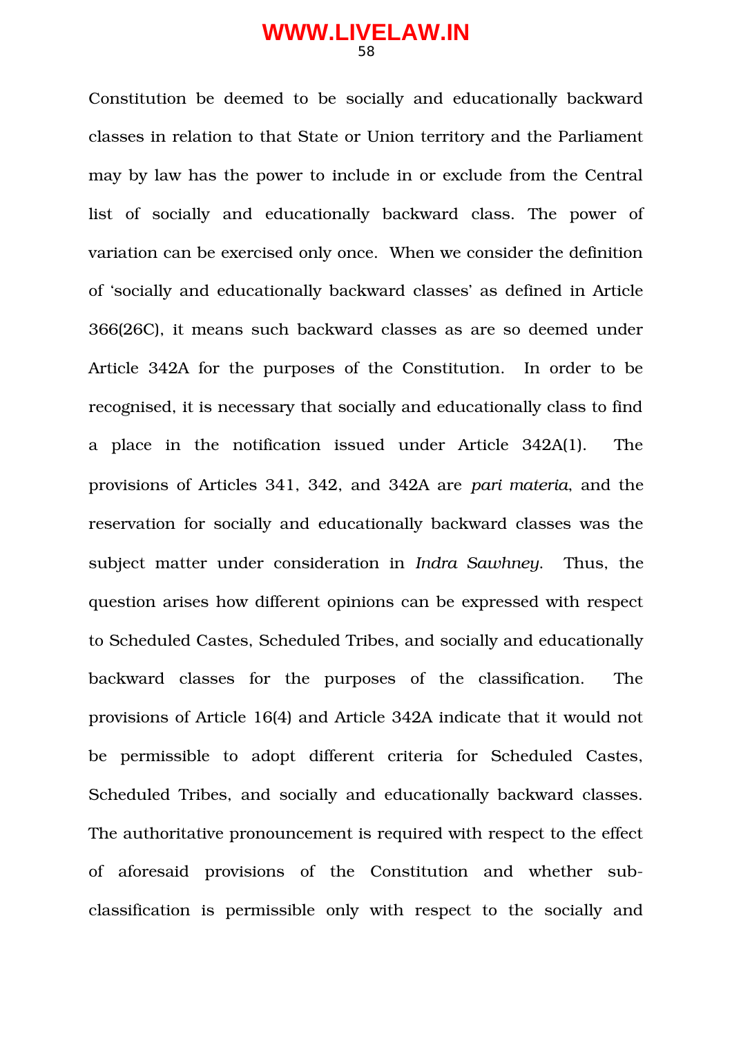Constitution be deemed to be socially and educationally backward classes in relation to that State or Union territory and the Parliament may by law has the power to include in or exclude from the Central list of socially and educationally backward class. The power of variation can be exercised only once. When we consider the definition of ‘socially and educationally backward classes’ as defined in Article 366(26C), it means such backward classes as are so deemed under Article 342A for the purposes of the Constitution. In order to be recognised, it is necessary that socially and educationally class to find a place in the notification issued under Article 342A(1). The provisions of Articles 341, 342, and 342A are *pari materia*, and the reservation for socially and educationally backward classes was the subject matter under consideration in *Indra Sawhney*. Thus, the question arises how different opinions can be expressed with respect to Scheduled Castes, Scheduled Tribes, and socially and educationally backward classes for the purposes of the classification. The provisions of Article 16(4) and Article 342A indicate that it would not be permissible to adopt different criteria for Scheduled Castes, Scheduled Tribes, and socially and educationally backward classes. The authoritative pronouncement is required with respect to the effect of aforesaid provisions of the Constitution and whether sub-classification is permissible only with respect to the socially and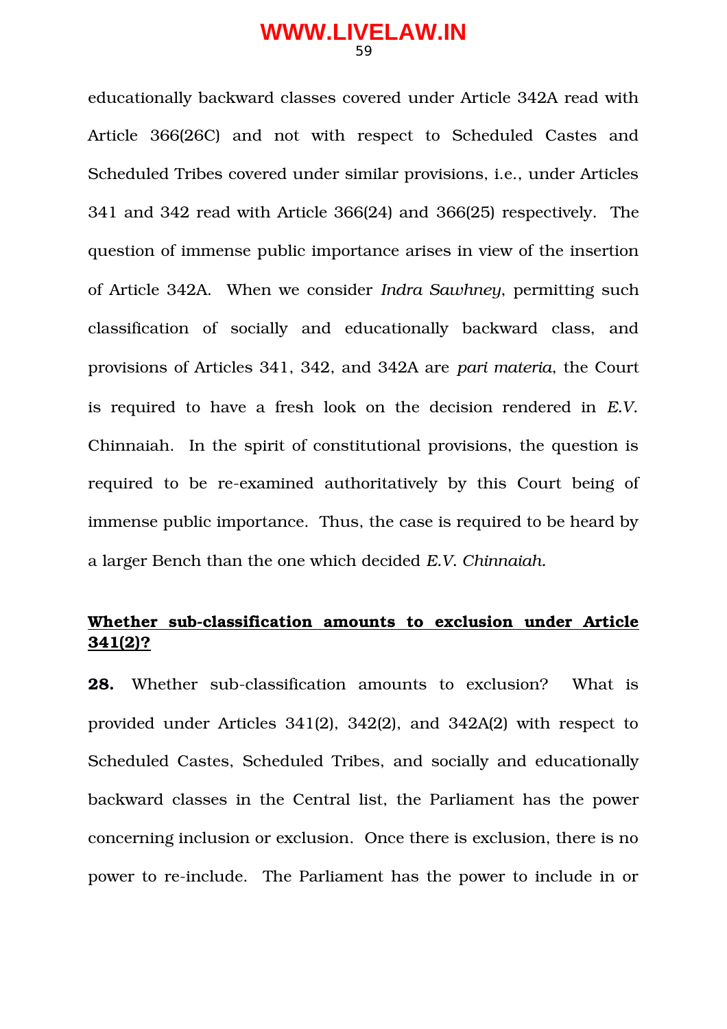educationally backward classes covered under Article 342A read with Article 366(26C) and not with respect to Scheduled Castes and Scheduled Tribes covered under similar provisions, i.e., under Articles 341 and 342 read with Article 366(24) and 366(25) respectively. The question of immense public importance arises in view of the insertion of Article 342A. When we consider *Indra Sawhney*, permitting such classification of socially and educationally backward class, and provisions of Articles 341, 342, and 342A are *pari materia*, the Court is required to have a fresh look on the decision rendered in *E.V.* Chinnaiah. In the spirit of constitutional provisions, the question is required to be re-examined authoritatively by this Court being of immense public importance. Thus, the case is required to be heard by a larger Bench than the one which decided *E.V. Chinnaiah.*

**Whether sub-classification amounts to exclusion under Article 341(2)?**

**28.** Whether sub-classification amounts to exclusion? What is provided under Articles 341(2), 342(2), and 342A(2) with respect to Scheduled Castes, Scheduled Tribes, and socially and educationally backward classes in the Central list, the Parliament has the power concerning inclusion or exclusion. Once there is exclusion, there is no power to re-include. The Parliament has the power to include in or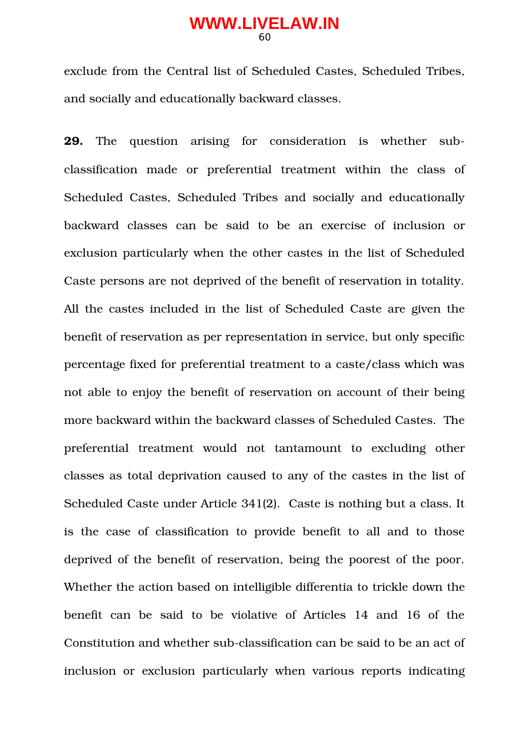exclude from the Central list of Scheduled Castes, Scheduled Tribes, and socially and educationally backward classes.

**29.** The question arising for consideration is whether sub-classification made or preferential treatment within the class of Scheduled Castes, Scheduled Tribes and socially and educationally backward classes can be said to be an exercise of inclusion or exclusion particularly when the other castes in the list of Scheduled Caste persons are not deprived of the benefit of reservation in totality. All the castes included in the list of Scheduled Caste are given the benefit of reservation as per representation in service, but only specific percentage fixed for preferential treatment to a caste/class which was not able to enjoy the benefit of reservation on account of their being more backward within the backward classes of Scheduled Castes. The preferential treatment would not tantamount to excluding other classes as total deprivation caused to any of the castes in the list of Scheduled Caste under Article 341(2). Caste is nothing but a class. It is the case of classification to provide benefit to all and to those deprived of the benefit of reservation, being the poorest of the poor. Whether the action based on intelligible differentia to trickle down the benefit can be said to be violative of Articles 14 and 16 of the Constitution and whether sub-classification can be said to be an act of inclusion or exclusion particularly when various reports indicating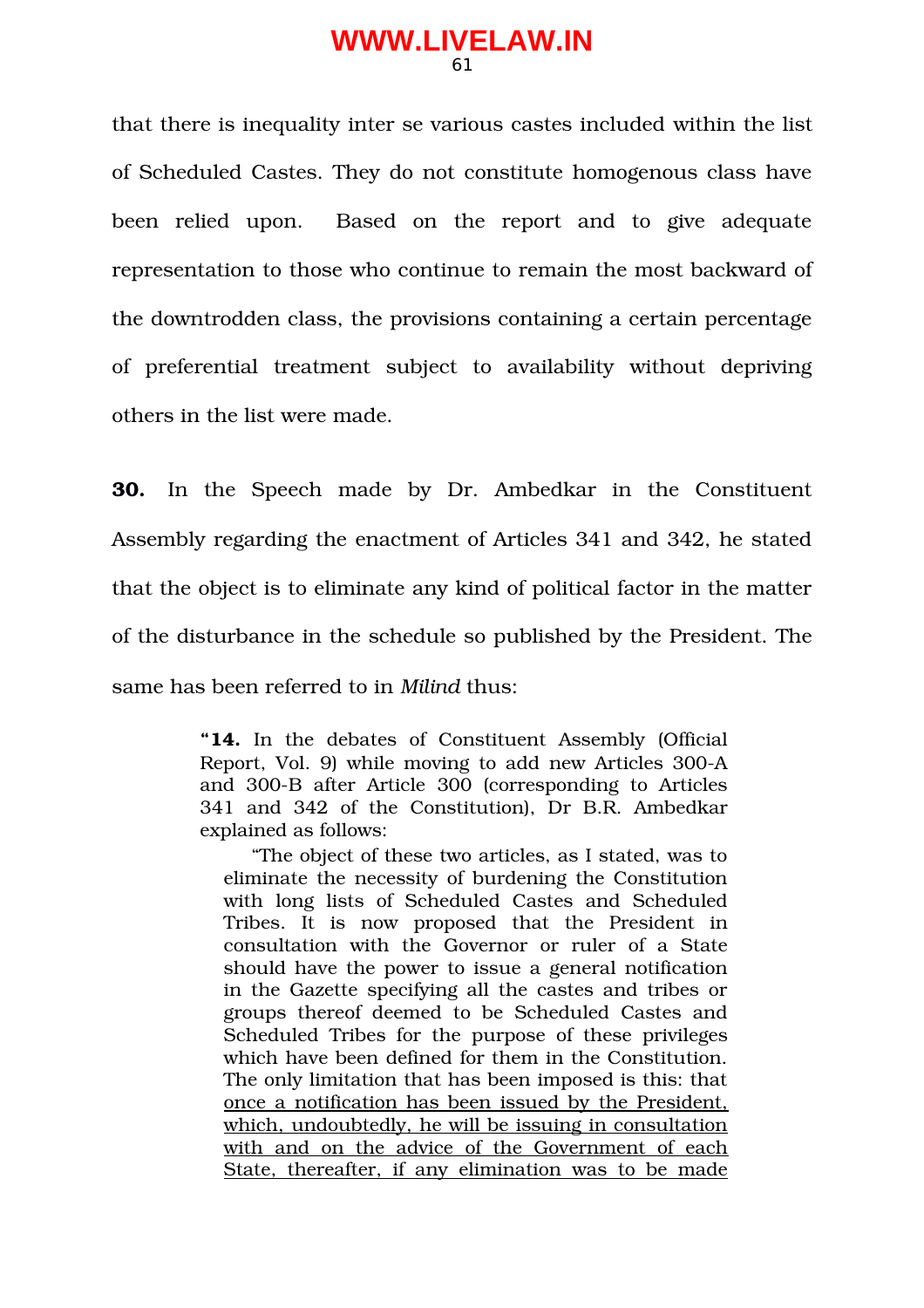that there is inequality inter se various castes included within the list of Scheduled Castes. They do not constitute homogenous class have been relied upon. Based on the report and to give adequate representation to those who continue to remain the most backward of the downtrodden class, the provisions containing a certain percentage of preferential treatment subject to availability without depriving others in the list were made.

**30.** In the Speech made by Dr. Ambedkar in the Constituent Assembly regarding the enactment of Articles 341 and 342, he stated that the object is to eliminate any kind of political factor in the matter of the disturbance in the schedule so published by the President. The same has been referred to in *Milind* thus:

> "**14.** In the debates of Constituent Assembly (Official Report, Vol. 9) while moving to add new Articles 300-A and 300-B after Article 300 (corresponding to Articles 341 and 342 of the Constitution), Dr B.R. Ambedkar explained as follows:
>
> "The object of these two articles, as I stated, was to eliminate the necessity of burdening the Constitution with long lists of Scheduled Castes and Scheduled Tribes. It is now proposed that the President in consultation with the Governor or ruler of a State should have the power to issue a general notification in the Gazette specifying all the castes and tribes or groups thereof deemed to be Scheduled Castes and Scheduled Tribes for the purpose of these privileges which have been defined for them in the Constitution. The only limitation that has been imposed is this: that <u>once a notification has been issued by the President, which, undoubtedly, he will be issuing in consultation with and on the advice of the Government of each State, thereafter, if any elimination was to be made</u>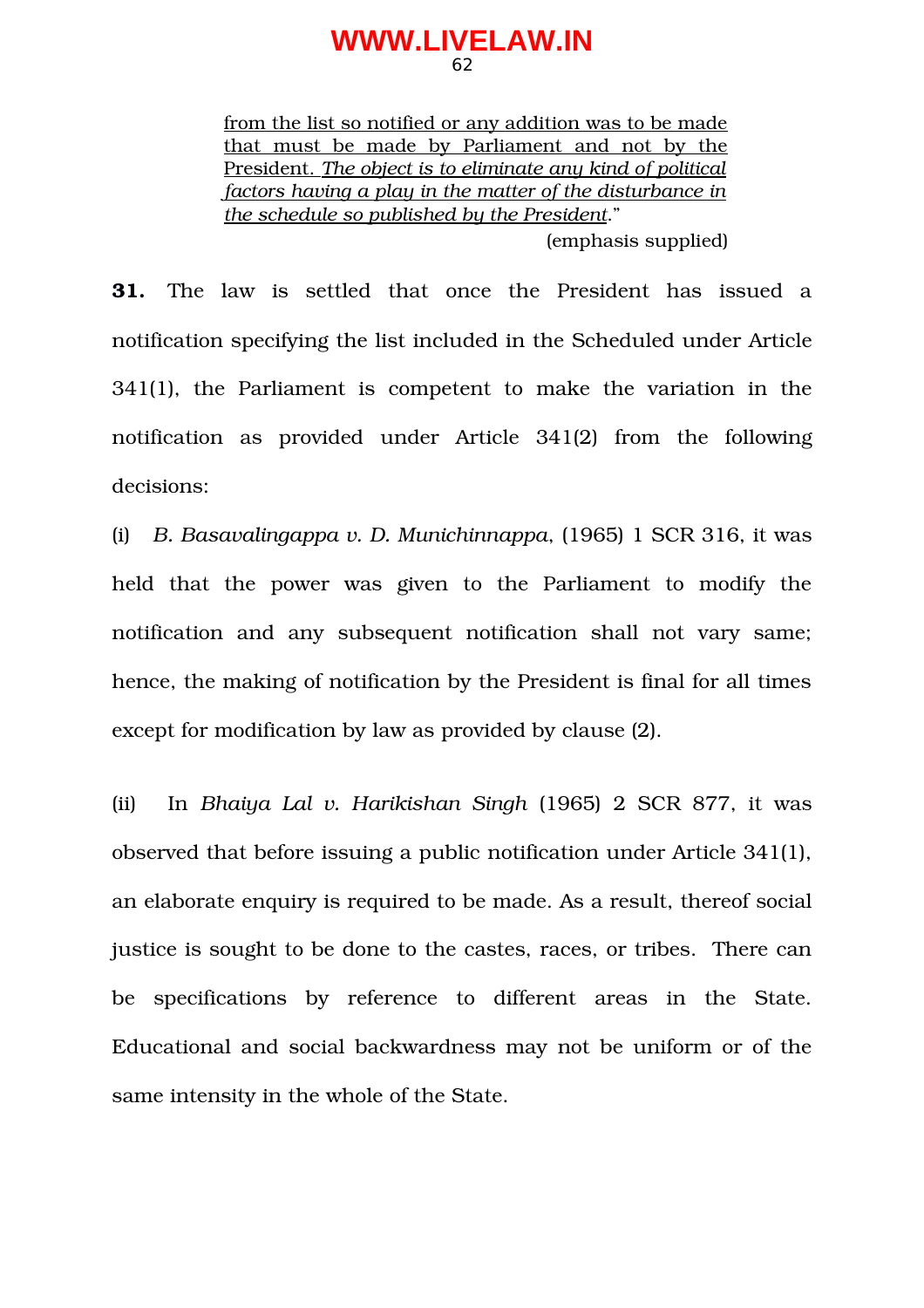> <u>from the list so notified or any addition was to be made that must be made by Parliament and not by the President. *The object is to eliminate any kind of political factors having a play in the matter of the disturbance in the schedule so published by the President*</u>."
>
> (emphasis supplied)

**31.** The law is settled that once the President has issued a notification specifying the list included in the Scheduled under Article 341(1), the Parliament is competent to make the variation in the notification as provided under Article 341(2) from the following decisions:

(i) *B. Basavalingappa v. D. Munichinnappa*, (1965) 1 SCR 316, it was held that the power was given to the Parliament to modify the notification and any subsequent notification shall not vary same; hence, the making of notification by the President is final for all times except for modification by law as provided by clause (2).

(ii) In *Bhaiya Lal v. Harikishan Singh* (1965) 2 SCR 877, it was observed that before issuing a public notification under Article 341(1), an elaborate enquiry is required to be made. As a result, thereof social justice is sought to be done to the castes, races, or tribes. There can be specifications by reference to different areas in the State. Educational and social backwardness may not be uniform or of the same intensity in the whole of the State.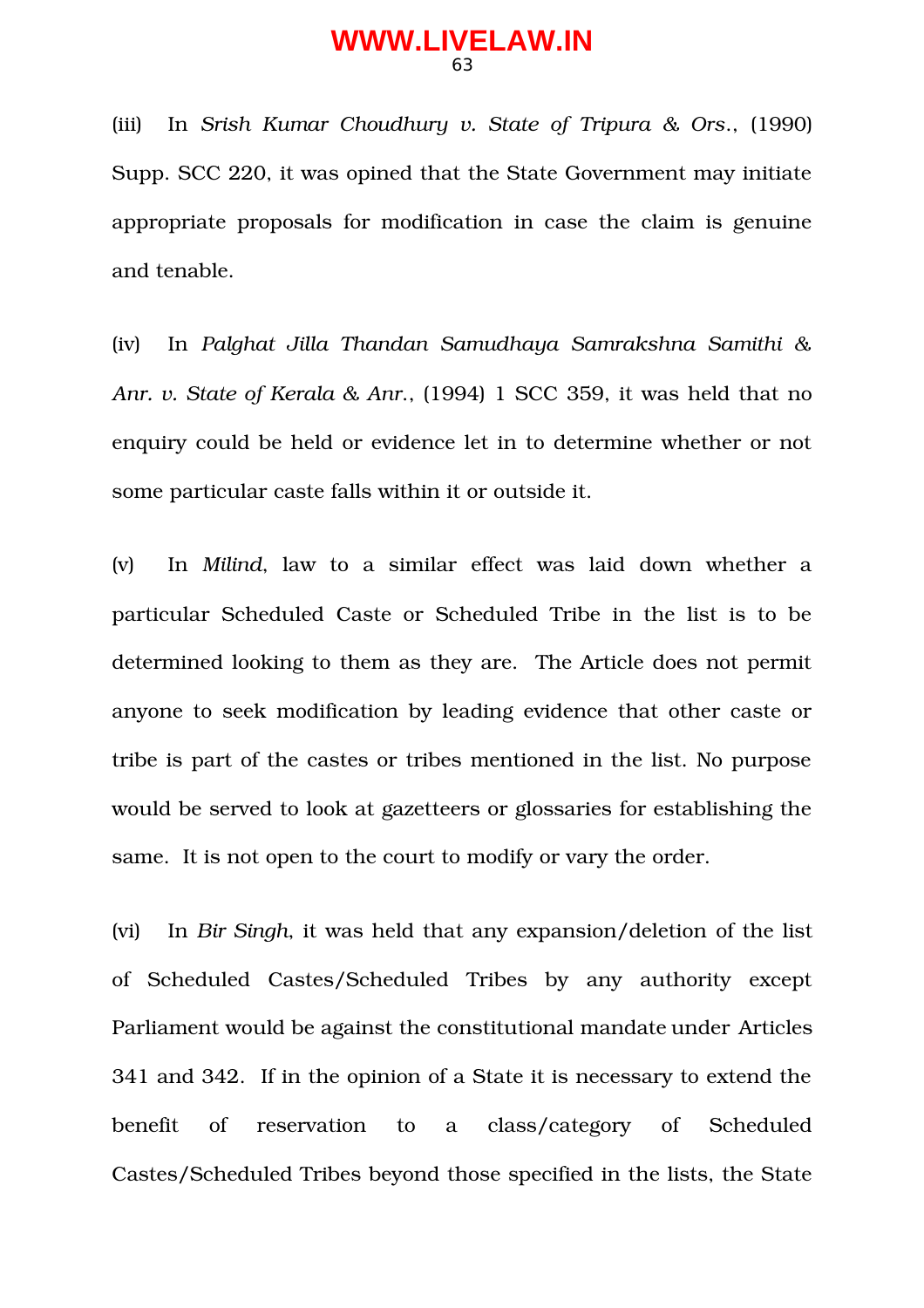(iii) In *Srish Kumar Choudhury v. State of Tripura & Ors.*, (1990) Supp. SCC 220, it was opined that the State Government may initiate appropriate proposals for modification in case the claim is genuine and tenable.

(iv) In *Palghat Jilla Thandan Samudhaya Samrakshna Samithi & Anr. v. State of Kerala & Anr.*, (1994) 1 SCC 359, it was held that no enquiry could be held or evidence let in to determine whether or not some particular caste falls within it or outside it.

(v) In *Milind*, law to a similar effect was laid down whether a particular Scheduled Caste or Scheduled Tribe in the list is to be determined looking to them as they are. The Article does not permit anyone to seek modification by leading evidence that other caste or tribe is part of the castes or tribes mentioned in the list. No purpose would be served to look at gazetteers or glossaries for establishing the same. It is not open to the court to modify or vary the order.

(vi) In *Bir Singh*, it was held that any expansion/deletion of the list of Scheduled Castes/Scheduled Tribes by any authority except Parliament would be against the constitutional mandate under Articles 341 and 342. If in the opinion of a State it is necessary to extend the benefit of reservation to a class/category of Scheduled Castes/Scheduled Tribes beyond those specified in the lists, the State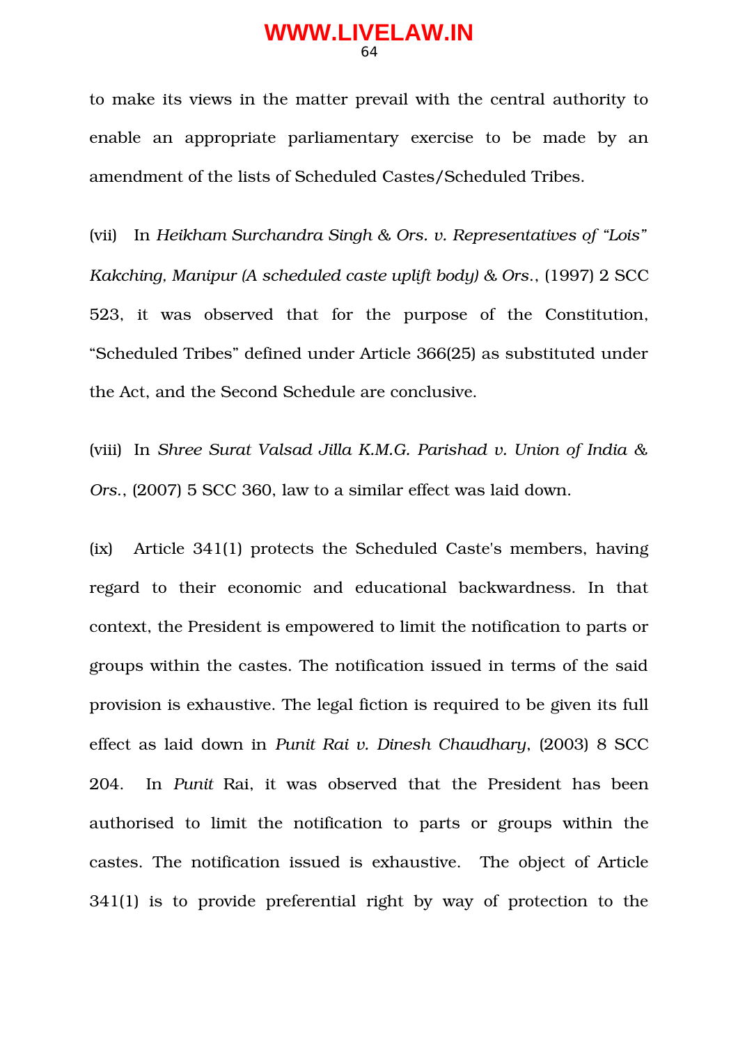to make its views in the matter prevail with the central authority to enable an appropriate parliamentary exercise to be made by an amendment of the lists of Scheduled Castes/Scheduled Tribes.

(vii) In *Heikham Surchandra Singh & Ors. v. Representatives of "Lois" Kakching, Manipur (A scheduled caste uplift body) & Ors.*, (1997) 2 SCC 523, it was observed that for the purpose of the Constitution, "Scheduled Tribes" defined under Article 366(25) as substituted under the Act, and the Second Schedule are conclusive.

(viii) In *Shree Surat Valsad Jilla K.M.G. Parishad v. Union of India & Ors.*, (2007) 5 SCC 360, law to a similar effect was laid down.

(ix) Article 341(1) protects the Scheduled Caste's members, having regard to their economic and educational backwardness. In that context, the President is empowered to limit the notification to parts or groups within the castes. The notification issued in terms of the said provision is exhaustive. The legal fiction is required to be given its full effect as laid down in *Punit Rai v. Dinesh Chaudhary*, (2003) 8 SCC 204. In *Punit* Rai, it was observed that the President has been authorised to limit the notification to parts or groups within the castes. The notification issued is exhaustive. The object of Article 341(1) is to provide preferential right by way of protection to the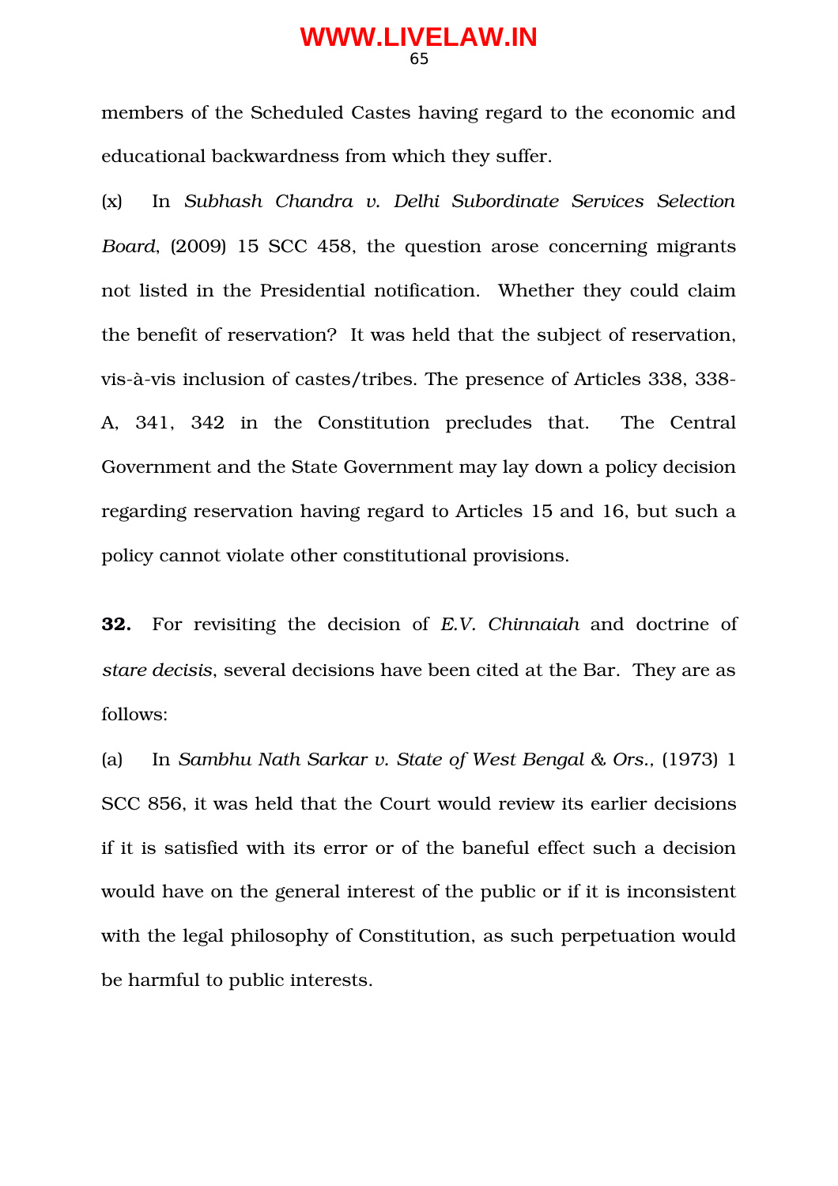members of the Scheduled Castes having regard to the economic and educational backwardness from which they suffer.

(x) In *Subhash Chandra v. Delhi Subordinate Services Selection Board*, (2009) 15 SCC 458, the question arose concerning migrants not listed in the Presidential notification. Whether they could claim the benefit of reservation? It was held that the subject of reservation, vis-à-vis inclusion of castes/tribes. The presence of Articles 338, 338-A, 341, 342 in the Constitution precludes that. The Central Government and the State Government may lay down a policy decision regarding reservation having regard to Articles 15 and 16, but such a policy cannot violate other constitutional provisions.

**32.** For revisiting the decision of *E.V. Chinnaiah* and doctrine of *stare decisis*, several decisions have been cited at the Bar. They are as follows:

(a) In *Sambhu Nath Sarkar v. State of West Bengal & Ors.*, (1973) 1 SCC 856, it was held that the Court would review its earlier decisions if it is satisfied with its error or of the baneful effect such a decision would have on the general interest of the public or if it is inconsistent with the legal philosophy of Constitution, as such perpetuation would be harmful to public interests.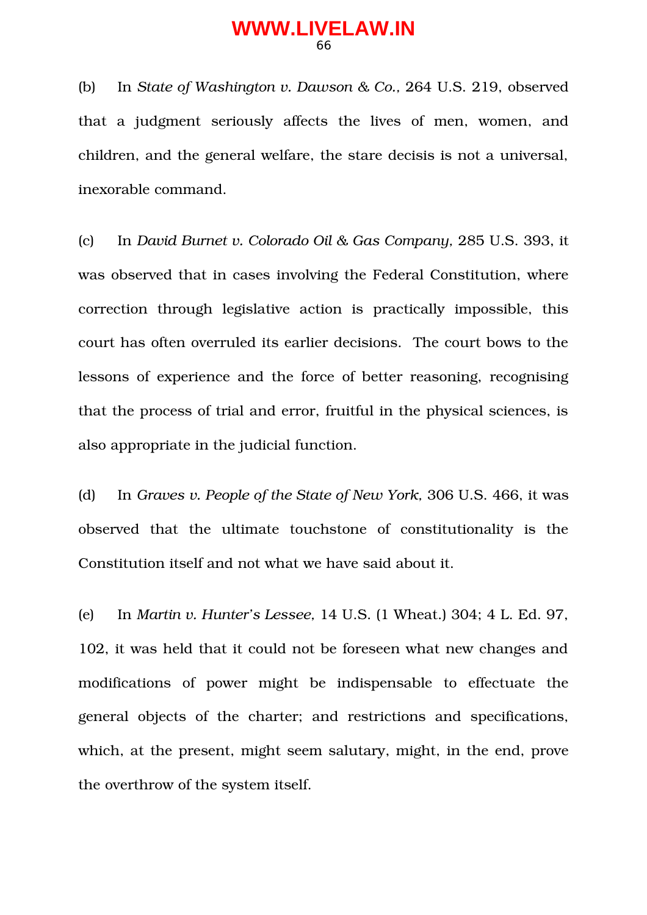(b) In *State of Washington v. Dawson & Co.,* 264 U.S. 219, observed that a judgment seriously affects the lives of men, women, and children, and the general welfare, the stare decisis is not a universal, inexorable command.

(c) In *David Burnet v. Colorado Oil & Gas Company,* 285 U.S. 393, it was observed that in cases involving the Federal Constitution, where correction through legislative action is practically impossible, this court has often overruled its earlier decisions. The court bows to the lessons of experience and the force of better reasoning, recognising that the process of trial and error, fruitful in the physical sciences, is also appropriate in the judicial function.

(d) In *Graves v. People of the State of New York,* 306 U.S. 466, it was observed that the ultimate touchstone of constitutionality is the Constitution itself and not what we have said about it.

(e) In *Martin v. Hunter's Lessee,* 14 U.S. (1 Wheat.) 304; 4 L. Ed. 97, 102, it was held that it could not be foreseen what new changes and modifications of power might be indispensable to effectuate the general objects of the charter; and restrictions and specifications, which, at the present, might seem salutary, might, in the end, prove the overthrow of the system itself.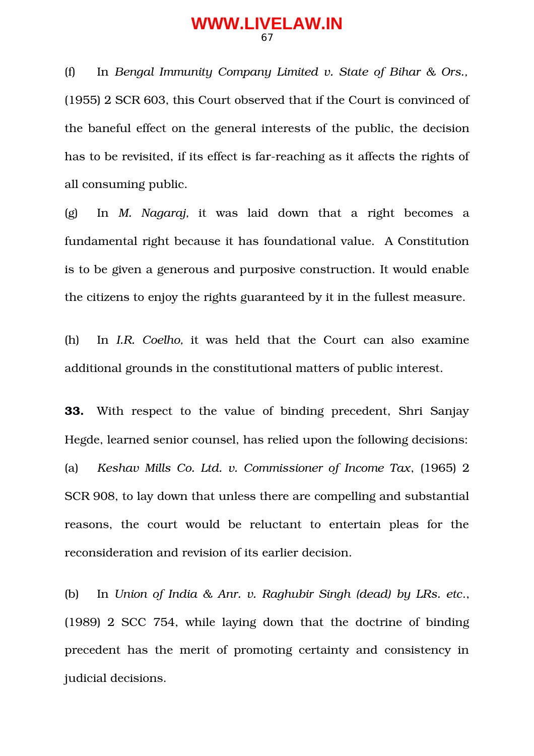(f) In *Bengal Immunity Company Limited v. State of Bihar & Ors.,* (1955) 2 SCR 603, this Court observed that if the Court is convinced of the baneful effect on the general interests of the public, the decision has to be revisited, if its effect is far-reaching as it affects the rights of all consuming public.

(g) In *M. Nagaraj,* it was laid down that a right becomes a fundamental right because it has foundational value. A Constitution is to be given a generous and purposive construction. It would enable the citizens to enjoy the rights guaranteed by it in the fullest measure.

(h) In *I.R. Coelho,* it was held that the Court can also examine additional grounds in the constitutional matters of public interest.

**33.** With respect to the value of binding precedent, Shri Sanjay Hegde, learned senior counsel, has relied upon the following decisions:

(a) *Keshav Mills Co. Ltd. v. Commissioner of Income Tax*, (1965) 2 SCR 908, to lay down that unless there are compelling and substantial reasons, the court would be reluctant to entertain pleas for the reconsideration and revision of its earlier decision.

(b) In *Union of India & Anr. v. Raghubir Singh (dead) by LRs. etc*., (1989) 2 SCC 754, while laying down that the doctrine of binding precedent has the merit of promoting certainty and consistency in judicial decisions.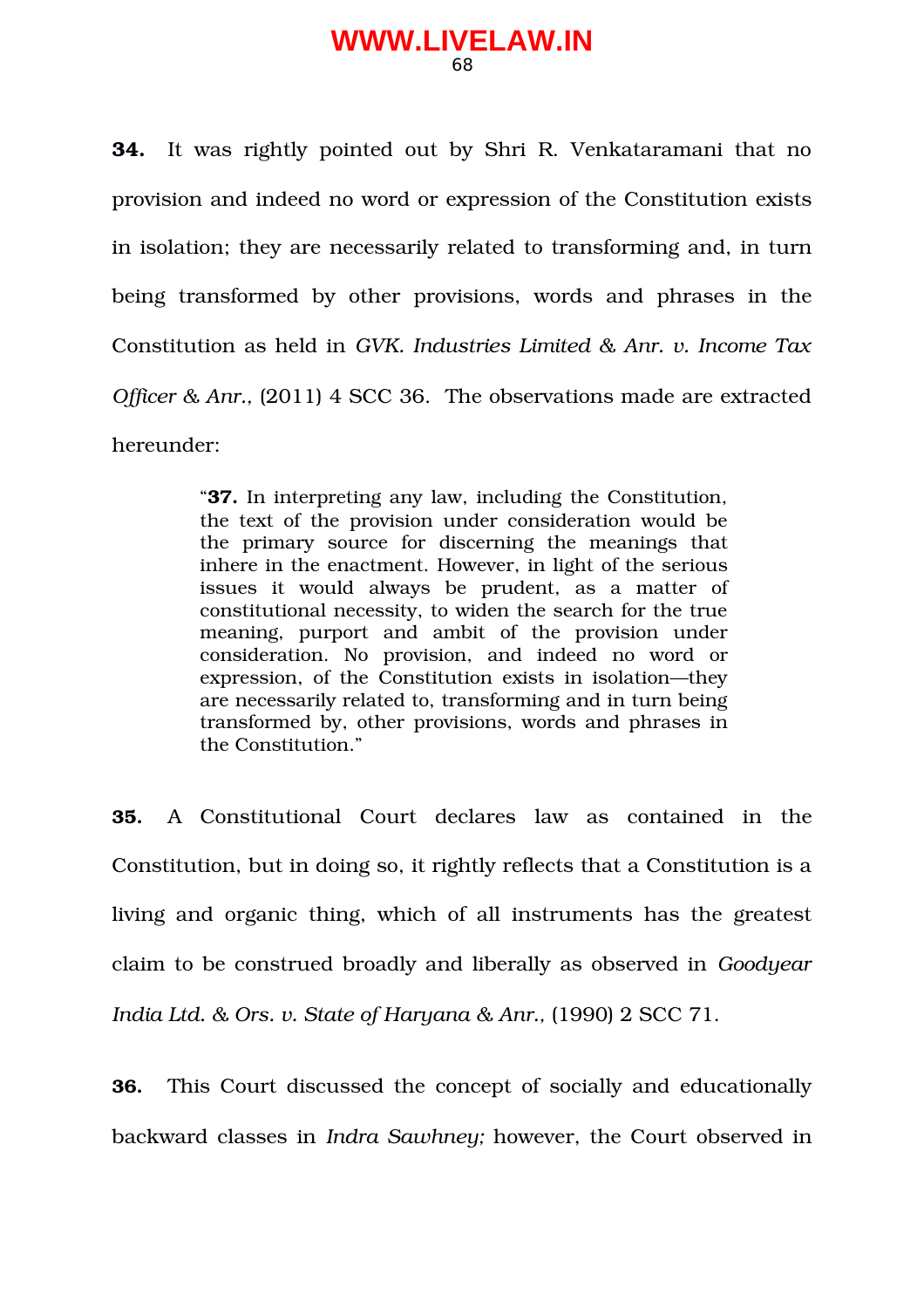**34.** It was rightly pointed out by Shri R. Venkataramani that no provision and indeed no word or expression of the Constitution exists in isolation; they are necessarily related to transforming and, in turn being transformed by other provisions, words and phrases in the Constitution as held in *GVK. Industries Limited & Anr. v. Income Tax Officer & Anr.,* (2011) 4 SCC 36. The observations made are extracted hereunder:

> "**37.** In interpreting any law, including the Constitution, the text of the provision under consideration would be the primary source for discerning the meanings that inhere in the enactment. However, in light of the serious issues it would always be prudent, as a matter of constitutional necessity, to widen the search for the true meaning, purport and ambit of the provision under consideration. No provision, and indeed no word or expression, of the Constitution exists in isolation—they are necessarily related to, transforming and in turn being transformed by, other provisions, words and phrases in the Constitution."

**35.** A Constitutional Court declares law as contained in the Constitution, but in doing so, it rightly reflects that a Constitution is a living and organic thing, which of all instruments has the greatest claim to be construed broadly and liberally as observed in *Goodyear India Ltd. & Ors. v. State of Haryana & Anr.,* (1990) 2 SCC 71.

**36.** This Court discussed the concept of socially and educationally backward classes in *Indra Sawhney;* however, the Court observed in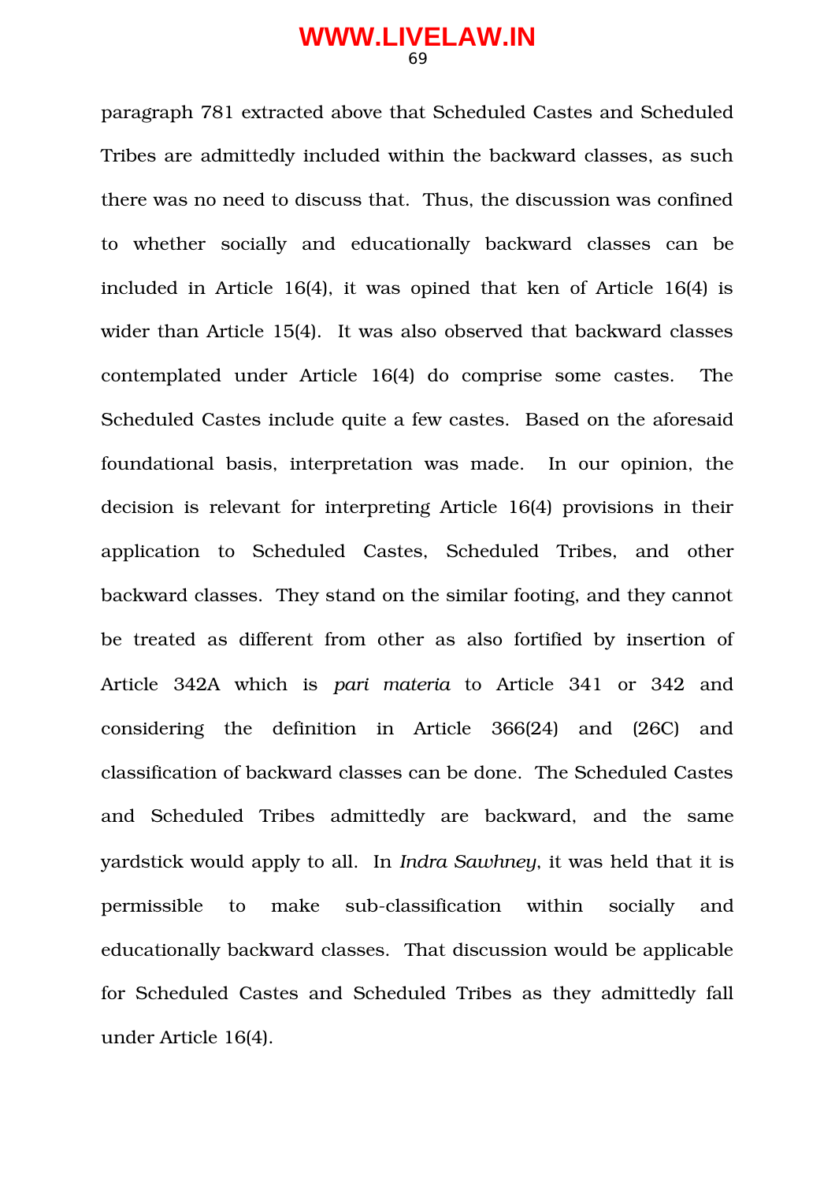paragraph 781 extracted above that Scheduled Castes and Scheduled Tribes are admittedly included within the backward classes, as such there was no need to discuss that. Thus, the discussion was confined to whether socially and educationally backward classes can be included in Article 16(4), it was opined that ken of Article 16(4) is wider than Article 15(4). It was also observed that backward classes contemplated under Article 16(4) do comprise some castes. The Scheduled Castes include quite a few castes. Based on the aforesaid foundational basis, interpretation was made. In our opinion, the decision is relevant for interpreting Article 16(4) provisions in their application to Scheduled Castes, Scheduled Tribes, and other backward classes. They stand on the similar footing, and they cannot be treated as different from other as also fortified by insertion of Article 342A which is *pari materia* to Article 341 or 342 and considering the definition in Article 366(24) and (26C) and classification of backward classes can be done. The Scheduled Castes and Scheduled Tribes admittedly are backward, and the same yardstick would apply to all. In *Indra Sawhney*, it was held that it is permissible to make sub-classification within socially and educationally backward classes. That discussion would be applicable for Scheduled Castes and Scheduled Tribes as they admittedly fall under Article 16(4).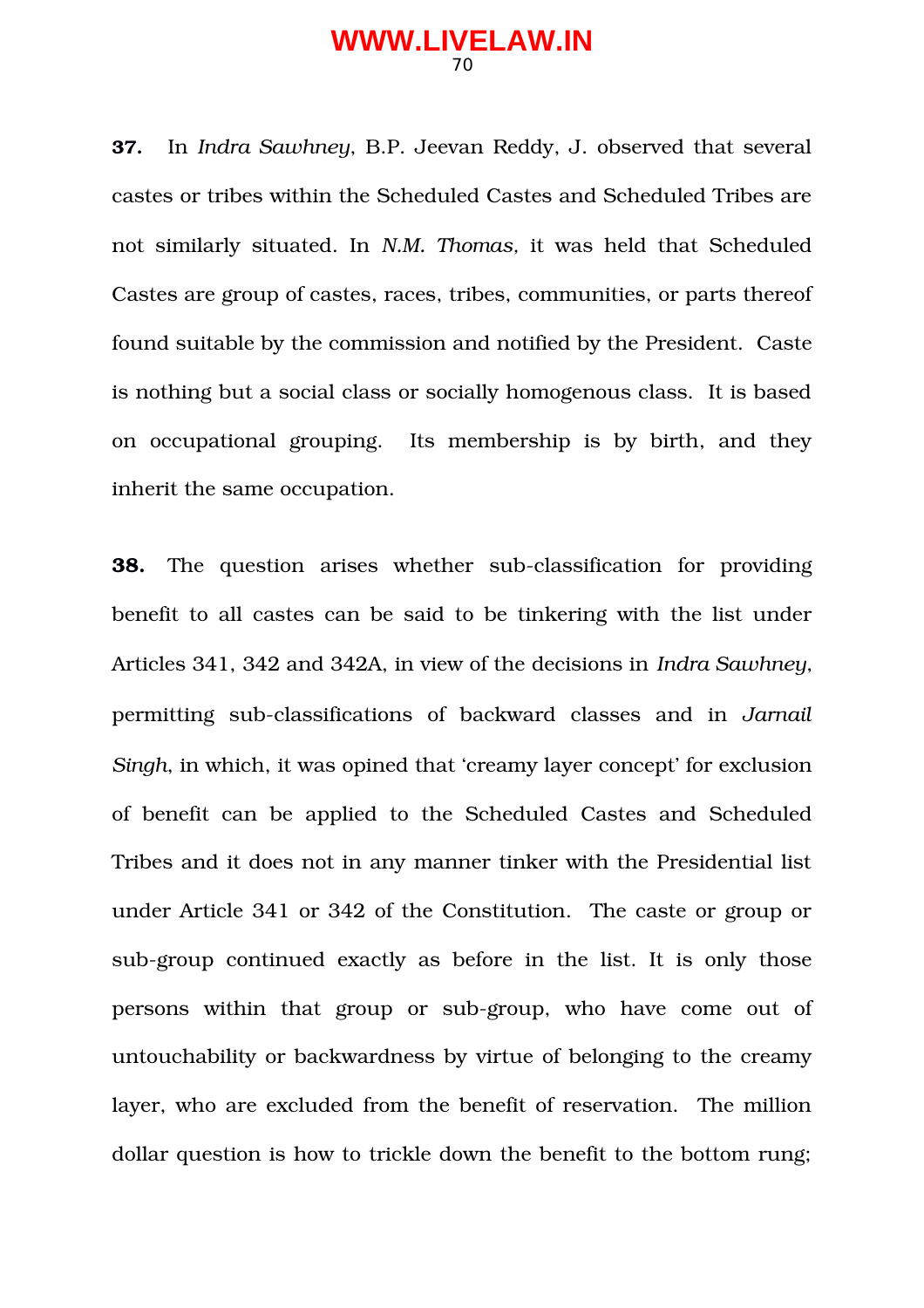**37.** In *Indra Sawhney*, B.P. Jeevan Reddy, J. observed that several castes or tribes within the Scheduled Castes and Scheduled Tribes are not similarly situated. In *N.M. Thomas,* it was held that Scheduled Castes are group of castes, races, tribes, communities, or parts thereof found suitable by the commission and notified by the President. Caste is nothing but a social class or socially homogenous class. It is based on occupational grouping. Its membership is by birth, and they inherit the same occupation.

**38.** The question arises whether sub-classification for providing benefit to all castes can be said to be tinkering with the list under Articles 341, 342 and 342A, in view of the decisions in *Indra Sawhney*, permitting sub-classifications of backward classes and in *Jarnail Singh*, in which, it was opined that 'creamy layer concept' for exclusion of benefit can be applied to the Scheduled Castes and Scheduled Tribes and it does not in any manner tinker with the Presidential list under Article 341 or 342 of the Constitution. The caste or group or sub-group continued exactly as before in the list. It is only those persons within that group or sub-group, who have come out of untouchability or backwardness by virtue of belonging to the creamy layer, who are excluded from the benefit of reservation. The million dollar question is how to trickle down the benefit to the bottom rung;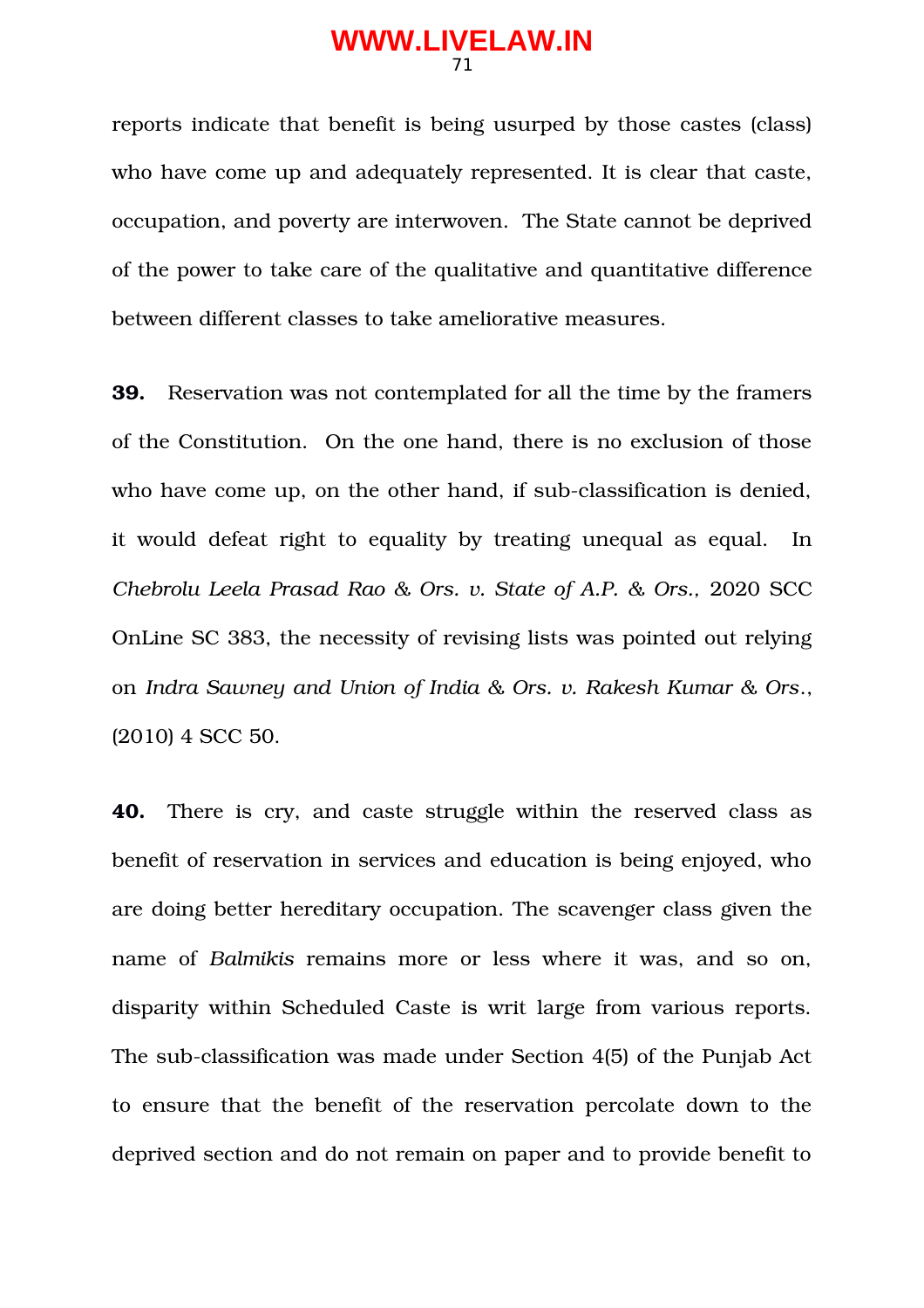reports indicate that benefit is being usurped by those castes (class) who have come up and adequately represented. It is clear that caste, occupation, and poverty are interwoven. The State cannot be deprived of the power to take care of the qualitative and quantitative difference between different classes to take ameliorative measures.

**39.** Reservation was not contemplated for all the time by the framers of the Constitution. On the one hand, there is no exclusion of those who have come up, on the other hand, if sub-classification is denied, it would defeat right to equality by treating unequal as equal. In *Chebrolu Leela Prasad Rao & Ors. v. State of A.P. & Ors.*, 2020 SCC OnLine SC 383, the necessity of revising lists was pointed out relying on *Indra Sawney and Union of India & Ors. v. Rakesh Kumar & Ors.*, (2010) 4 SCC 50.

**40.** There is cry, and caste struggle within the reserved class as benefit of reservation in services and education is being enjoyed, who are doing better hereditary occupation. The scavenger class given the name of *Balmikis* remains more or less where it was, and so on, disparity within Scheduled Caste is writ large from various reports. The sub-classification was made under Section 4(5) of the Punjab Act to ensure that the benefit of the reservation percolate down to the deprived section and do not remain on paper and to provide benefit to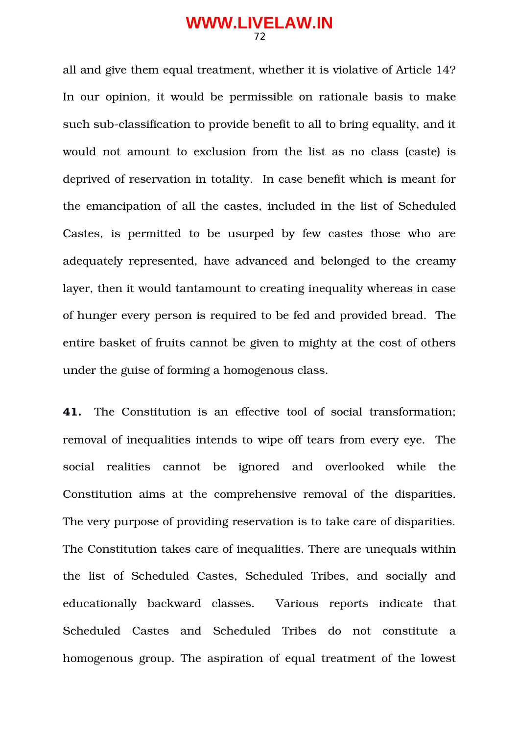all and give them equal treatment, whether it is violative of Article 14? In our opinion, it would be permissible on rationale basis to make such sub-classification to provide benefit to all to bring equality, and it would not amount to exclusion from the list as no class (caste) is deprived of reservation in totality. In case benefit which is meant for the emancipation of all the castes, included in the list of Scheduled Castes, is permitted to be usurped by few castes those who are adequately represented, have advanced and belonged to the creamy layer, then it would tantamount to creating inequality whereas in case of hunger every person is required to be fed and provided bread. The entire basket of fruits cannot be given to mighty at the cost of others under the guise of forming a homogenous class.

**41.** The Constitution is an effective tool of social transformation; removal of inequalities intends to wipe off tears from every eye. The social realities cannot be ignored and overlooked while the Constitution aims at the comprehensive removal of the disparities. The very purpose of providing reservation is to take care of disparities. The Constitution takes care of inequalities. There are unequals within the list of Scheduled Castes, Scheduled Tribes, and socially and educationally backward classes. Various reports indicate that Scheduled Castes and Scheduled Tribes do not constitute a homogenous group. The aspiration of equal treatment of the lowest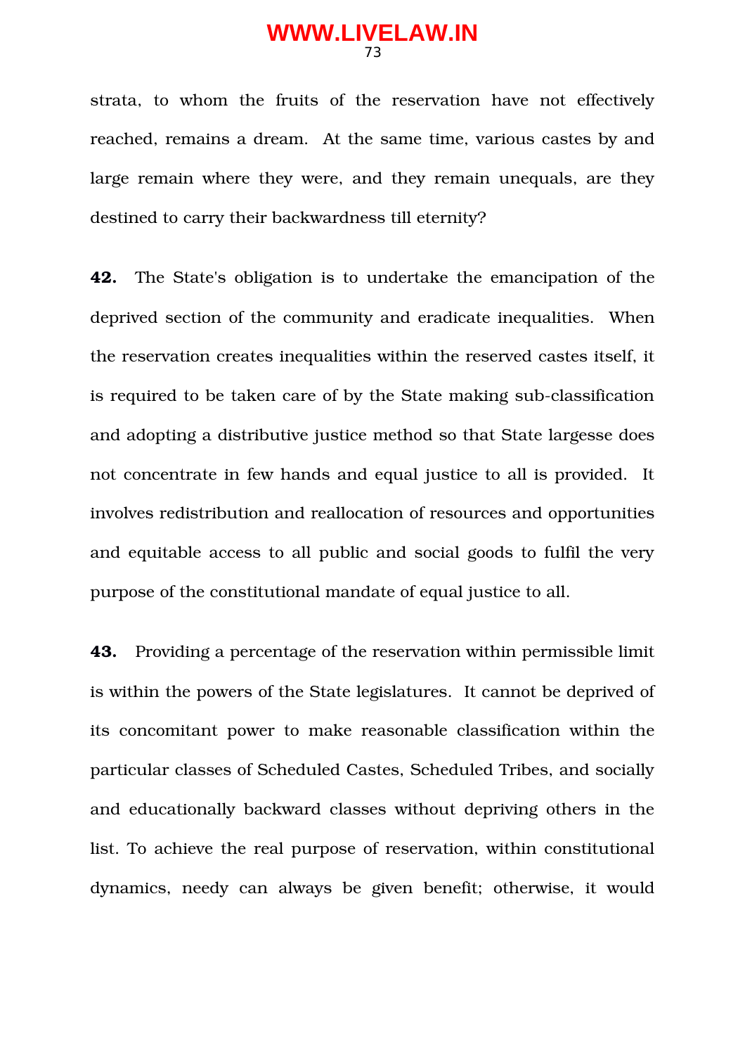strata, to whom the fruits of the reservation have not effectively reached, remains a dream. At the same time, various castes by and large remain where they were, and they remain unequals, are they destined to carry their backwardness till eternity?

**42.** The State's obligation is to undertake the emancipation of the deprived section of the community and eradicate inequalities. When the reservation creates inequalities within the reserved castes itself, it is required to be taken care of by the State making sub-classification and adopting a distributive justice method so that State largesse does not concentrate in few hands and equal justice to all is provided. It involves redistribution and reallocation of resources and opportunities and equitable access to all public and social goods to fulfil the very purpose of the constitutional mandate of equal justice to all.

**43.** Providing a percentage of the reservation within permissible limit is within the powers of the State legislatures. It cannot be deprived of its concomitant power to make reasonable classification within the particular classes of Scheduled Castes, Scheduled Tribes, and socially and educationally backward classes without depriving others in the list. To achieve the real purpose of reservation, within constitutional dynamics, needy can always be given benefit; otherwise, it would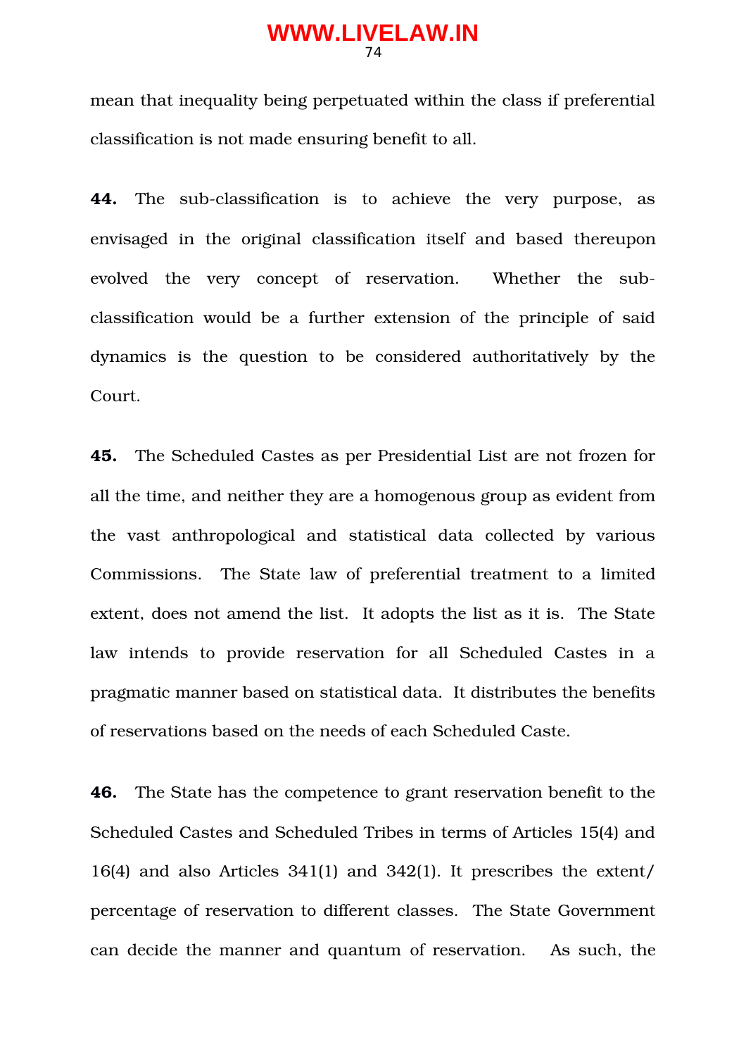mean that inequality being perpetuated within the class if preferential classification is not made ensuring benefit to all.

**44.** The sub-classification is to achieve the very purpose, as envisaged in the original classification itself and based thereupon evolved the very concept of reservation. Whether the sub-classification would be a further extension of the principle of said dynamics is the question to be considered authoritatively by the Court.

**45.** The Scheduled Castes as per Presidential List are not frozen for all the time, and neither they are a homogenous group as evident from the vast anthropological and statistical data collected by various Commissions. The State law of preferential treatment to a limited extent, does not amend the list. It adopts the list as it is. The State law intends to provide reservation for all Scheduled Castes in a pragmatic manner based on statistical data. It distributes the benefits of reservations based on the needs of each Scheduled Caste.

**46.** The State has the competence to grant reservation benefit to the Scheduled Castes and Scheduled Tribes in terms of Articles 15(4) and 16(4) and also Articles 341(1) and 342(1). It prescribes the extent/ percentage of reservation to different classes. The State Government can decide the manner and quantum of reservation. As such, the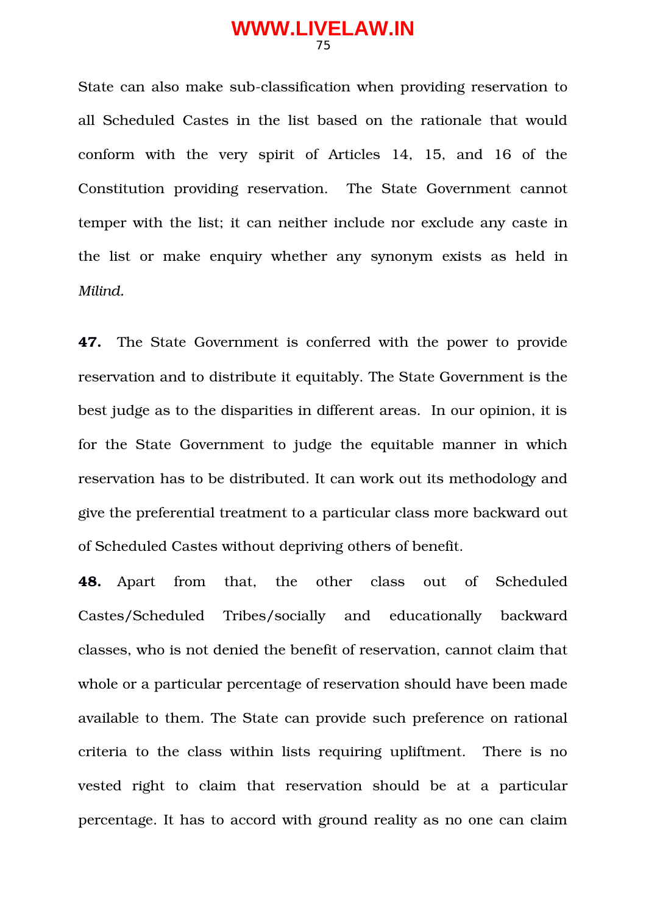State can also make sub-classification when providing reservation to all Scheduled Castes in the list based on the rationale that would conform with the very spirit of Articles 14, 15, and 16 of the Constitution providing reservation. The State Government cannot temper with the list; it can neither include nor exclude any caste in the list or make enquiry whether any synonym exists as held in *Milind.*

**47.** The State Government is conferred with the power to provide reservation and to distribute it equitably. The State Government is the best judge as to the disparities in different areas. In our opinion, it is for the State Government to judge the equitable manner in which reservation has to be distributed. It can work out its methodology and give the preferential treatment to a particular class more backward out of Scheduled Castes without depriving others of benefit.

**48.** Apart from that, the other class out of Scheduled Castes/Scheduled Tribes/socially and educationally backward classes, who is not denied the benefit of reservation, cannot claim that whole or a particular percentage of reservation should have been made available to them. The State can provide such preference on rational criteria to the class within lists requiring upliftment. There is no vested right to claim that reservation should be at a particular percentage. It has to accord with ground reality as no one can claim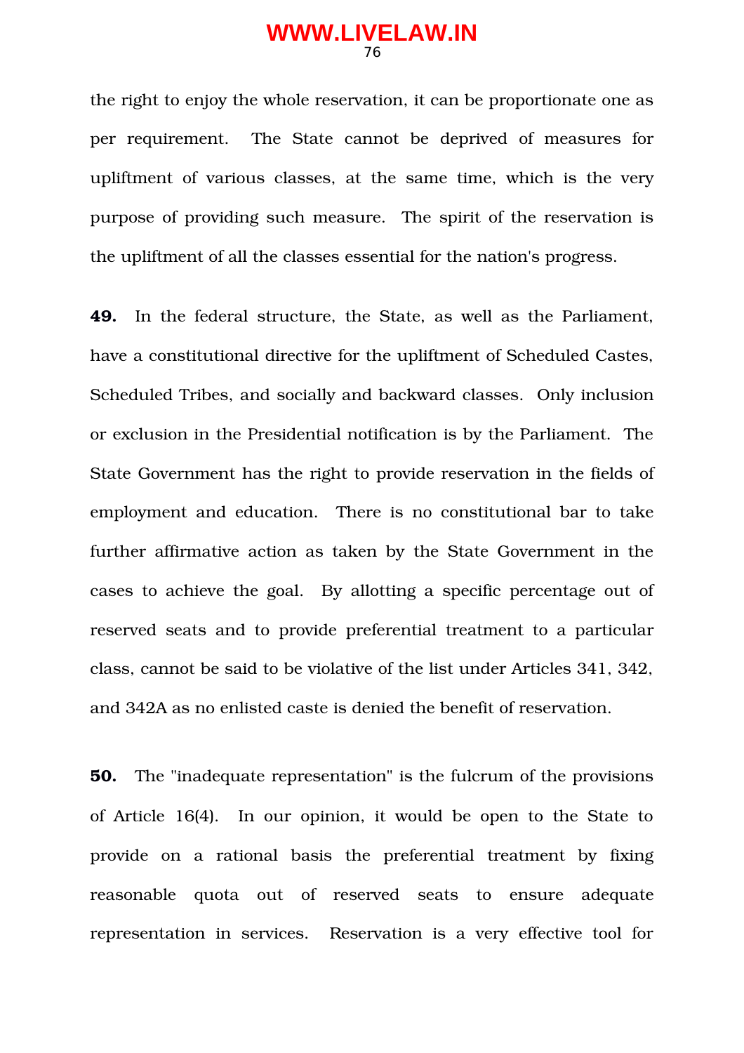the right to enjoy the whole reservation, it can be proportionate one as per requirement. The State cannot be deprived of measures for upliftment of various classes, at the same time, which is the very purpose of providing such measure. The spirit of the reservation is the upliftment of all the classes essential for the nation's progress.

**49.** In the federal structure, the State, as well as the Parliament, have a constitutional directive for the upliftment of Scheduled Castes, Scheduled Tribes, and socially and backward classes. Only inclusion or exclusion in the Presidential notification is by the Parliament. The State Government has the right to provide reservation in the fields of employment and education. There is no constitutional bar to take further affirmative action as taken by the State Government in the cases to achieve the goal. By allotting a specific percentage out of reserved seats and to provide preferential treatment to a particular class, cannot be said to be violative of the list under Articles 341, 342, and 342A as no enlisted caste is denied the benefit of reservation.

**50.** The "inadequate representation" is the fulcrum of the provisions of Article 16(4). In our opinion, it would be open to the State to provide on a rational basis the preferential treatment by fixing reasonable quota out of reserved seats to ensure adequate representation in services. Reservation is a very effective tool for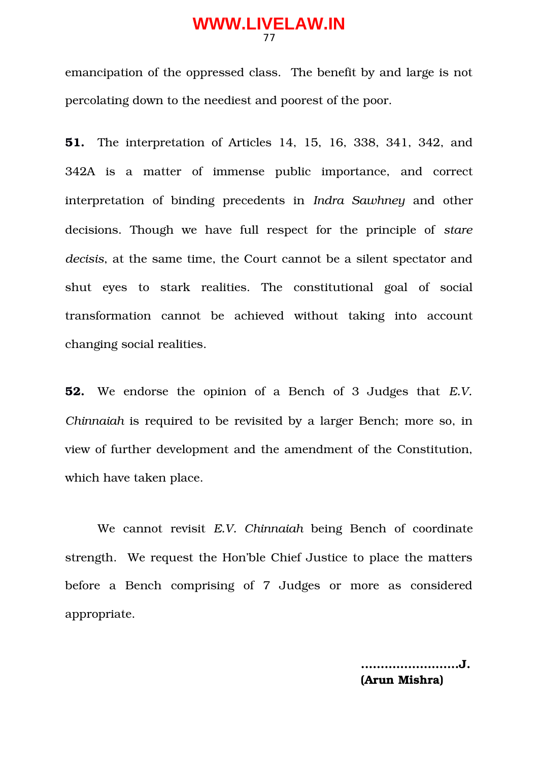emancipation of the oppressed class. The benefit by and large is not percolating down to the neediest and poorest of the poor.

**51.** The interpretation of Articles 14, 15, 16, 338, 341, 342, and 342A is a matter of immense public importance, and correct interpretation of binding precedents in *Indra Sawhney* and other decisions. Though we have full respect for the principle of *stare decisis*, at the same time, the Court cannot be a silent spectator and shut eyes to stark realities. The constitutional goal of social transformation cannot be achieved without taking into account changing social realities.

**52.** We endorse the opinion of a Bench of 3 Judges that *E.V. Chinnaiah* is required to be revisited by a larger Bench; more so, in view of further development and the amendment of the Constitution, which have taken place.

We cannot revisit *E.V. Chinnaiah* being Bench of coordinate strength. We request the Hon'ble Chief Justice to place the matters before a Bench comprising of 7 Judges or more as considered appropriate.

**.........................J.**
**(Arun Mishra)**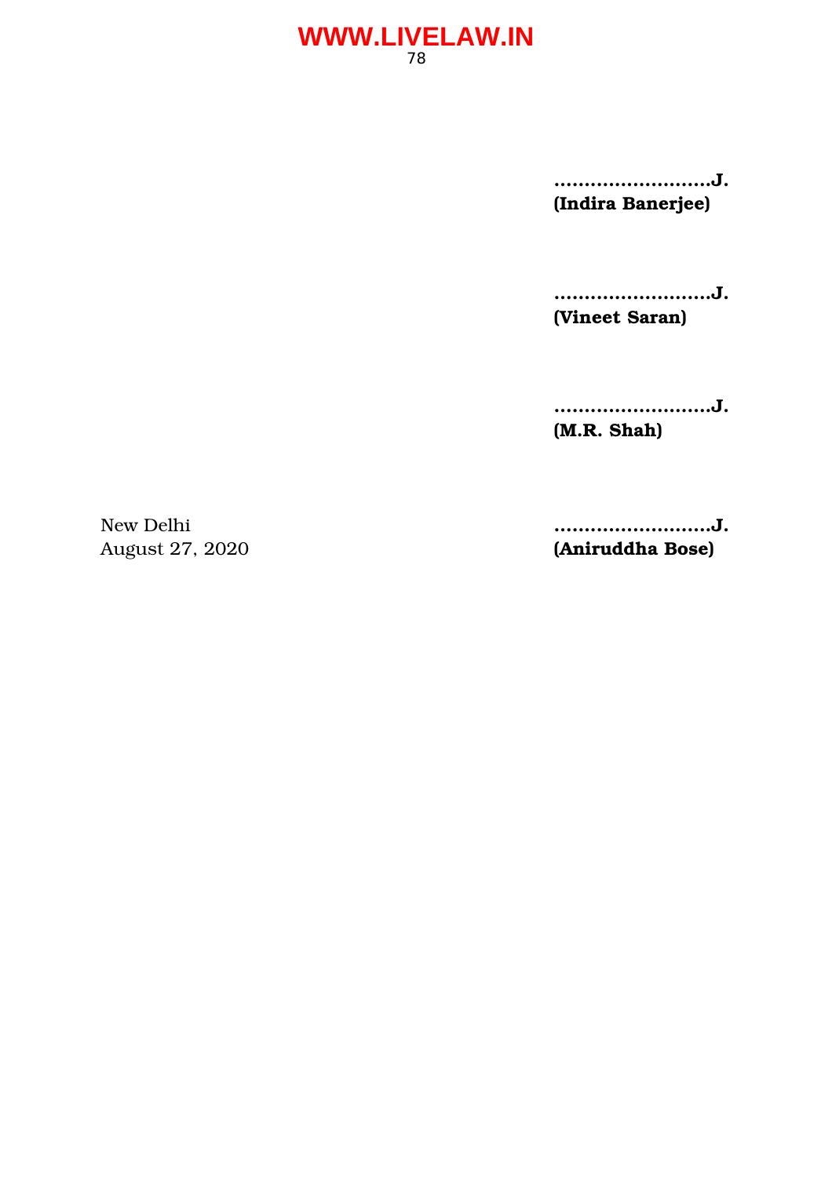**……………………..J.**
**(Indira Banerjee)**

**……………………..J.**
**(Vineet Saran)**

**……………………..J.**
**(M.R. Shah)**

New Delhi
August 27, 2020

**……………………..J.**
**(Aniruddha Bose)**